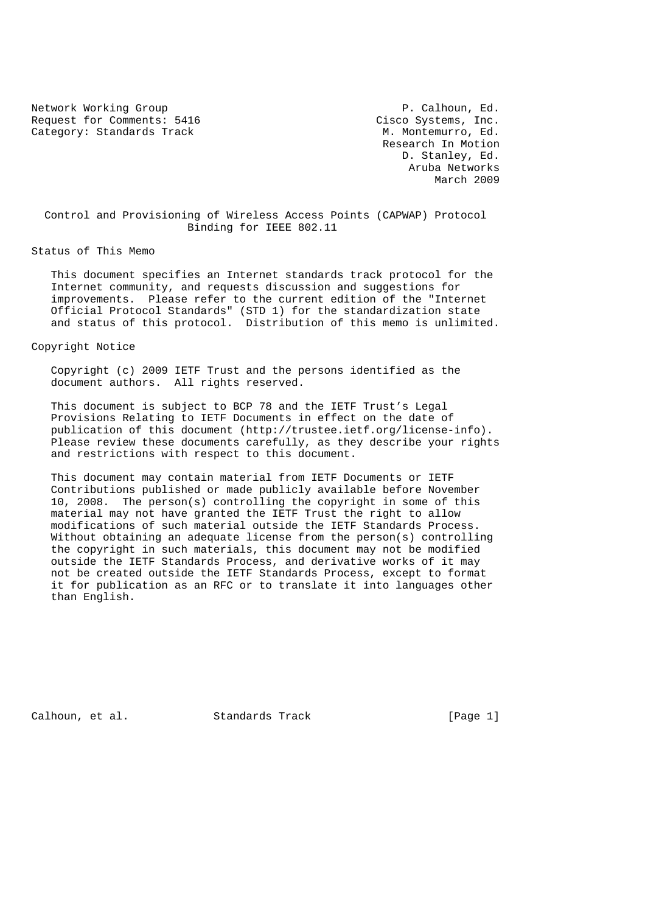Network Working Group P. Calhoun, Ed.
Request for Comments: 5416 Cisco Systems, Inc.
Category: Standards Track M. Montemurro, Ed.
Research In Motion
D. Stanley, Ed.
Aruba Networks
March 2009

# Control and Provisioning of Wireless Access Points (CAPWAP) Protocol Binding for IEEE 802.11

## Status of This Memo

This document specifies an Internet standards track protocol for the Internet community, and requests discussion and suggestions for improvements. Please refer to the current edition of the "Internet Official Protocol Standards" (STD 1) for the standardization state and status of this protocol. Distribution of this memo is unlimited.

## Copyright Notice

Copyright (c) 2009 IETF Trust and the persons identified as the document authors. All rights reserved.

This document is subject to BCP 78 and the IETF Trust's Legal Provisions Relating to IETF Documents in effect on the date of publication of this document (http://trustee.ietf.org/license-info). Please review these documents carefully, as they describe your rights and restrictions with respect to this document.

This document may contain material from IETF Documents or IETF Contributions published or made publicly available before November 10, 2008. The person(s) controlling the copyright in some of this material may not have granted the IETF Trust the right to allow modifications of such material outside the IETF Standards Process. Without obtaining an adequate license from the person(s) controlling the copyright in such materials, this document may not be modified outside the IETF Standards Process, and derivative works of it may not be created outside the IETF Standards Process, except to format it for publication as an RFC or to translate it into languages other than English.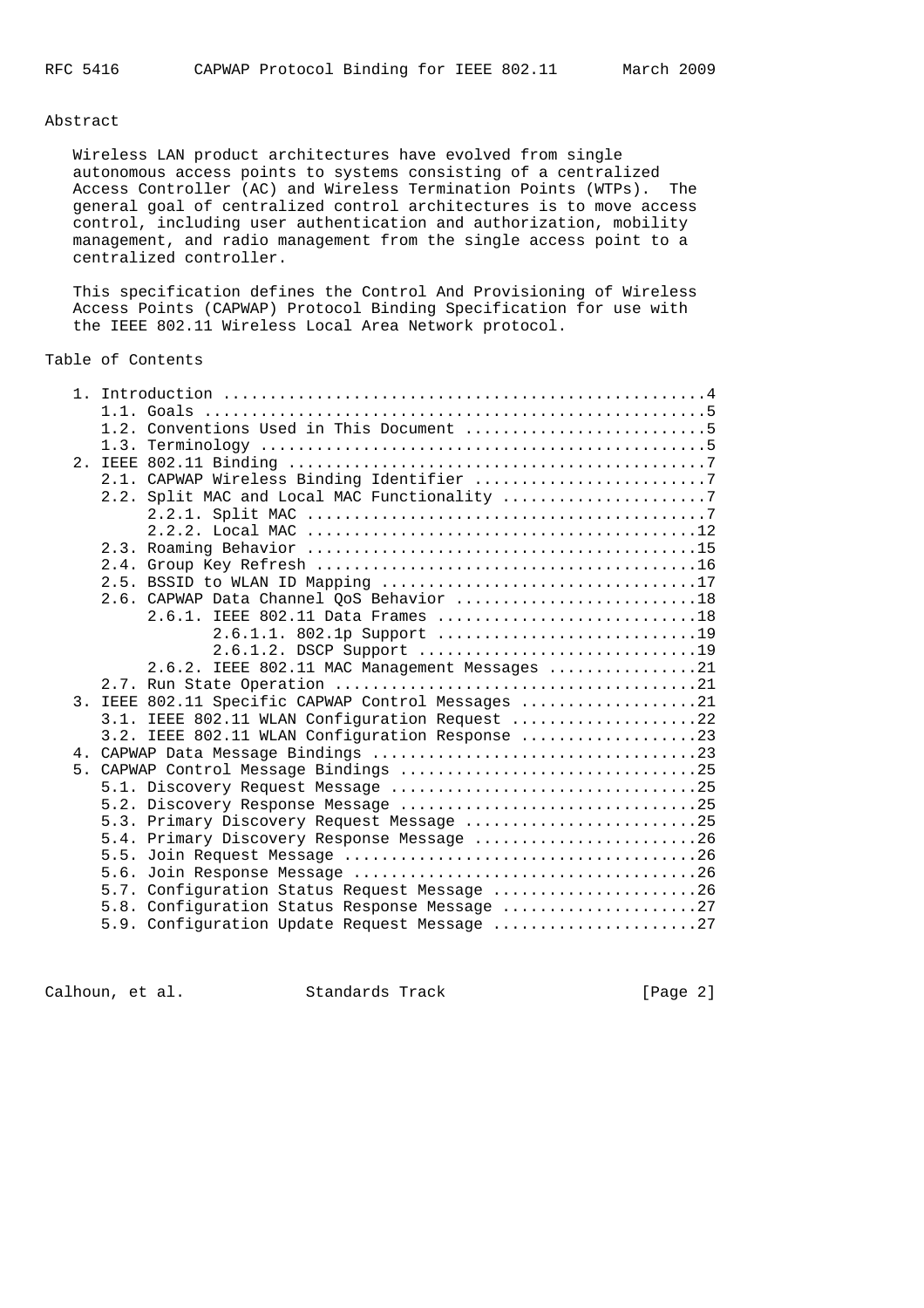## Abstract

Wireless LAN product architectures have evolved from single autonomous access points to systems consisting of a centralized Access Controller (AC) and Wireless Termination Points (WTPs). The general goal of centralized control architectures is to move access control, including user authentication and authorization, mobility management, and radio management from the single access point to a centralized controller.

This specification defines the Control And Provisioning of Wireless Access Points (CAPWAP) Protocol Binding Specification for use with the IEEE 802.11 Wireless Local Area Network protocol.

## Table of Contents

```
   1. Introduction ....................................................4
      1.1. Goals ......................................................5
      1.2. Conventions Used in This Document ..........................5
      1.3. Terminology ................................................5
   2. IEEE 802.11 Binding .............................................7
      2.1. CAPWAP Wireless Binding Identifier .........................7
      2.2. Split MAC and Local MAC Functionality ......................7
           2.2.1. Split MAC ...........................................7
           2.2.2. Local MAC ..........................................12
      2.3. Roaming Behavior ..........................................15
      2.4. Group Key Refresh .........................................16
      2.5. BSSID to WLAN ID Mapping ..................................17
      2.6. CAPWAP Data Channel QoS Behavior ..........................18
           2.6.1. IEEE 802.11 Data Frames ............................18
                  2.6.1.1. 802.1p Support ............................19
                  2.6.1.2. DSCP Support ..............................19
           2.6.2. IEEE 802.11 MAC Management Messages ................21
      2.7. Run State Operation .......................................21
   3. IEEE 802.11 Specific CAPWAP Control Messages ...................21
      3.1. IEEE 802.11 WLAN Configuration Request ....................22
      3.2. IEEE 802.11 WLAN Configuration Response ...................23
   4. CAPWAP Data Message Bindings ...................................23
   5. CAPWAP Control Message Bindings ................................25
      5.1. Discovery Request Message .................................25
      5.2. Discovery Response Message ................................25
      5.3. Primary Discovery Request Message .........................25
      5.4. Primary Discovery Response Message ........................26
      5.5. Join Request Message ......................................26
      5.6. Join Response Message .....................................26
      5.7. Configuration Status Request Message ......................26
      5.8. Configuration Status Response Message .....................27
      5.9. Configuration Update Request Message ......................27
```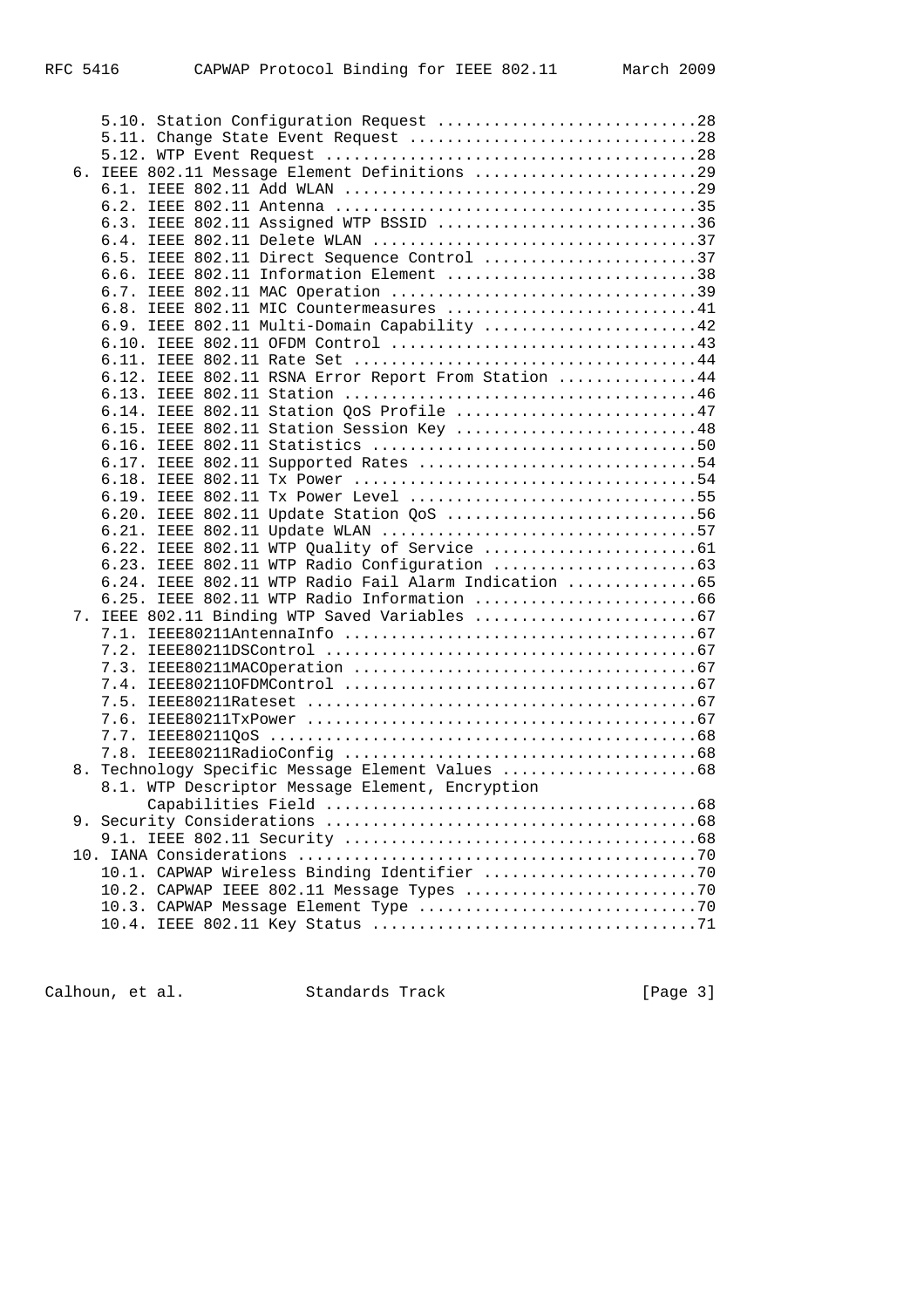```
      5.10. Station Configuration Request ............................28
      5.11. Change State Event Request ...............................28
      5.12. WTP Event Request ........................................28
   6. IEEE 802.11 Message Element Definitions ........................29
      6.1. IEEE 802.11 Add WLAN ......................................29
      6.2. IEEE 802.11 Antenna .......................................35
      6.3. IEEE 802.11 Assigned WTP BSSID ............................36
      6.4. IEEE 802.11 Delete WLAN ...................................37
      6.5. IEEE 802.11 Direct Sequence Control .......................37
      6.6. IEEE 802.11 Information Element ...........................38
      6.7. IEEE 802.11 MAC Operation .................................39
      6.8. IEEE 802.11 MIC Countermeasures ...........................41
      6.9. IEEE 802.11 Multi-Domain Capability .......................42
      6.10. IEEE 802.11 OFDM Control .................................43
      6.11. IEEE 802.11 Rate Set .....................................44
      6.12. IEEE 802.11 RSNA Error Report From Station ...............44
      6.13. IEEE 802.11 Station ......................................46
      6.14. IEEE 802.11 Station QoS Profile ..........................47
      6.15. IEEE 802.11 Station Session Key ..........................48
      6.16. IEEE 802.11 Statistics ...................................50
      6.17. IEEE 802.11 Supported Rates ..............................54
      6.18. IEEE 802.11 Tx Power .....................................54
      6.19. IEEE 802.11 Tx Power Level ...............................55
      6.20. IEEE 802.11 Update Station QoS ...........................56
      6.21. IEEE 802.11 Update WLAN ..................................57
      6.22. IEEE 802.11 WTP Quality of Service .......................61
      6.23. IEEE 802.11 WTP Radio Configuration ......................63
      6.24. IEEE 802.11 WTP Radio Fail Alarm Indication ..............65
      6.25. IEEE 802.11 WTP Radio Information ........................66
   7. IEEE 802.11 Binding WTP Saved Variables ........................67
      7.1. IEEE80211AntennaInfo ......................................67
      7.2. IEEE80211DSControl ........................................67
      7.3. IEEE80211MACOperation .....................................67
      7.4. IEEE80211OFDMControl ......................................67
      7.5. IEEE80211Rateset ..........................................67
      7.6. IEEE80211TxPower ..........................................67
      7.7. IEEE80211QoS ..............................................68
      7.8. IEEE80211RadioConfig ......................................68
   8. Technology Specific Message Element Values .....................68
      8.1. WTP Descriptor Message Element, Encryption
           Capabilities Field ........................................68
   9. Security Considerations ........................................68
      9.1. IEEE 802.11 Security ......................................68
   10. IANA Considerations ...........................................70
      10.1. CAPWAP Wireless Binding Identifier .......................70
      10.2. CAPWAP IEEE 802.11 Message Types .........................70
      10.3. CAPWAP Message Element Type ..............................70
      10.4. IEEE 802.11 Key Status ...................................71
```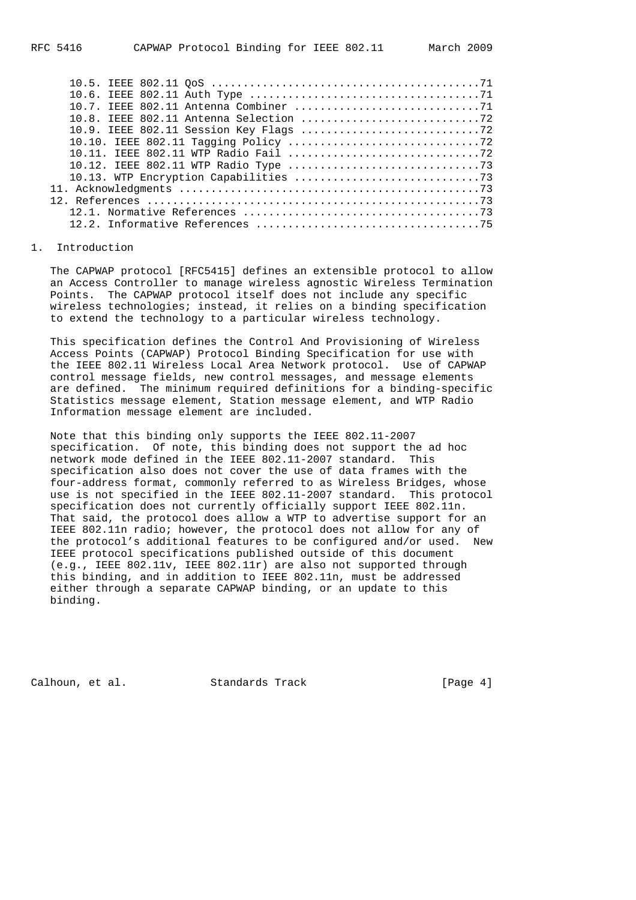10.5. IEEE 802.11 QoS .........................................71
10.6. IEEE 802.11 Auth Type ...................................71
10.7. IEEE 802.11 Antenna Combiner ............................71
10.8. IEEE 802.11 Antenna Selection ...........................72
10.9. IEEE 802.11 Session Key Flags ...........................72
10.10. IEEE 802.11 Tagging Policy .............................72
10.11. IEEE 802.11 WTP Radio Fail .............................72
10.12. IEEE 802.11 WTP Radio Type .............................73
10.13. WTP Encryption Capabilities ............................73
11. Acknowledgments ...............................................73
12. References ....................................................73
12.1. Normative References ....................................73
12.2. Informative References ..................................75

# 1. Introduction

The CAPWAP protocol [RFC5415] defines an extensible protocol to allow an Access Controller to manage wireless agnostic Wireless Termination Points. The CAPWAP protocol itself does not include any specific wireless technologies; instead, it relies on a binding specification to extend the technology to a particular wireless technology.

This specification defines the Control And Provisioning of Wireless Access Points (CAPWAP) Protocol Binding Specification for use with the IEEE 802.11 Wireless Local Area Network protocol. Use of CAPWAP control message fields, new control messages, and message elements are defined. The minimum required definitions for a binding-specific Statistics message element, Station message element, and WTP Radio Information message element are included.

Note that this binding only supports the IEEE 802.11-2007 specification. Of note, this binding does not support the ad hoc network mode defined in the IEEE 802.11-2007 standard. This specification also does not cover the use of data frames with the four-address format, commonly referred to as Wireless Bridges, whose use is not specified in the IEEE 802.11-2007 standard. This protocol specification does not currently officially support IEEE 802.11n. That said, the protocol does allow a WTP to advertise support for an IEEE 802.11n radio; however, the protocol does not allow for any of the protocol's additional features to be configured and/or used. New IEEE protocol specifications published outside of this document (e.g., IEEE 802.11v, IEEE 802.11r) are also not supported through this binding, and in addition to IEEE 802.11n, must be addressed either through a separate CAPWAP binding, or an update to this binding.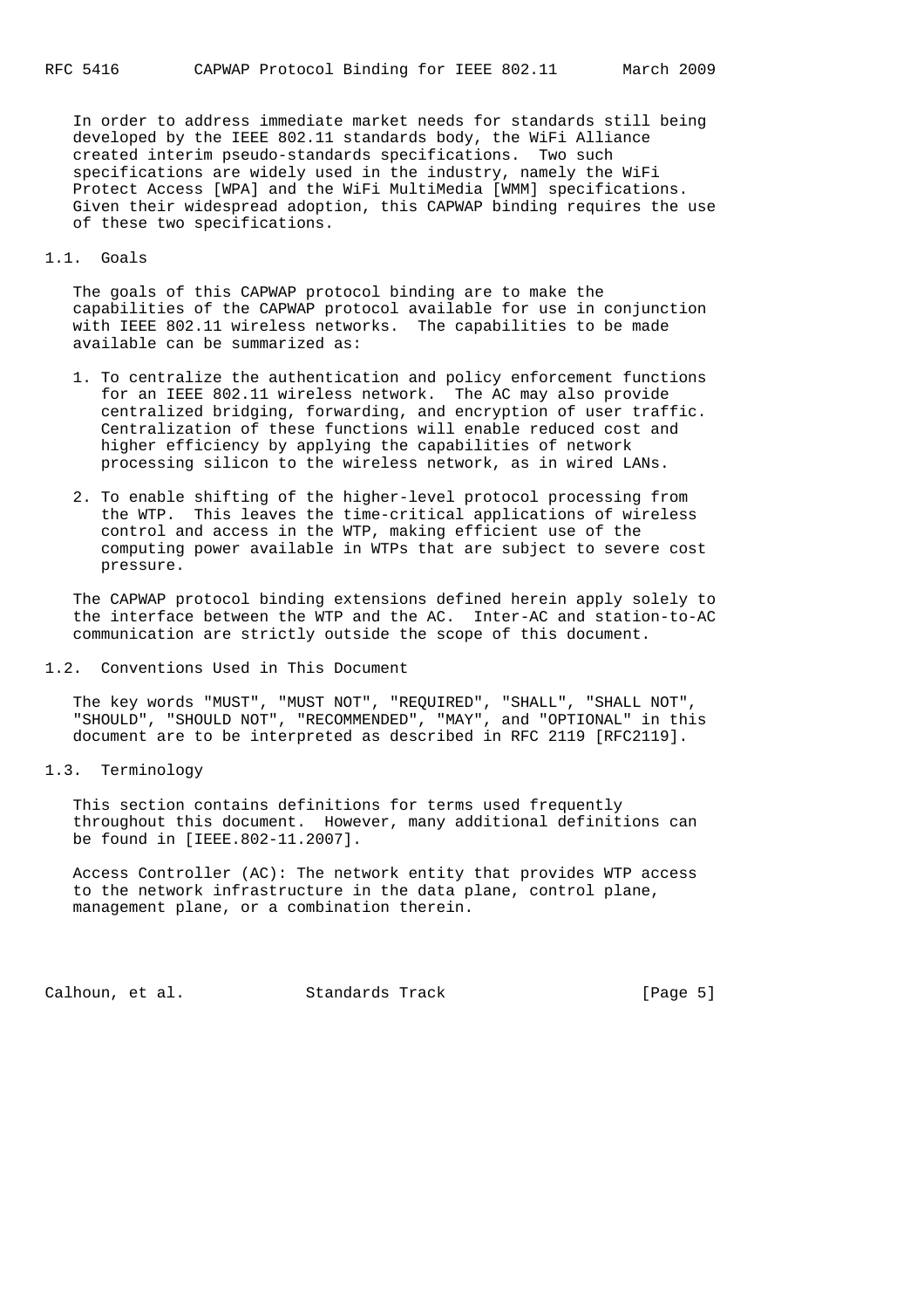In order to address immediate market needs for standards still being developed by the IEEE 802.11 standards body, the WiFi Alliance created interim pseudo-standards specifications. Two such specifications are widely used in the industry, namely the WiFi Protect Access [WPA] and the WiFi MultiMedia [WMM] specifications. Given their widespread adoption, this CAPWAP binding requires the use of these two specifications.

## 1.1. Goals

The goals of this CAPWAP protocol binding are to make the capabilities of the CAPWAP protocol available for use in conjunction with IEEE 802.11 wireless networks. The capabilities to be made available can be summarized as:

1. To centralize the authentication and policy enforcement functions for an IEEE 802.11 wireless network. The AC may also provide centralized bridging, forwarding, and encryption of user traffic. Centralization of these functions will enable reduced cost and higher efficiency by applying the capabilities of network processing silicon to the wireless network, as in wired LANs.

2. To enable shifting of the higher-level protocol processing from the WTP. This leaves the time-critical applications of wireless control and access in the WTP, making efficient use of the computing power available in WTPs that are subject to severe cost pressure.

The CAPWAP protocol binding extensions defined herein apply solely to the interface between the WTP and the AC. Inter-AC and station-to-AC communication are strictly outside the scope of this document.

## 1.2. Conventions Used in This Document

The key words "MUST", "MUST NOT", "REQUIRED", "SHALL", "SHALL NOT", "SHOULD", "SHOULD NOT", "RECOMMENDED", "MAY", and "OPTIONAL" in this document are to be interpreted as described in RFC 2119 [RFC2119].

## 1.3. Terminology

This section contains definitions for terms used frequently throughout this document. However, many additional definitions can be found in [IEEE.802-11.2007].

Access Controller (AC): The network entity that provides WTP access to the network infrastructure in the data plane, control plane, management plane, or a combination therein.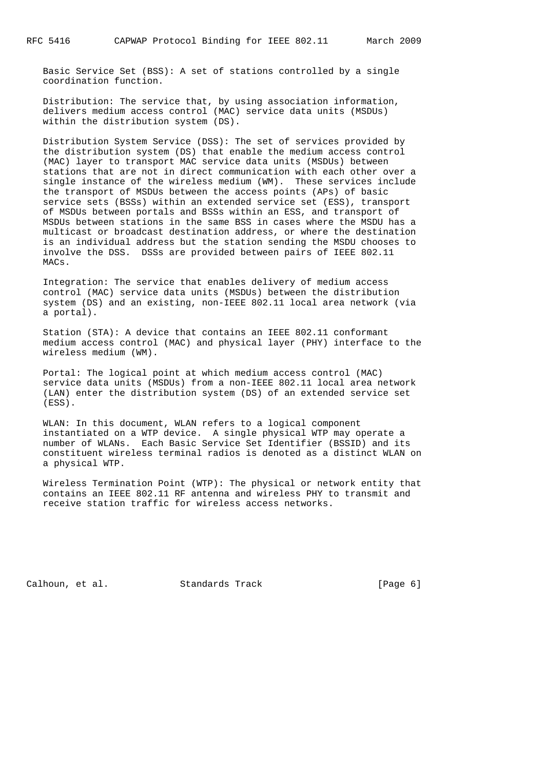Basic Service Set (BSS): A set of stations controlled by a single coordination function.

Distribution: The service that, by using association information, delivers medium access control (MAC) service data units (MSDUs) within the distribution system (DS).

Distribution System Service (DSS): The set of services provided by the distribution system (DS) that enable the medium access control (MAC) layer to transport MAC service data units (MSDUs) between stations that are not in direct communication with each other over a single instance of the wireless medium (WM). These services include the transport of MSDUs between the access points (APs) of basic service sets (BSSs) within an extended service set (ESS), transport of MSDUs between portals and BSSs within an ESS, and transport of MSDUs between stations in the same BSS in cases where the MSDU has a multicast or broadcast destination address, or where the destination is an individual address but the station sending the MSDU chooses to involve the DSS. DSSs are provided between pairs of IEEE 802.11 MACs.

Integration: The service that enables delivery of medium access control (MAC) service data units (MSDUs) between the distribution system (DS) and an existing, non-IEEE 802.11 local area network (via a portal).

Station (STA): A device that contains an IEEE 802.11 conformant medium access control (MAC) and physical layer (PHY) interface to the wireless medium (WM).

Portal: The logical point at which medium access control (MAC) service data units (MSDUs) from a non-IEEE 802.11 local area network (LAN) enter the distribution system (DS) of an extended service set (ESS).

WLAN: In this document, WLAN refers to a logical component instantiated on a WTP device. A single physical WTP may operate a number of WLANs. Each Basic Service Set Identifier (BSSID) and its constituent wireless terminal radios is denoted as a distinct WLAN on a physical WTP.

Wireless Termination Point (WTP): The physical or network entity that contains an IEEE 802.11 RF antenna and wireless PHY to transmit and receive station traffic for wireless access networks.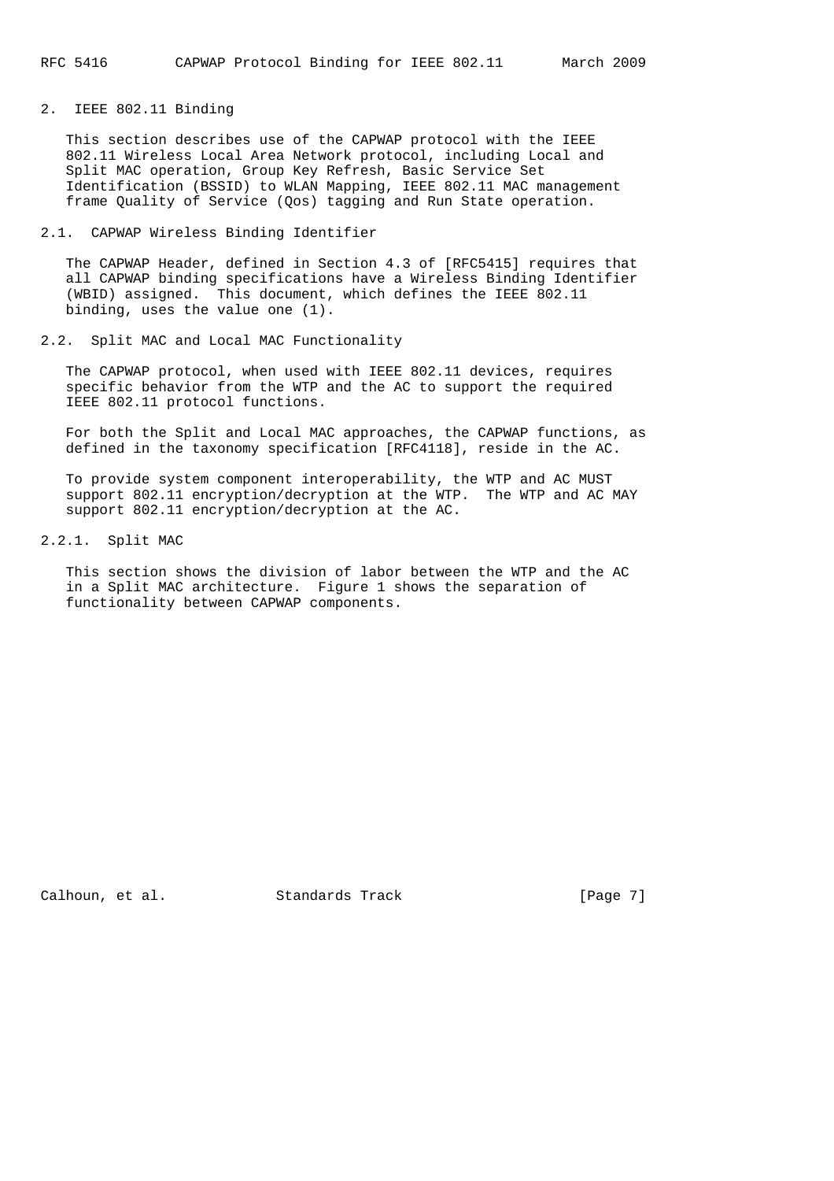## 2. IEEE 802.11 Binding

This section describes use of the CAPWAP protocol with the IEEE 802.11 Wireless Local Area Network protocol, including Local and Split MAC operation, Group Key Refresh, Basic Service Set Identification (BSSID) to WLAN Mapping, IEEE 802.11 MAC management frame Quality of Service (Qos) tagging and Run State operation.

### 2.1. CAPWAP Wireless Binding Identifier

The CAPWAP Header, defined in Section 4.3 of [RFC5415] requires that all CAPWAP binding specifications have a Wireless Binding Identifier (WBID) assigned. This document, which defines the IEEE 802.11 binding, uses the value one (1).

### 2.2. Split MAC and Local MAC Functionality

The CAPWAP protocol, when used with IEEE 802.11 devices, requires specific behavior from the WTP and the AC to support the required IEEE 802.11 protocol functions.

For both the Split and Local MAC approaches, the CAPWAP functions, as defined in the taxonomy specification [RFC4118], reside in the AC.

To provide system component interoperability, the WTP and AC MUST support 802.11 encryption/decryption at the WTP. The WTP and AC MAY support 802.11 encryption/decryption at the AC.

#### 2.2.1. Split MAC

This section shows the division of labor between the WTP and the AC in a Split MAC architecture. Figure 1 shows the separation of functionality between CAPWAP components.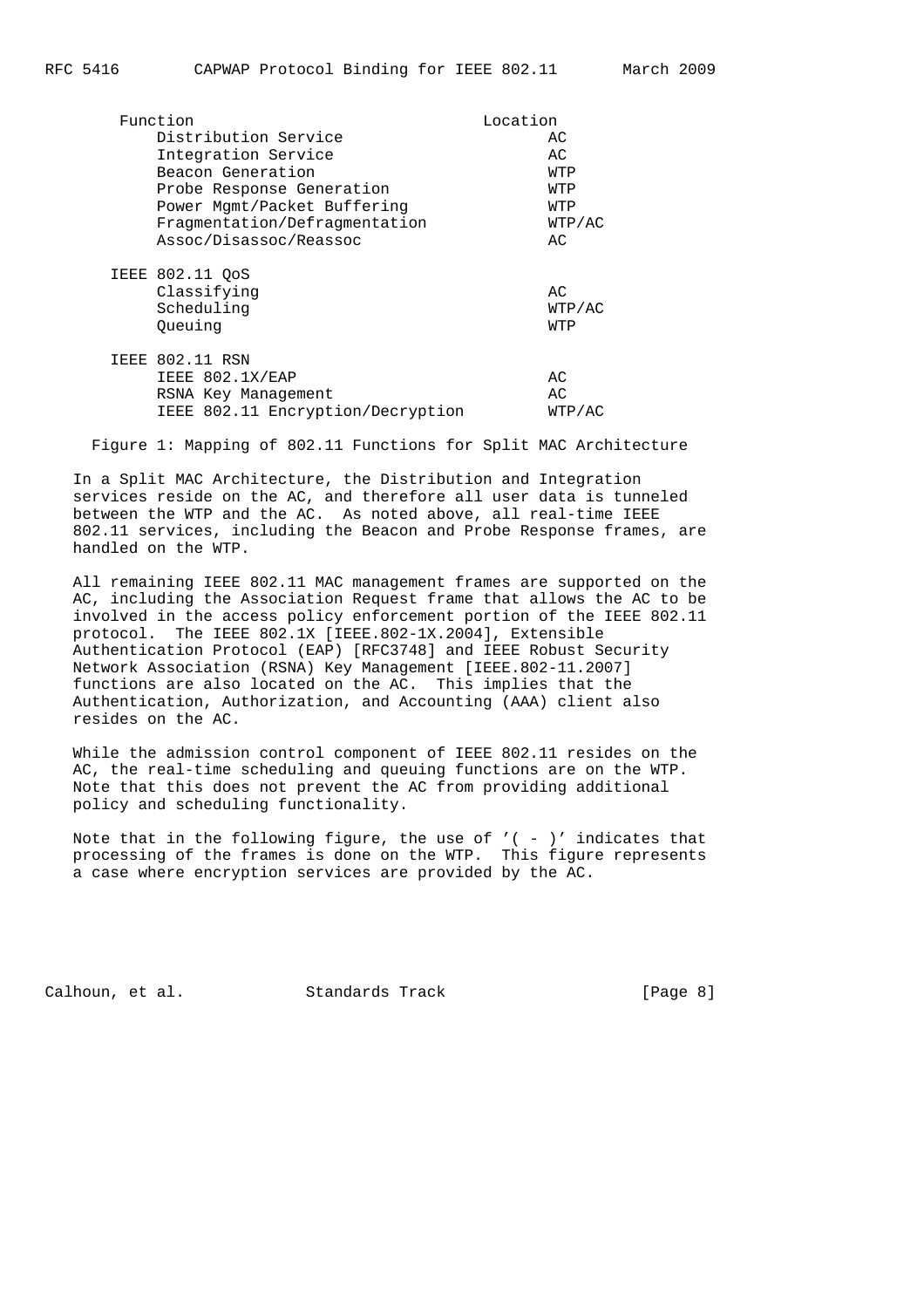| Function | Location |
|---|---|
| Distribution Service | AC |
| Integration Service | AC |
| Beacon Generation | WTP |
| Probe Response Generation | WTP |
| Power Mgmt/Packet Buffering | WTP |
| Fragmentation/Defragmentation | WTP/AC |
| Assoc/Disassoc/Reassoc | AC |
| **IEEE 802.11 QoS** | |
| Classifying | AC |
| Scheduling | WTP/AC |
| Queuing | WTP |
| **IEEE 802.11 RSN** | |
| IEEE 802.1X/EAP | AC |
| RSNA Key Management | AC |
| IEEE 802.11 Encryption/Decryption | WTP/AC |

Figure 1: Mapping of 802.11 Functions for Split MAC Architecture

In a Split MAC Architecture, the Distribution and Integration services reside on the AC, and therefore all user data is tunneled between the WTP and the AC. As noted above, all real-time IEEE 802.11 services, including the Beacon and Probe Response frames, are handled on the WTP.

All remaining IEEE 802.11 MAC management frames are supported on the AC, including the Association Request frame that allows the AC to be involved in the access policy enforcement portion of the IEEE 802.11 protocol. The IEEE 802.1X [IEEE.802-1X.2004], Extensible Authentication Protocol (EAP) [RFC3748] and IEEE Robust Security Network Association (RSNA) Key Management [IEEE.802-11.2007] functions are also located on the AC. This implies that the Authentication, Authorization, and Accounting (AAA) client also resides on the AC.

While the admission control component of IEEE 802.11 resides on the AC, the real-time scheduling and queuing functions are on the WTP. Note that this does not prevent the AC from providing additional policy and scheduling functionality.

Note that in the following figure, the use of '( - )' indicates that processing of the frames is done on the WTP. This figure represents a case where encryption services are provided by the AC.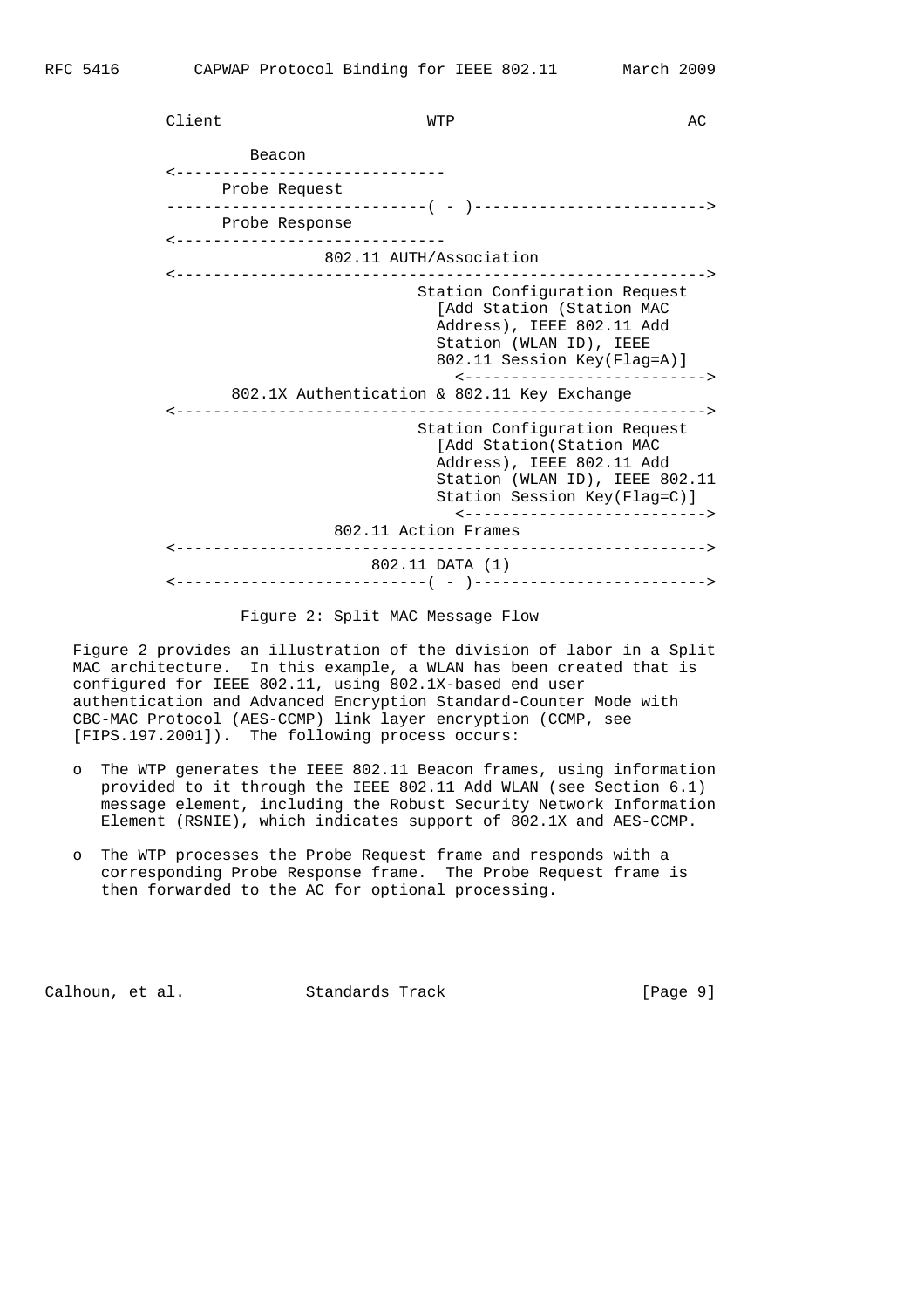```
           Client                      WTP                      AC

                 Beacon
           <-----------------------------
                Probe Request
           ----------------------------( - )------------------------->
                Probe Response
           <-----------------------------
                        802.11 AUTH/Association
           <--------------------------------------------------------->
                                      Station Configuration Request
                                        [Add Station (Station MAC
                                        Address), IEEE 802.11 Add
                                        Station (WLAN ID), IEEE
                                        802.11 Session Key(Flag=A)]
                                          <-------------------------->
                 802.1X Authentication & 802.11 Key Exchange
           <--------------------------------------------------------->
                                      Station Configuration Request
                                        [Add Station(Station MAC
                                        Address), IEEE 802.11 Add
                                        Station (WLAN ID), IEEE 802.11
                                        Station Session Key(Flag=C)]
                                          <-------------------------->
                         802.11 Action Frames
           <--------------------------------------------------------->
                             802.11 DATA (1)
           <---------------------------( - )------------------------->
```

Figure 2: Split MAC Message Flow

Figure 2 provides an illustration of the division of labor in a Split MAC architecture. In this example, a WLAN has been created that is configured for IEEE 802.11, using 802.1X-based end user authentication and Advanced Encryption Standard-Counter Mode with CBC-MAC Protocol (AES-CCMP) link layer encryption (CCMP, see [FIPS.197.2001]). The following process occurs:

- The WTP generates the IEEE 802.11 Beacon frames, using information provided to it through the IEEE 802.11 Add WLAN (see Section 6.1) message element, including the Robust Security Network Information Element (RSNIE), which indicates support of 802.1X and AES-CCMP.

- The WTP processes the Probe Request frame and responds with a corresponding Probe Response frame. The Probe Request frame is then forwarded to the AC for optional processing.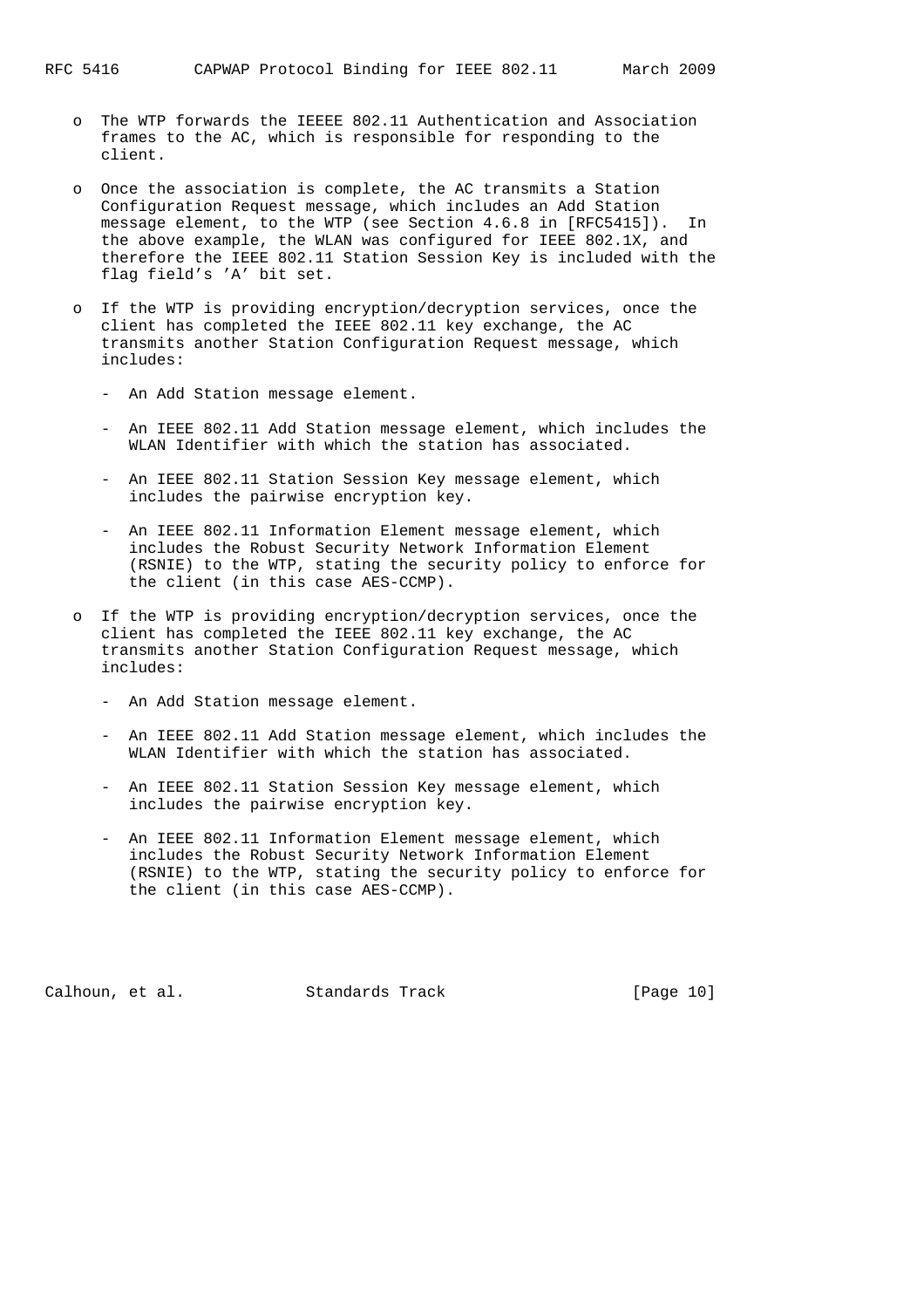- The WTP forwards the IEEEE 802.11 Authentication and Association frames to the AC, which is responsible for responding to the client.

- Once the association is complete, the AC transmits a Station Configuration Request message, which includes an Add Station message element, to the WTP (see Section 4.6.8 in [RFC5415]). In the above example, the WLAN was configured for IEEE 802.1X, and therefore the IEEE 802.11 Station Session Key is included with the flag field's 'A' bit set.

- If the WTP is providing encryption/decryption services, once the client has completed the IEEE 802.11 key exchange, the AC transmits another Station Configuration Request message, which includes:

  - An Add Station message element.

  - An IEEE 802.11 Add Station message element, which includes the WLAN Identifier with which the station has associated.

  - An IEEE 802.11 Station Session Key message element, which includes the pairwise encryption key.

  - An IEEE 802.11 Information Element message element, which includes the Robust Security Network Information Element (RSNIE) to the WTP, stating the security policy to enforce for the client (in this case AES-CCMP).

- If the WTP is providing encryption/decryption services, once the client has completed the IEEE 802.11 key exchange, the AC transmits another Station Configuration Request message, which includes:

  - An Add Station message element.

  - An IEEE 802.11 Add Station message element, which includes the WLAN Identifier with which the station has associated.

  - An IEEE 802.11 Station Session Key message element, which includes the pairwise encryption key.

  - An IEEE 802.11 Information Element message element, which includes the Robust Security Network Information Element (RSNIE) to the WTP, stating the security policy to enforce for the client (in this case AES-CCMP).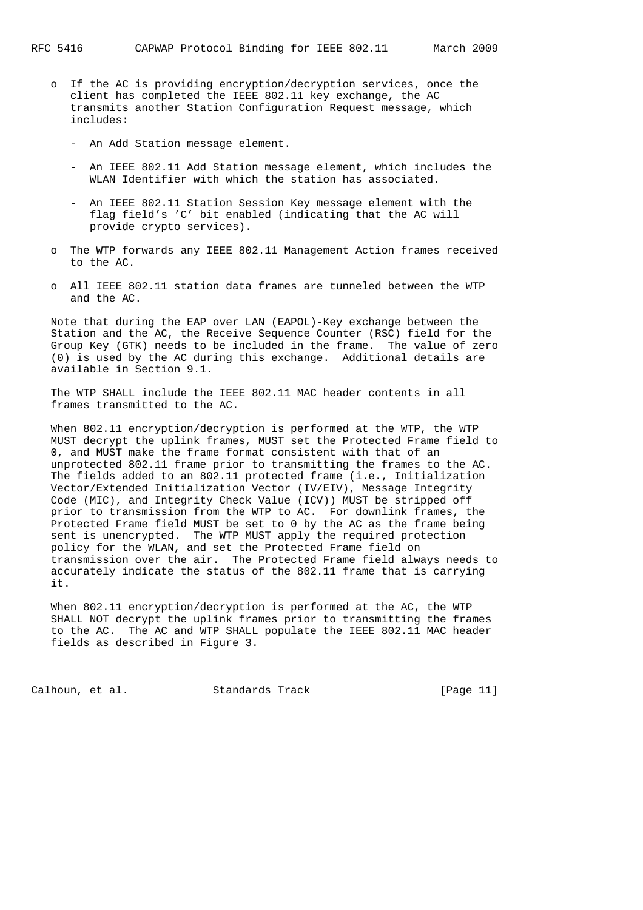- If the AC is providing encryption/decryption services, once the client has completed the IEEE 802.11 key exchange, the AC transmits another Station Configuration Request message, which includes:

  - An Add Station message element.

  - An IEEE 802.11 Add Station message element, which includes the WLAN Identifier with which the station has associated.

  - An IEEE 802.11 Station Session Key message element with the flag field's 'C' bit enabled (indicating that the AC will provide crypto services).

- The WTP forwards any IEEE 802.11 Management Action frames received to the AC.

- All IEEE 802.11 station data frames are tunneled between the WTP and the AC.

Note that during the EAP over LAN (EAPOL)-Key exchange between the Station and the AC, the Receive Sequence Counter (RSC) field for the Group Key (GTK) needs to be included in the frame. The value of zero (0) is used by the AC during this exchange. Additional details are available in Section 9.1.

The WTP SHALL include the IEEE 802.11 MAC header contents in all frames transmitted to the AC.

When 802.11 encryption/decryption is performed at the WTP, the WTP MUST decrypt the uplink frames, MUST set the Protected Frame field to 0, and MUST make the frame format consistent with that of an unprotected 802.11 frame prior to transmitting the frames to the AC. The fields added to an 802.11 protected frame (i.e., Initialization Vector/Extended Initialization Vector (IV/EIV), Message Integrity Code (MIC), and Integrity Check Value (ICV)) MUST be stripped off prior to transmission from the WTP to AC. For downlink frames, the Protected Frame field MUST be set to 0 by the AC as the frame being sent is unencrypted. The WTP MUST apply the required protection policy for the WLAN, and set the Protected Frame field on transmission over the air. The Protected Frame field always needs to accurately indicate the status of the 802.11 frame that is carrying it.

When 802.11 encryption/decryption is performed at the AC, the WTP SHALL NOT decrypt the uplink frames prior to transmitting the frames to the AC. The AC and WTP SHALL populate the IEEE 802.11 MAC header fields as described in Figure 3.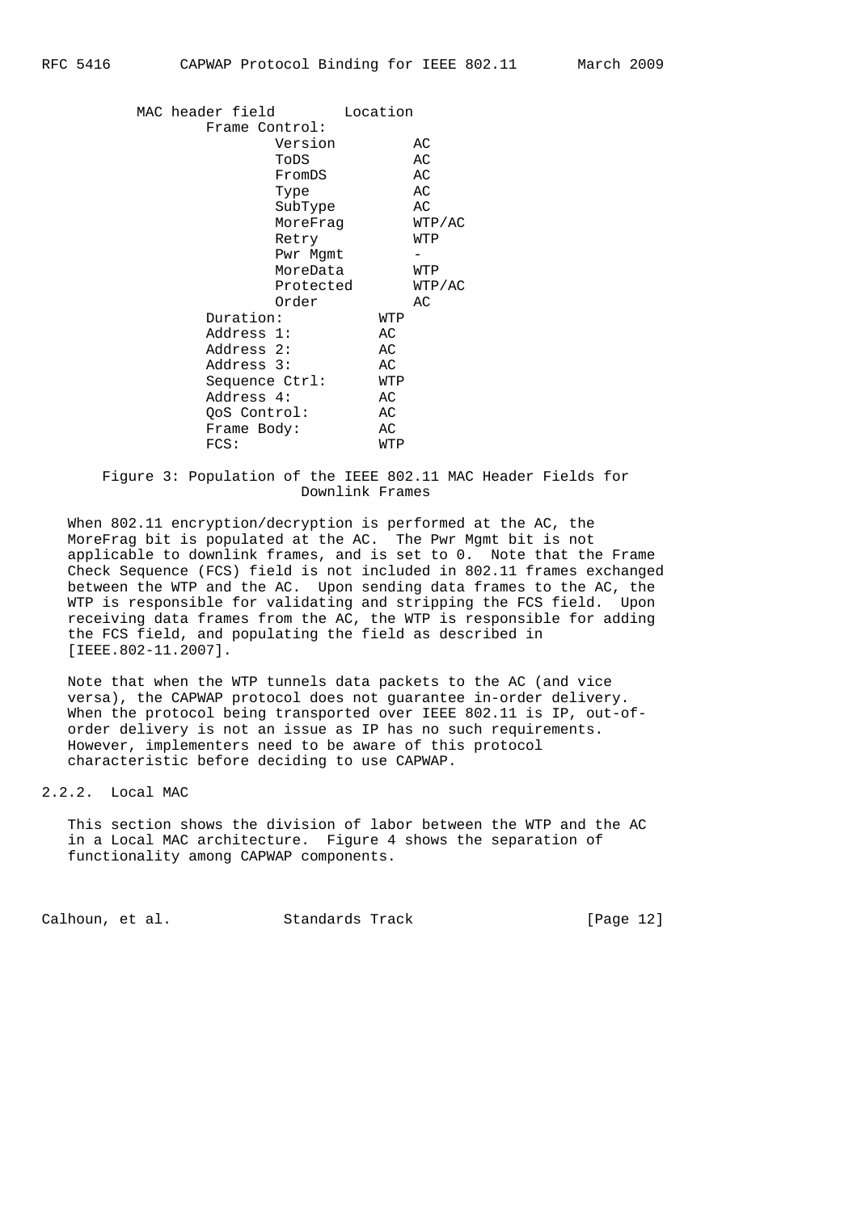```
          MAC header field        Location
                  Frame Control:
                          Version         AC
                          ToDS            AC
                          FromDS          AC
                          Type            AC
                          SubType         AC
                          MoreFrag        WTP/AC
                          Retry           WTP
                          Pwr Mgmt        -
                          MoreData        WTP
                          Protected       WTP/AC
                          Order           AC
                  Duration:           WTP
                  Address 1:          AC
                  Address 2:          AC
                  Address 3:          AC
                  Sequence Ctrl:      WTP
                  Address 4:          AC
                  QoS Control:        AC
                  Frame Body:         AC
                  FCS:                WTP
```

Figure 3: Population of the IEEE 802.11 MAC Header Fields for Downlink Frames

When 802.11 encryption/decryption is performed at the AC, the MoreFrag bit is populated at the AC. The Pwr Mgmt bit is not applicable to downlink frames, and is set to 0. Note that the Frame Check Sequence (FCS) field is not included in 802.11 frames exchanged between the WTP and the AC. Upon sending data frames to the AC, the WTP is responsible for validating and stripping the FCS field. Upon receiving data frames from the AC, the WTP is responsible for adding the FCS field, and populating the field as described in [IEEE.802-11.2007].

Note that when the WTP tunnels data packets to the AC (and vice versa), the CAPWAP protocol does not guarantee in-order delivery. When the protocol being transported over IEEE 802.11 is IP, out-of-order delivery is not an issue as IP has no such requirements. However, implementers need to be aware of this protocol characteristic before deciding to use CAPWAP.

### 2.2.2. Local MAC

This section shows the division of labor between the WTP and the AC in a Local MAC architecture. Figure 4 shows the separation of functionality among CAPWAP components.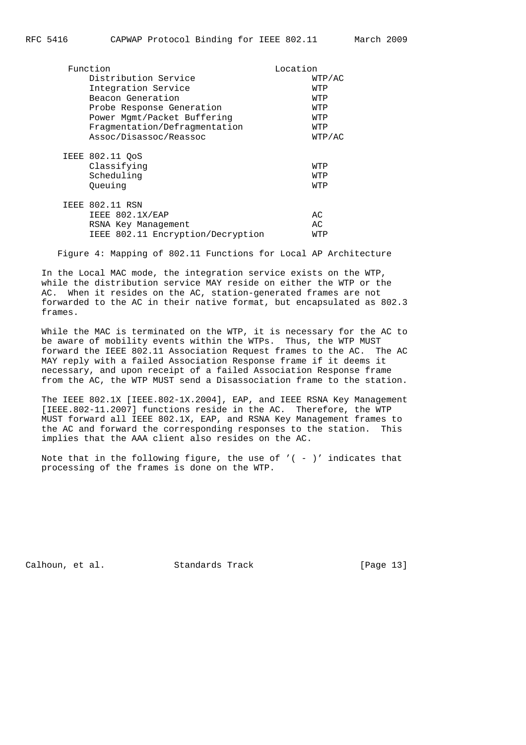| Function | Location |
| --- | --- |
| Distribution Service | WTP/AC |
| Integration Service | WTP |
| Beacon Generation | WTP |
| Probe Response Generation | WTP |
| Power Mgmt/Packet Buffering | WTP |
| Fragmentation/Defragmentation | WTP |
| Assoc/Disassoc/Reassoc | WTP/AC |
| IEEE 802.11 QoS | |
| Classifying | WTP |
| Scheduling | WTP |
| Queuing | WTP |
| IEEE 802.11 RSN | |
| IEEE 802.1X/EAP | AC |
| RSNA Key Management | AC |
| IEEE 802.11 Encryption/Decryption | WTP |

Figure 4: Mapping of 802.11 Functions for Local AP Architecture

In the Local MAC mode, the integration service exists on the WTP, while the distribution service MAY reside on either the WTP or the AC. When it resides on the AC, station-generated frames are not forwarded to the AC in their native format, but encapsulated as 802.3 frames.

While the MAC is terminated on the WTP, it is necessary for the AC to be aware of mobility events within the WTPs. Thus, the WTP MUST forward the IEEE 802.11 Association Request frames to the AC. The AC MAY reply with a failed Association Response frame if it deems it necessary, and upon receipt of a failed Association Response frame from the AC, the WTP MUST send a Disassociation frame to the station.

The IEEE 802.1X [IEEE.802-1X.2004], EAP, and IEEE RSNA Key Management [IEEE.802-11.2007] functions reside in the AC. Therefore, the WTP MUST forward all IEEE 802.1X, EAP, and RSNA Key Management frames to the AC and forward the corresponding responses to the station. This implies that the AAA client also resides on the AC.

Note that in the following figure, the use of '( - )' indicates that processing of the frames is done on the WTP.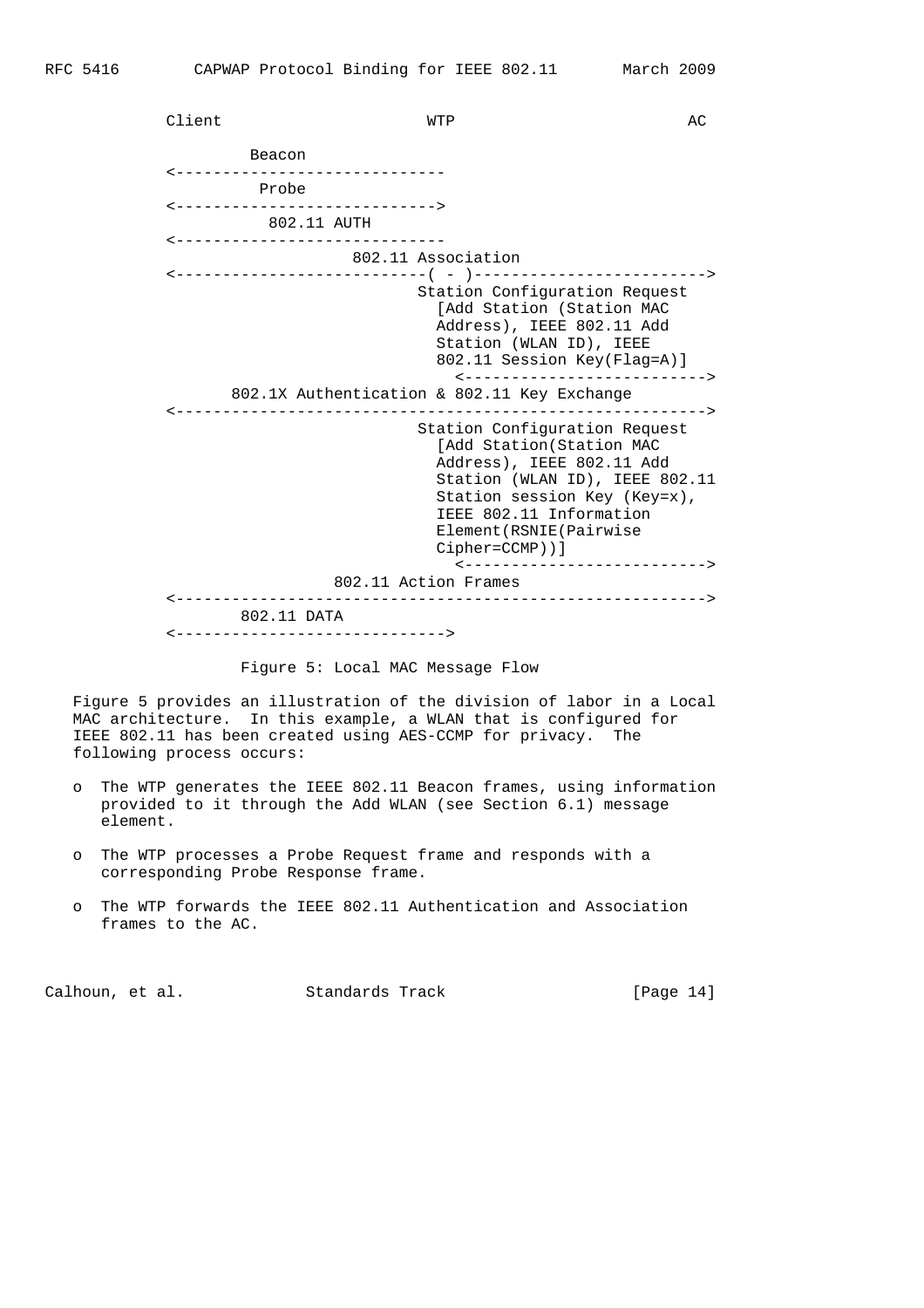```
           Client                      WTP                           AC

                 Beacon
           <-----------------------------
                  Probe
           <---------------------------->
                   802.11 AUTH
           <-----------------------------
                            802.11 Association
           <---------------------------( - )------------------------->
                                      Station Configuration Request
                                        [Add Station (Station MAC
                                        Address), IEEE 802.11 Add
                                        Station (WLAN ID), IEEE
                                        802.11 Session Key(Flag=A)]
                                          <-------------------------->
                  802.1X Authentication & 802.11 Key Exchange
           <--------------------------------------------------------->
                                      Station Configuration Request
                                        [Add Station(Station MAC
                                        Address), IEEE 802.11 Add
                                        Station (WLAN ID), IEEE 802.11
                                        Station session Key (Key=x),
                                        IEEE 802.11 Information
                                        Element(RSNIE(Pairwise
                                        Cipher=CCMP))]
                                          <-------------------------->
                          802.11 Action Frames
           <--------------------------------------------------------->
                802.11 DATA
           <----------------------------->
```

Figure 5: Local MAC Message Flow

Figure 5 provides an illustration of the division of labor in a Local MAC architecture. In this example, a WLAN that is configured for IEEE 802.11 has been created using AES-CCMP for privacy. The following process occurs:

- The WTP generates the IEEE 802.11 Beacon frames, using information provided to it through the Add WLAN (see Section 6.1) message element.
- The WTP processes a Probe Request frame and responds with a corresponding Probe Response frame.
- The WTP forwards the IEEE 802.11 Authentication and Association frames to the AC.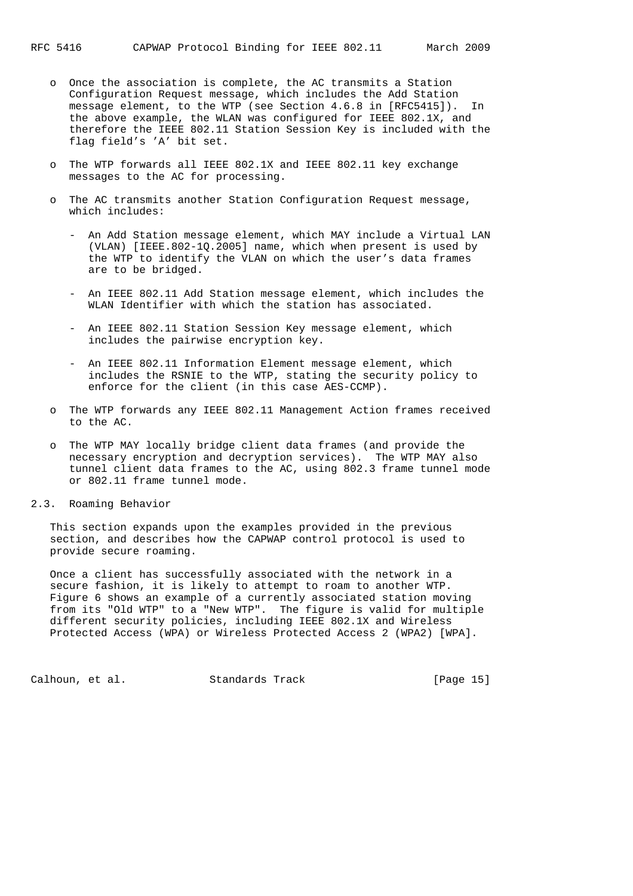- Once the association is complete, the AC transmits a Station Configuration Request message, which includes the Add Station message element, to the WTP (see Section 4.6.8 in [RFC5415]). In the above example, the WLAN was configured for IEEE 802.1X, and therefore the IEEE 802.11 Station Session Key is included with the flag field's 'A' bit set.

- The WTP forwards all IEEE 802.1X and IEEE 802.11 key exchange messages to the AC for processing.

- The AC transmits another Station Configuration Request message, which includes:

  - An Add Station message element, which MAY include a Virtual LAN (VLAN) [IEEE.802-1Q.2005] name, which when present is used by the WTP to identify the VLAN on which the user's data frames are to be bridged.

  - An IEEE 802.11 Add Station message element, which includes the WLAN Identifier with which the station has associated.

  - An IEEE 802.11 Station Session Key message element, which includes the pairwise encryption key.

  - An IEEE 802.11 Information Element message element, which includes the RSNIE to the WTP, stating the security policy to enforce for the client (in this case AES-CCMP).

- The WTP forwards any IEEE 802.11 Management Action frames received to the AC.

- The WTP MAY locally bridge client data frames (and provide the necessary encryption and decryption services). The WTP MAY also tunnel client data frames to the AC, using 802.3 frame tunnel mode or 802.11 frame tunnel mode.

## 2.3. Roaming Behavior

This section expands upon the examples provided in the previous section, and describes how the CAPWAP control protocol is used to provide secure roaming.

Once a client has successfully associated with the network in a secure fashion, it is likely to attempt to roam to another WTP. Figure 6 shows an example of a currently associated station moving from its "Old WTP" to a "New WTP". The figure is valid for multiple different security policies, including IEEE 802.1X and Wireless Protected Access (WPA) or Wireless Protected Access 2 (WPA2) [WPA].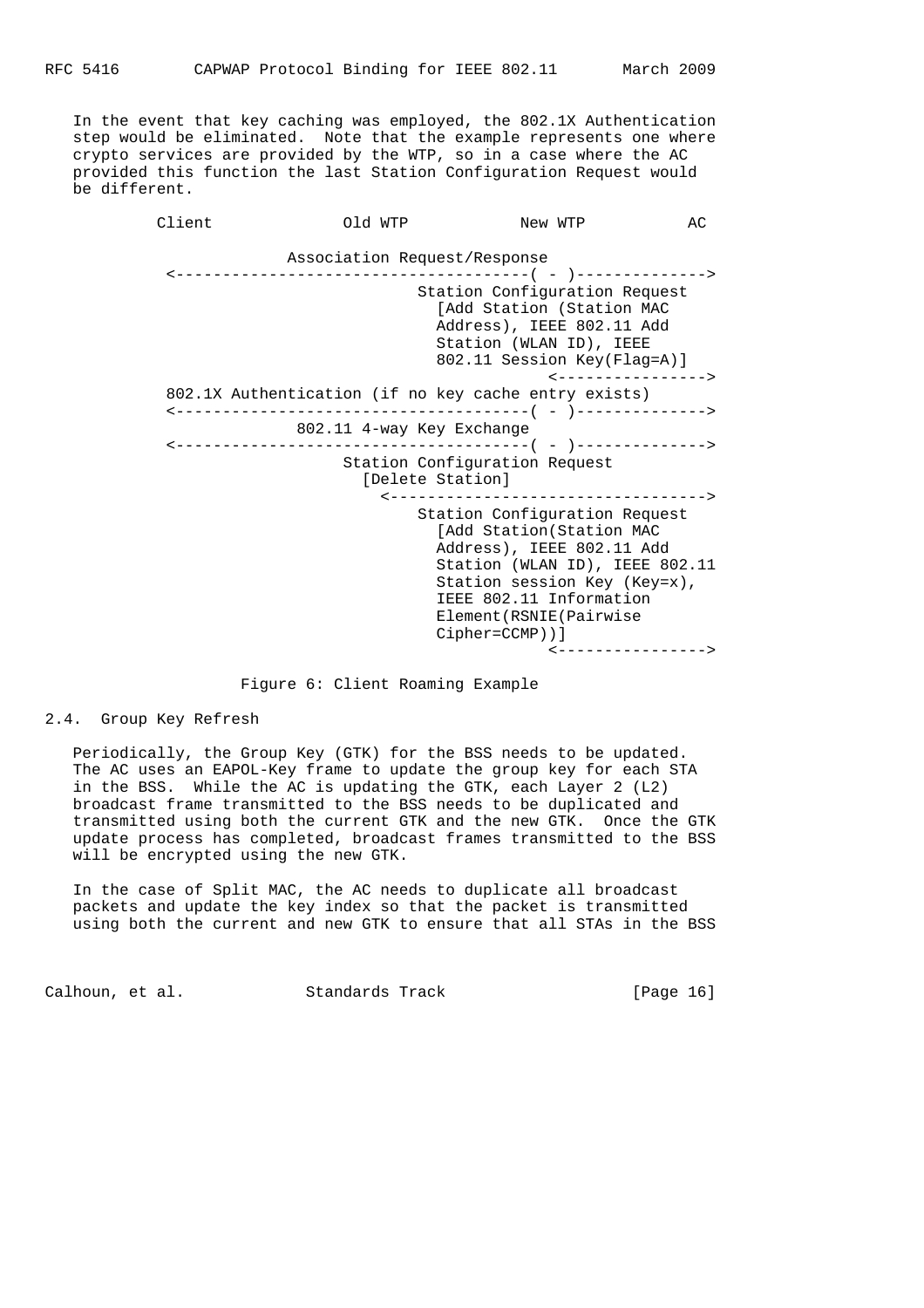In the event that key caching was employed, the 802.1X Authentication step would be eliminated. Note that the example represents one where crypto services are provided by the WTP, so in a case where the AC provided this function the last Station Configuration Request would be different.

```
         Client              Old WTP           New WTP           AC

                      Association Request/Response
          <--------------------------------------( - )-------------->
                                   Station Configuration Request
                                     [Add Station (Station MAC
                                     Address), IEEE 802.11 Add
                                     Station (WLAN ID), IEEE
                                     802.11 Session Key(Flag=A)]
                                                  <---------------->
          802.1X Authentication (if no key cache entry exists)
          <--------------------------------------( - )-------------->
                       802.11 4-way Key Exchange
          <--------------------------------------( - )-------------->
                           Station Configuration Request
                             [Delete Station]
                               <---------------------------------->
                                   Station Configuration Request
                                     [Add Station(Station MAC
                                     Address), IEEE 802.11 Add
                                     Station (WLAN ID), IEEE 802.11
                                     Station session Key (Key=x),
                                     IEEE 802.11 Information
                                     Element(RSNIE(Pairwise
                                     Cipher=CCMP))]
                                                  <---------------->
```

Figure 6: Client Roaming Example

## 2.4. Group Key Refresh

Periodically, the Group Key (GTK) for the BSS needs to be updated. The AC uses an EAPOL-Key frame to update the group key for each STA in the BSS. While the AC is updating the GTK, each Layer 2 (L2) broadcast frame transmitted to the BSS needs to be duplicated and transmitted using both the current GTK and the new GTK. Once the GTK update process has completed, broadcast frames transmitted to the BSS will be encrypted using the new GTK.

In the case of Split MAC, the AC needs to duplicate all broadcast packets and update the key index so that the packet is transmitted using both the current and new GTK to ensure that all STAs in the BSS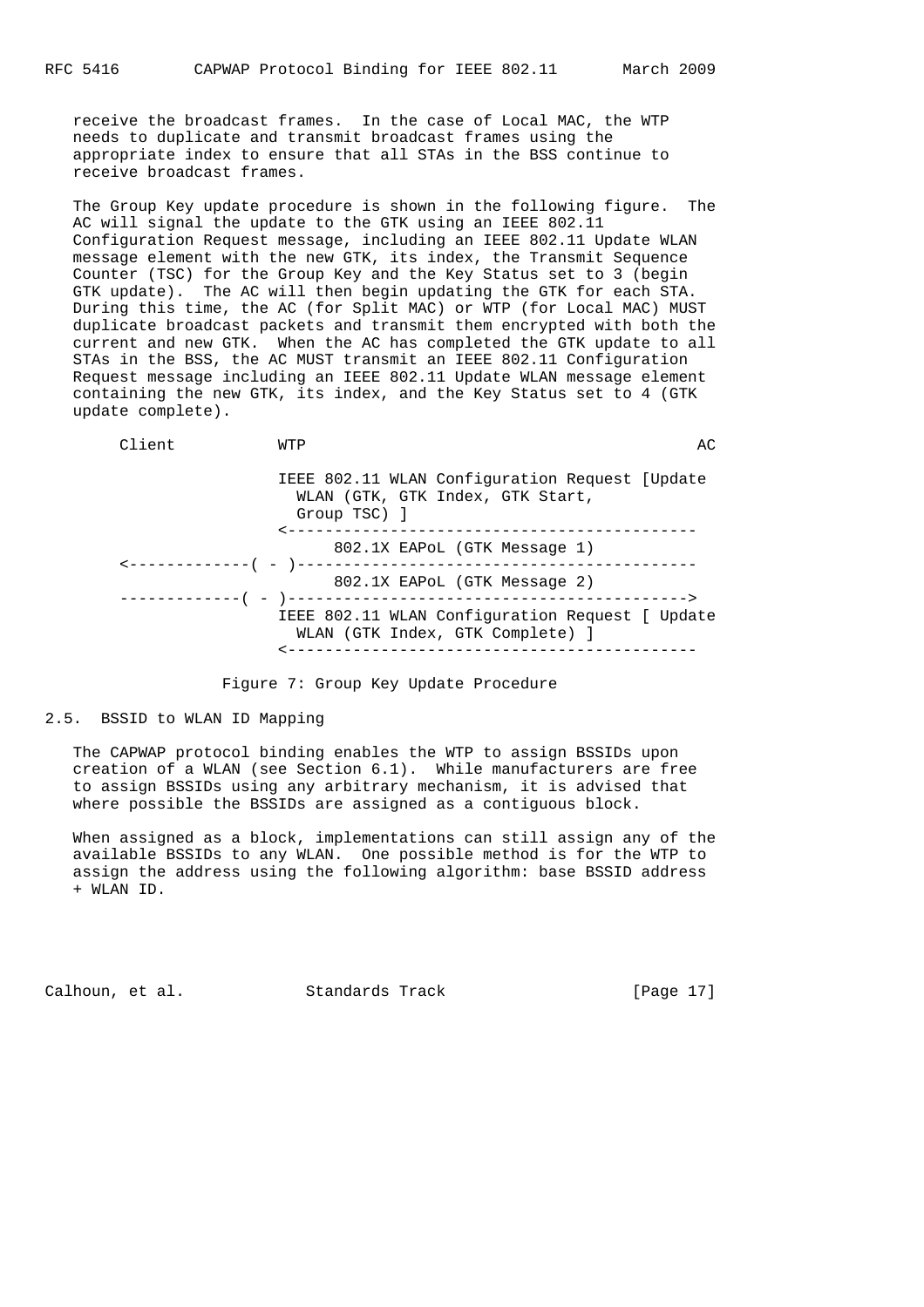receive the broadcast frames. In the case of Local MAC, the WTP needs to duplicate and transmit broadcast frames using the appropriate index to ensure that all STAs in the BSS continue to receive broadcast frames.

The Group Key update procedure is shown in the following figure. The AC will signal the update to the GTK using an IEEE 802.11 Configuration Request message, including an IEEE 802.11 Update WLAN message element with the new GTK, its index, the Transmit Sequence Counter (TSC) for the Group Key and the Key Status set to 3 (begin GTK update). The AC will then begin updating the GTK for each STA. During this time, the AC (for Split MAC) or WTP (for Local MAC) MUST duplicate broadcast packets and transmit them encrypted with both the current and new GTK. When the AC has completed the GTK update to all STAs in the BSS, the AC MUST transmit an IEEE 802.11 Configuration Request message including an IEEE 802.11 Update WLAN message element containing the new GTK, its index, and the Key Status set to 4 (GTK update complete).

```
   Client           WTP                                          AC

                  IEEE 802.11 WLAN Configuration Request [Update
                    WLAN (GTK, GTK Index, GTK Start,
                    Group TSC) ]
                  <--------------------------------------------
                        802.1X EAPoL (GTK Message 1)
   <-------------( - )-------------------------------------------
                        802.1X EAPoL (GTK Message 2)
   -------------( - )------------------------------------------->
                  IEEE 802.11 WLAN Configuration Request [ Update
                    WLAN (GTK Index, GTK Complete) ]
                  <--------------------------------------------
```

Figure 7: Group Key Update Procedure

## 2.5. BSSID to WLAN ID Mapping

The CAPWAP protocol binding enables the WTP to assign BSSIDs upon creation of a WLAN (see Section 6.1). While manufacturers are free to assign BSSIDs using any arbitrary mechanism, it is advised that where possible the BSSIDs are assigned as a contiguous block.

When assigned as a block, implementations can still assign any of the available BSSIDs to any WLAN. One possible method is for the WTP to assign the address using the following algorithm: base BSSID address + WLAN ID.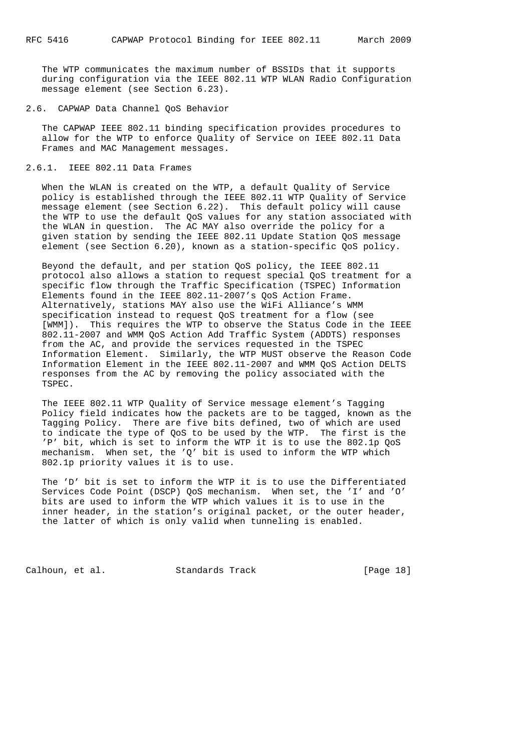The WTP communicates the maximum number of BSSIDs that it supports during configuration via the IEEE 802.11 WTP WLAN Radio Configuration message element (see Section 6.23).

## 2.6. CAPWAP Data Channel QoS Behavior

The CAPWAP IEEE 802.11 binding specification provides procedures to allow for the WTP to enforce Quality of Service on IEEE 802.11 Data Frames and MAC Management messages.

### 2.6.1. IEEE 802.11 Data Frames

When the WLAN is created on the WTP, a default Quality of Service policy is established through the IEEE 802.11 WTP Quality of Service message element (see Section 6.22). This default policy will cause the WTP to use the default QoS values for any station associated with the WLAN in question. The AC MAY also override the policy for a given station by sending the IEEE 802.11 Update Station QoS message element (see Section 6.20), known as a station-specific QoS policy.

Beyond the default, and per station QoS policy, the IEEE 802.11 protocol also allows a station to request special QoS treatment for a specific flow through the Traffic Specification (TSPEC) Information Elements found in the IEEE 802.11-2007's QoS Action Frame. Alternatively, stations MAY also use the WiFi Alliance's WMM specification instead to request QoS treatment for a flow (see [WMM]). This requires the WTP to observe the Status Code in the IEEE 802.11-2007 and WMM QoS Action Add Traffic System (ADDTS) responses from the AC, and provide the services requested in the TSPEC Information Element. Similarly, the WTP MUST observe the Reason Code Information Element in the IEEE 802.11-2007 and WMM QoS Action DELTS responses from the AC by removing the policy associated with the TSPEC.

The IEEE 802.11 WTP Quality of Service message element's Tagging Policy field indicates how the packets are to be tagged, known as the Tagging Policy. There are five bits defined, two of which are used to indicate the type of QoS to be used by the WTP. The first is the 'P' bit, which is set to inform the WTP it is to use the 802.1p QoS mechanism. When set, the 'Q' bit is used to inform the WTP which 802.1p priority values it is to use.

The 'D' bit is set to inform the WTP it is to use the Differentiated Services Code Point (DSCP) QoS mechanism. When set, the 'I' and 'O' bits are used to inform the WTP which values it is to use in the inner header, in the station's original packet, or the outer header, the latter of which is only valid when tunneling is enabled.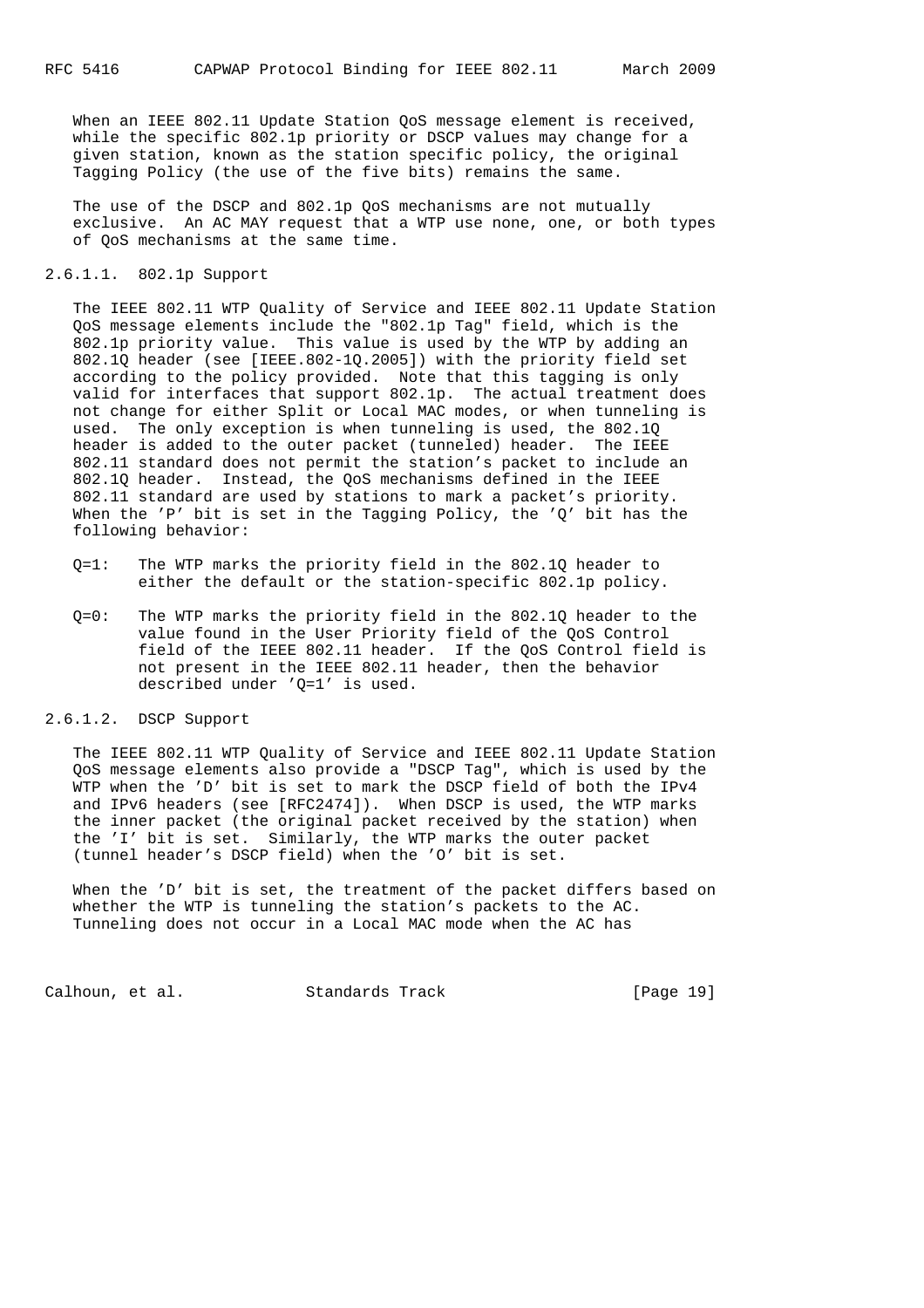When an IEEE 802.11 Update Station QoS message element is received, while the specific 802.1p priority or DSCP values may change for a given station, known as the station specific policy, the original Tagging Policy (the use of the five bits) remains the same.

The use of the DSCP and 802.1p QoS mechanisms are not mutually exclusive. An AC MAY request that a WTP use none, one, or both types of QoS mechanisms at the same time.

#### 2.6.1.1. 802.1p Support

The IEEE 802.11 WTP Quality of Service and IEEE 802.11 Update Station QoS message elements include the "802.1p Tag" field, which is the 802.1p priority value. This value is used by the WTP by adding an 802.1Q header (see [IEEE.802-1Q.2005]) with the priority field set according to the policy provided. Note that this tagging is only valid for interfaces that support 802.1p. The actual treatment does not change for either Split or Local MAC modes, or when tunneling is used. The only exception is when tunneling is used, the 802.1Q header is added to the outer packet (tunneled) header. The IEEE 802.11 standard does not permit the station's packet to include an 802.1Q header. Instead, the QoS mechanisms defined in the IEEE 802.11 standard are used by stations to mark a packet's priority. When the 'P' bit is set in the Tagging Policy, the 'Q' bit has the following behavior:

- Q=1: The WTP marks the priority field in the 802.1Q header to either the default or the station-specific 802.1p policy.

- Q=0: The WTP marks the priority field in the 802.1Q header to the value found in the User Priority field of the QoS Control field of the IEEE 802.11 header. If the QoS Control field is not present in the IEEE 802.11 header, then the behavior described under 'Q=1' is used.

#### 2.6.1.2. DSCP Support

The IEEE 802.11 WTP Quality of Service and IEEE 802.11 Update Station QoS message elements also provide a "DSCP Tag", which is used by the WTP when the 'D' bit is set to mark the DSCP field of both the IPv4 and IPv6 headers (see [RFC2474]). When DSCP is used, the WTP marks the inner packet (the original packet received by the station) when the 'I' bit is set. Similarly, the WTP marks the outer packet (tunnel header's DSCP field) when the 'O' bit is set.

When the 'D' bit is set, the treatment of the packet differs based on whether the WTP is tunneling the station's packets to the AC. Tunneling does not occur in a Local MAC mode when the AC has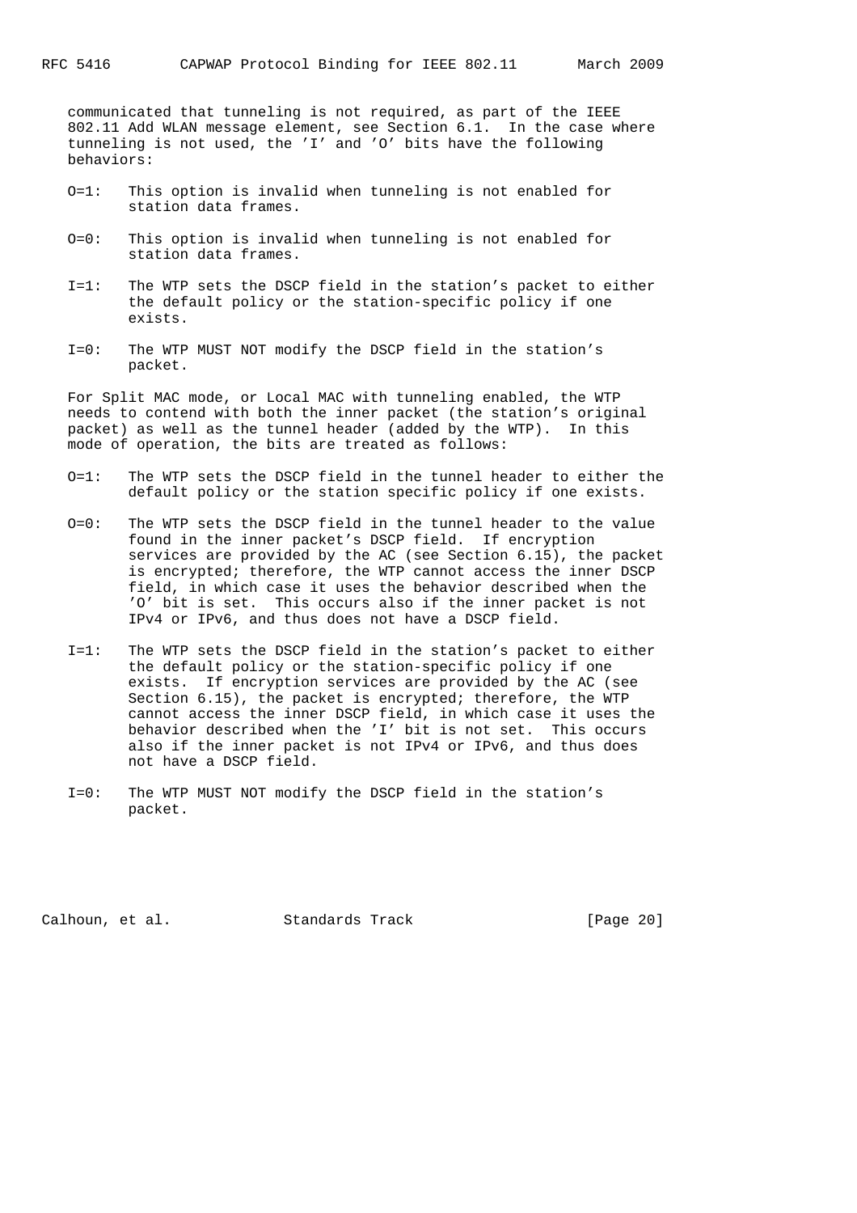communicated that tunneling is not required, as part of the IEEE 802.11 Add WLAN message element, see Section 6.1. In the case where tunneling is not used, the 'I' and 'O' bits have the following behaviors:

O=1: This option is invalid when tunneling is not enabled for station data frames.

O=0: This option is invalid when tunneling is not enabled for station data frames.

I=1: The WTP sets the DSCP field in the station's packet to either the default policy or the station-specific policy if one exists.

I=0: The WTP MUST NOT modify the DSCP field in the station's packet.

For Split MAC mode, or Local MAC with tunneling enabled, the WTP needs to contend with both the inner packet (the station's original packet) as well as the tunnel header (added by the WTP). In this mode of operation, the bits are treated as follows:

O=1: The WTP sets the DSCP field in the tunnel header to either the default policy or the station specific policy if one exists.

O=0: The WTP sets the DSCP field in the tunnel header to the value found in the inner packet's DSCP field. If encryption services are provided by the AC (see Section 6.15), the packet is encrypted; therefore, the WTP cannot access the inner DSCP field, in which case it uses the behavior described when the 'O' bit is set. This occurs also if the inner packet is not IPv4 or IPv6, and thus does not have a DSCP field.

I=1: The WTP sets the DSCP field in the station's packet to either the default policy or the station-specific policy if one exists. If encryption services are provided by the AC (see Section 6.15), the packet is encrypted; therefore, the WTP cannot access the inner DSCP field, in which case it uses the behavior described when the 'I' bit is not set. This occurs also if the inner packet is not IPv4 or IPv6, and thus does not have a DSCP field.

I=0: The WTP MUST NOT modify the DSCP field in the station's packet.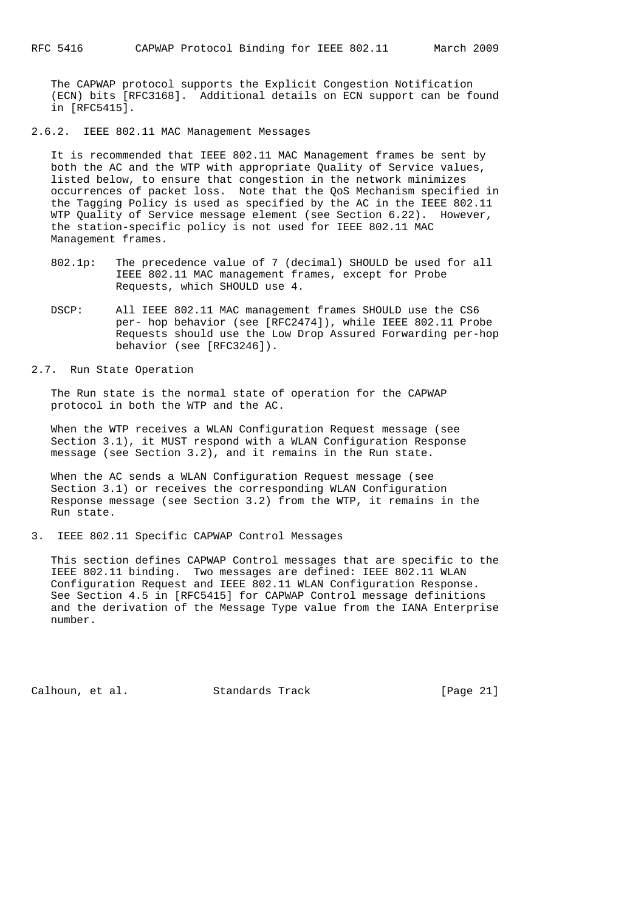The CAPWAP protocol supports the Explicit Congestion Notification (ECN) bits [RFC3168]. Additional details on ECN support can be found in [RFC5415].

### 2.6.2. IEEE 802.11 MAC Management Messages

It is recommended that IEEE 802.11 MAC Management frames be sent by both the AC and the WTP with appropriate Quality of Service values, listed below, to ensure that congestion in the network minimizes occurrences of packet loss. Note that the QoS Mechanism specified in the Tagging Policy is used as specified by the AC in the IEEE 802.11 WTP Quality of Service message element (see Section 6.22). However, the station-specific policy is not used for IEEE 802.11 MAC Management frames.

802.1p: The precedence value of 7 (decimal) SHOULD be used for all IEEE 802.11 MAC management frames, except for Probe Requests, which SHOULD use 4.

DSCP: All IEEE 802.11 MAC management frames SHOULD use the CS6 per- hop behavior (see [RFC2474]), while IEEE 802.11 Probe Requests should use the Low Drop Assured Forwarding per-hop behavior (see [RFC3246]).

## 2.7. Run State Operation

The Run state is the normal state of operation for the CAPWAP protocol in both the WTP and the AC.

When the WTP receives a WLAN Configuration Request message (see Section 3.1), it MUST respond with a WLAN Configuration Response message (see Section 3.2), and it remains in the Run state.

When the AC sends a WLAN Configuration Request message (see Section 3.1) or receives the corresponding WLAN Configuration Response message (see Section 3.2) from the WTP, it remains in the Run state.

# 3. IEEE 802.11 Specific CAPWAP Control Messages

This section defines CAPWAP Control messages that are specific to the IEEE 802.11 binding. Two messages are defined: IEEE 802.11 WLAN Configuration Request and IEEE 802.11 WLAN Configuration Response. See Section 4.5 in [RFC5415] for CAPWAP Control message definitions and the derivation of the Message Type value from the IANA Enterprise number.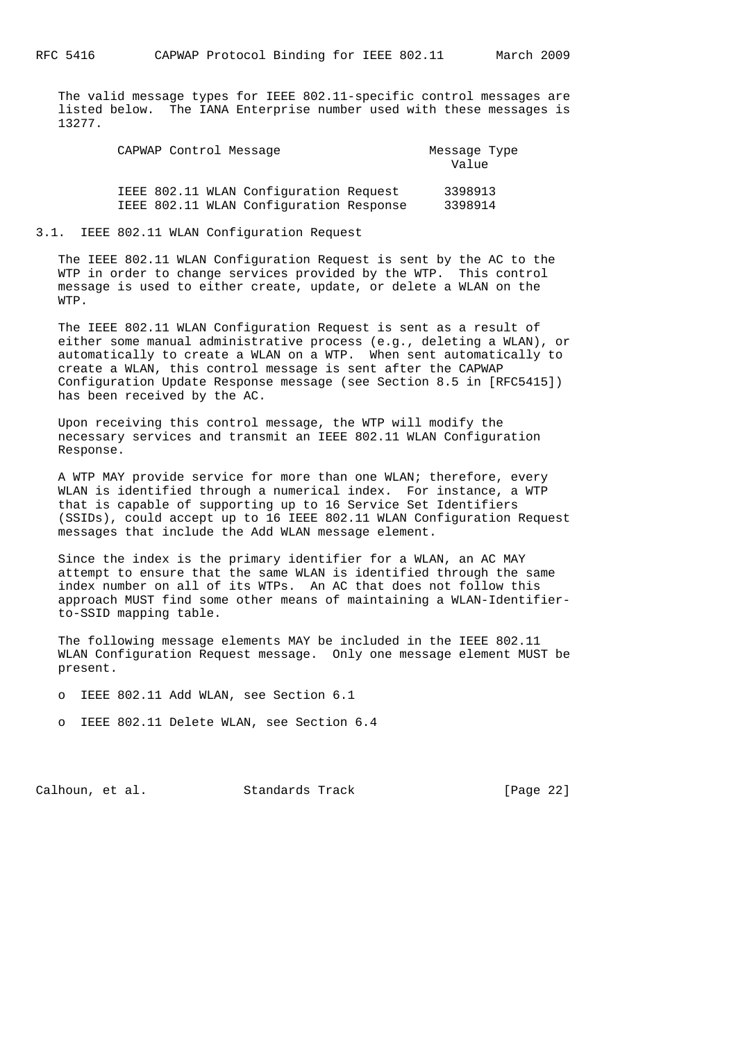The valid message types for IEEE 802.11-specific control messages are listed below. The IANA Enterprise number used with these messages is 13277.

| CAPWAP Control Message | Message Type Value |
| --- | --- |
| IEEE 802.11 WLAN Configuration Request | 3398913 |
| IEEE 802.11 WLAN Configuration Response | 3398914 |

## 3.1. IEEE 802.11 WLAN Configuration Request

The IEEE 802.11 WLAN Configuration Request is sent by the AC to the WTP in order to change services provided by the WTP. This control message is used to either create, update, or delete a WLAN on the WTP.

The IEEE 802.11 WLAN Configuration Request is sent as a result of either some manual administrative process (e.g., deleting a WLAN), or automatically to create a WLAN on a WTP. When sent automatically to create a WLAN, this control message is sent after the CAPWAP Configuration Update Response message (see Section 8.5 in [RFC5415]) has been received by the AC.

Upon receiving this control message, the WTP will modify the necessary services and transmit an IEEE 802.11 WLAN Configuration Response.

A WTP MAY provide service for more than one WLAN; therefore, every WLAN is identified through a numerical index. For instance, a WTP that is capable of supporting up to 16 Service Set Identifiers (SSIDs), could accept up to 16 IEEE 802.11 WLAN Configuration Request messages that include the Add WLAN message element.

Since the index is the primary identifier for a WLAN, an AC MAY attempt to ensure that the same WLAN is identified through the same index number on all of its WTPs. An AC that does not follow this approach MUST find some other means of maintaining a WLAN-Identifier-to-SSID mapping table.

The following message elements MAY be included in the IEEE 802.11 WLAN Configuration Request message. Only one message element MUST be present.

- IEEE 802.11 Add WLAN, see Section 6.1
- IEEE 802.11 Delete WLAN, see Section 6.4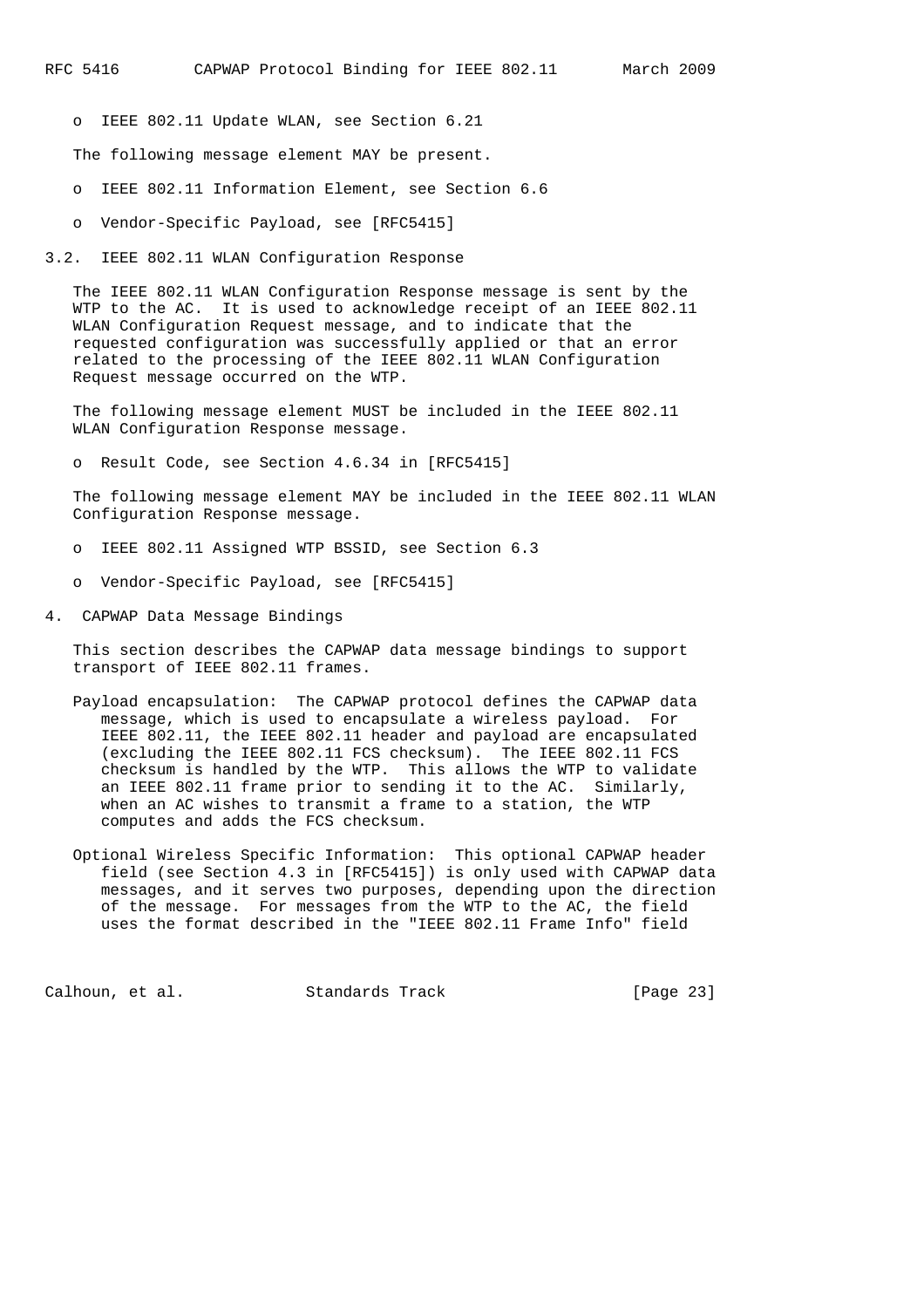- IEEE 802.11 Update WLAN, see Section 6.21

The following message element MAY be present.

- IEEE 802.11 Information Element, see Section 6.6
- Vendor-Specific Payload, see [RFC5415]

## 3.2. IEEE 802.11 WLAN Configuration Response

The IEEE 802.11 WLAN Configuration Response message is sent by the WTP to the AC. It is used to acknowledge receipt of an IEEE 802.11 WLAN Configuration Request message, and to indicate that the requested configuration was successfully applied or that an error related to the processing of the IEEE 802.11 WLAN Configuration Request message occurred on the WTP.

The following message element MUST be included in the IEEE 802.11 WLAN Configuration Response message.

- Result Code, see Section 4.6.34 in [RFC5415]

The following message element MAY be included in the IEEE 802.11 WLAN Configuration Response message.

- IEEE 802.11 Assigned WTP BSSID, see Section 6.3
- Vendor-Specific Payload, see [RFC5415]

# 4. CAPWAP Data Message Bindings

This section describes the CAPWAP data message bindings to support transport of IEEE 802.11 frames.

Payload encapsulation: The CAPWAP protocol defines the CAPWAP data message, which is used to encapsulate a wireless payload. For IEEE 802.11, the IEEE 802.11 header and payload are encapsulated (excluding the IEEE 802.11 FCS checksum). The IEEE 802.11 FCS checksum is handled by the WTP. This allows the WTP to validate an IEEE 802.11 frame prior to sending it to the AC. Similarly, when an AC wishes to transmit a frame to a station, the WTP computes and adds the FCS checksum.

Optional Wireless Specific Information: This optional CAPWAP header field (see Section 4.3 in [RFC5415]) is only used with CAPWAP data messages, and it serves two purposes, depending upon the direction of the message. For messages from the WTP to the AC, the field uses the format described in the "IEEE 802.11 Frame Info" field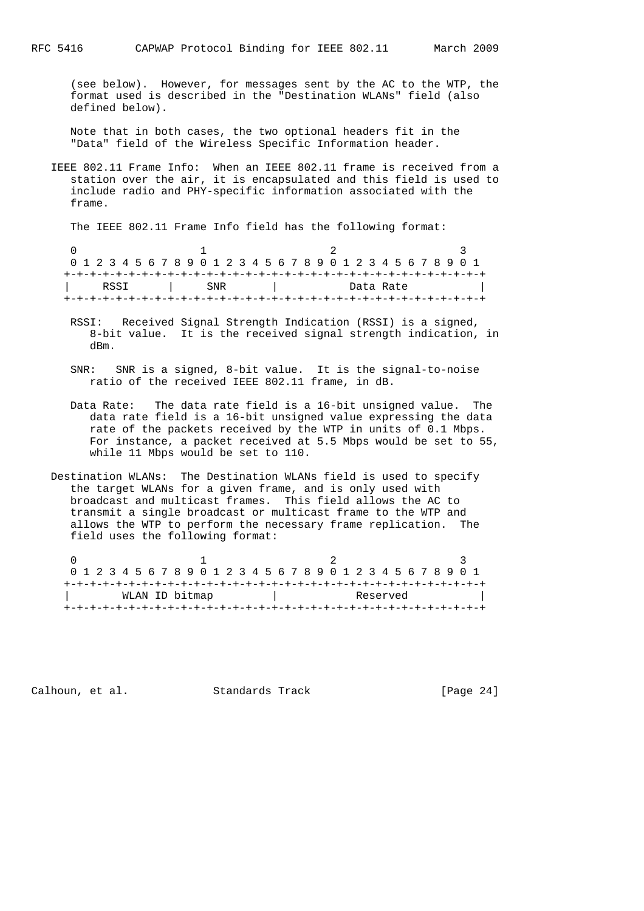(see below). However, for messages sent by the AC to the WTP, the format used is described in the "Destination WLANs" field (also defined below).

Note that in both cases, the two optional headers fit in the "Data" field of the Wireless Specific Information header.

IEEE 802.11 Frame Info: When an IEEE 802.11 frame is received from a station over the air, it is encapsulated and this field is used to include radio and PHY-specific information associated with the frame.

The IEEE 802.11 Frame Info field has the following format:

```
 0                   1                   2                   3
 0 1 2 3 4 5 6 7 8 9 0 1 2 3 4 5 6 7 8 9 0 1 2 3 4 5 6 7 8 9 0 1
+-+-+-+-+-+-+-+-+-+-+-+-+-+-+-+-+-+-+-+-+-+-+-+-+-+-+-+-+-+-+-+-+
|     RSSI      |      SNR      |           Data Rate           |
+-+-+-+-+-+-+-+-+-+-+-+-+-+-+-+-+-+-+-+-+-+-+-+-+-+-+-+-+-+-+-+-+
```

RSSI: Received Signal Strength Indication (RSSI) is a signed, 8-bit value. It is the received signal strength indication, in dBm.

SNR: SNR is a signed, 8-bit value. It is the signal-to-noise ratio of the received IEEE 802.11 frame, in dB.

Data Rate: The data rate field is a 16-bit unsigned value. The data rate field is a 16-bit unsigned value expressing the data rate of the packets received by the WTP in units of 0.1 Mbps. For instance, a packet received at 5.5 Mbps would be set to 55, while 11 Mbps would be set to 110.

Destination WLANs: The Destination WLANs field is used to specify the target WLANs for a given frame, and is only used with broadcast and multicast frames. This field allows the AC to transmit a single broadcast or multicast frame to the WTP and allows the WTP to perform the necessary frame replication. The field uses the following format:

```
 0                   1                   2                   3
 0 1 2 3 4 5 6 7 8 9 0 1 2 3 4 5 6 7 8 9 0 1 2 3 4 5 6 7 8 9 0 1
+-+-+-+-+-+-+-+-+-+-+-+-+-+-+-+-+-+-+-+-+-+-+-+-+-+-+-+-+-+-+-+-+
|        WLAN ID bitmap         |            Reserved           |
+-+-+-+-+-+-+-+-+-+-+-+-+-+-+-+-+-+-+-+-+-+-+-+-+-+-+-+-+-+-+-+-+
```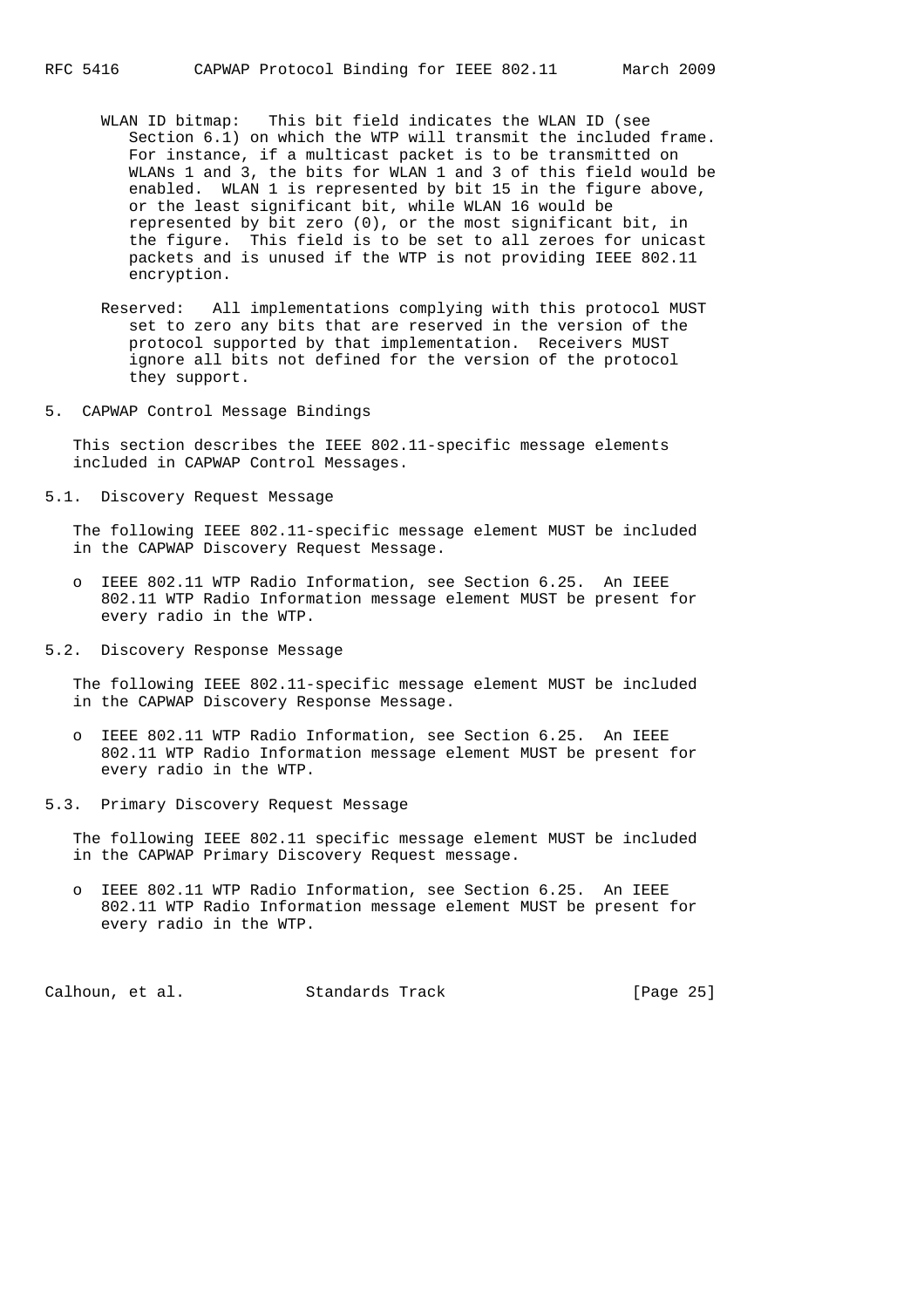WLAN ID bitmap: This bit field indicates the WLAN ID (see Section 6.1) on which the WTP will transmit the included frame. For instance, if a multicast packet is to be transmitted on WLANs 1 and 3, the bits for WLAN 1 and 3 of this field would be enabled. WLAN 1 is represented by bit 15 in the figure above, or the least significant bit, while WLAN 16 would be represented by bit zero (0), or the most significant bit, in the figure. This field is to be set to all zeroes for unicast packets and is unused if the WTP is not providing IEEE 802.11 encryption.

Reserved: All implementations complying with this protocol MUST set to zero any bits that are reserved in the version of the protocol supported by that implementation. Receivers MUST ignore all bits not defined for the version of the protocol they support.

## 5. CAPWAP Control Message Bindings

This section describes the IEEE 802.11-specific message elements included in CAPWAP Control Messages.

### 5.1. Discovery Request Message

The following IEEE 802.11-specific message element MUST be included in the CAPWAP Discovery Request Message.

- IEEE 802.11 WTP Radio Information, see Section 6.25. An IEEE 802.11 WTP Radio Information message element MUST be present for every radio in the WTP.

### 5.2. Discovery Response Message

The following IEEE 802.11-specific message element MUST be included in the CAPWAP Discovery Response Message.

- IEEE 802.11 WTP Radio Information, see Section 6.25. An IEEE 802.11 WTP Radio Information message element MUST be present for every radio in the WTP.

### 5.3. Primary Discovery Request Message

The following IEEE 802.11 specific message element MUST be included in the CAPWAP Primary Discovery Request message.

- IEEE 802.11 WTP Radio Information, see Section 6.25. An IEEE 802.11 WTP Radio Information message element MUST be present for every radio in the WTP.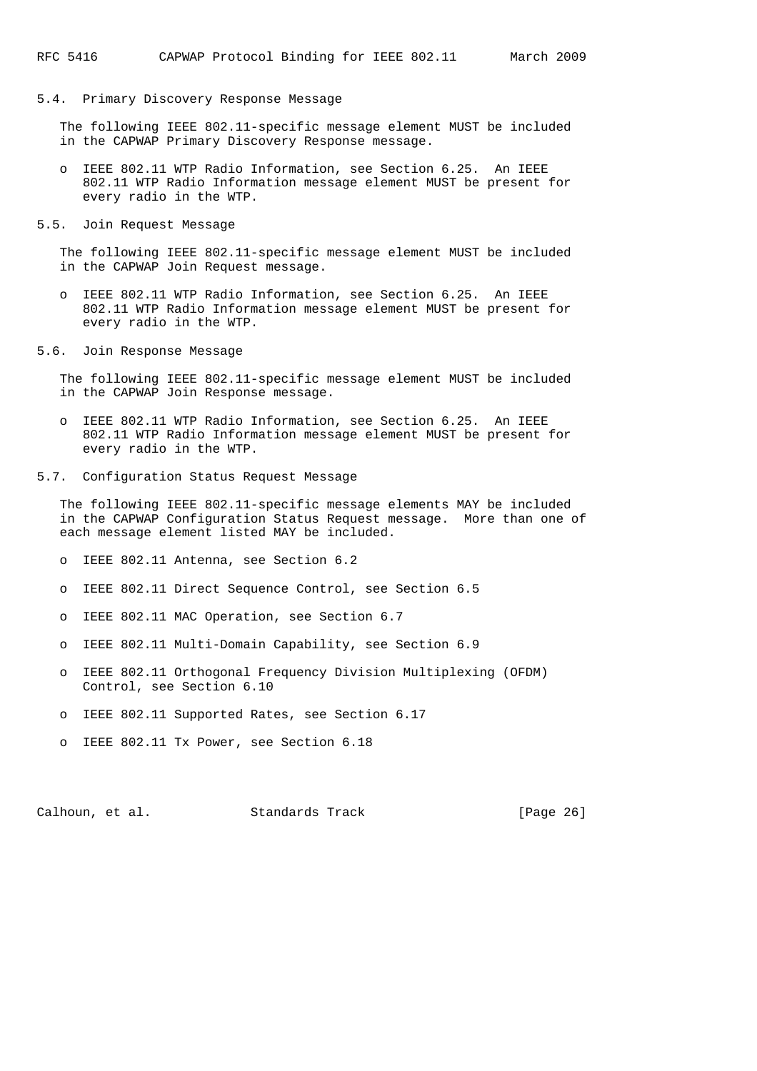## 5.4. Primary Discovery Response Message

The following IEEE 802.11-specific message element MUST be included in the CAPWAP Primary Discovery Response message.

- IEEE 802.11 WTP Radio Information, see Section 6.25. An IEEE 802.11 WTP Radio Information message element MUST be present for every radio in the WTP.

## 5.5. Join Request Message

The following IEEE 802.11-specific message element MUST be included in the CAPWAP Join Request message.

- IEEE 802.11 WTP Radio Information, see Section 6.25. An IEEE 802.11 WTP Radio Information message element MUST be present for every radio in the WTP.

## 5.6. Join Response Message

The following IEEE 802.11-specific message element MUST be included in the CAPWAP Join Response message.

- IEEE 802.11 WTP Radio Information, see Section 6.25. An IEEE 802.11 WTP Radio Information message element MUST be present for every radio in the WTP.

## 5.7. Configuration Status Request Message

The following IEEE 802.11-specific message elements MAY be included in the CAPWAP Configuration Status Request message. More than one of each message element listed MAY be included.

- IEEE 802.11 Antenna, see Section 6.2
- IEEE 802.11 Direct Sequence Control, see Section 6.5
- IEEE 802.11 MAC Operation, see Section 6.7
- IEEE 802.11 Multi-Domain Capability, see Section 6.9
- IEEE 802.11 Orthogonal Frequency Division Multiplexing (OFDM) Control, see Section 6.10
- IEEE 802.11 Supported Rates, see Section 6.17
- IEEE 802.11 Tx Power, see Section 6.18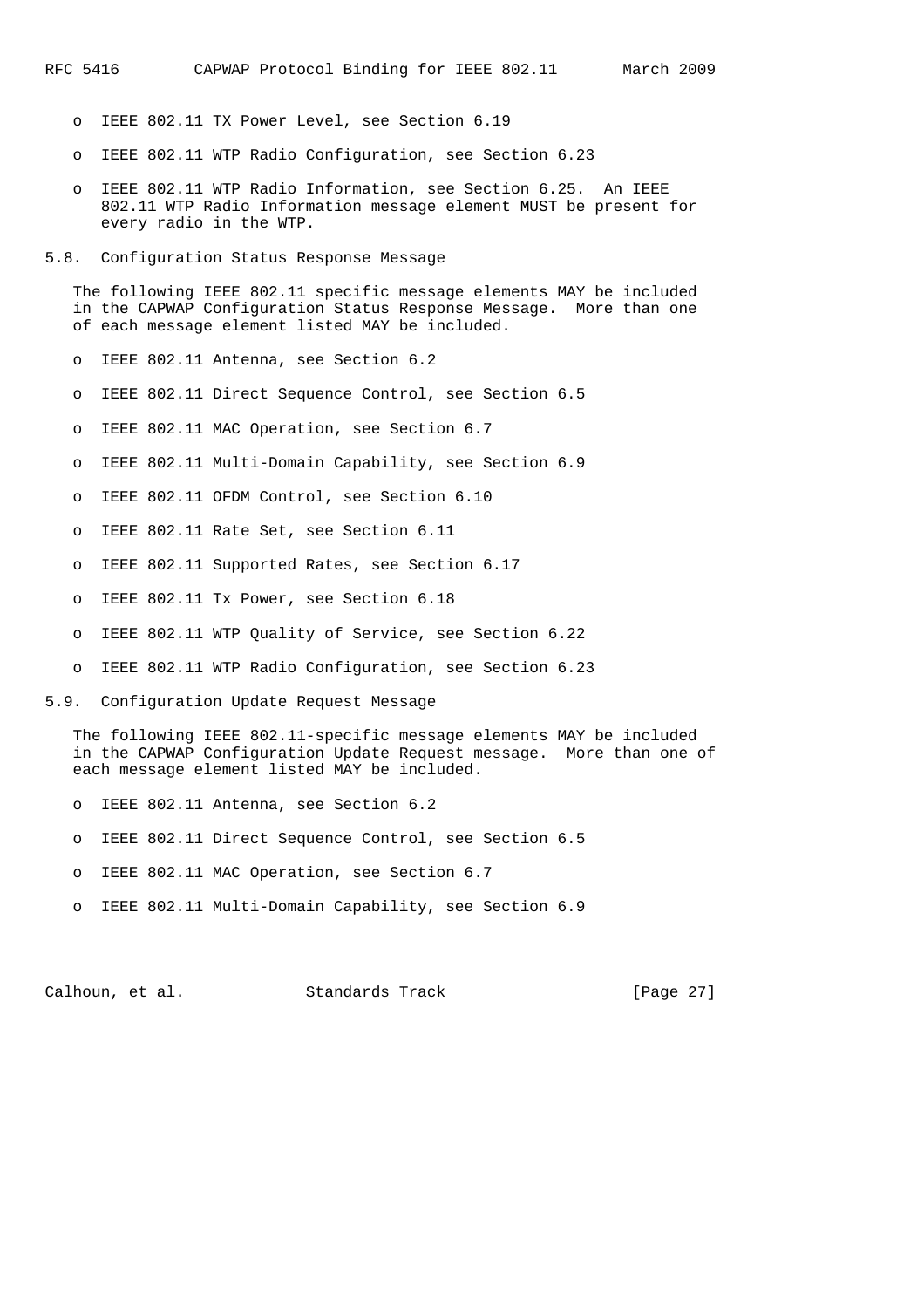- IEEE 802.11 TX Power Level, see Section 6.19
- IEEE 802.11 WTP Radio Configuration, see Section 6.23
- IEEE 802.11 WTP Radio Information, see Section 6.25. An IEEE 802.11 WTP Radio Information message element MUST be present for every radio in the WTP.

## 5.8. Configuration Status Response Message

The following IEEE 802.11 specific message elements MAY be included in the CAPWAP Configuration Status Response Message. More than one of each message element listed MAY be included.

- IEEE 802.11 Antenna, see Section 6.2
- IEEE 802.11 Direct Sequence Control, see Section 6.5
- IEEE 802.11 MAC Operation, see Section 6.7
- IEEE 802.11 Multi-Domain Capability, see Section 6.9
- IEEE 802.11 OFDM Control, see Section 6.10
- IEEE 802.11 Rate Set, see Section 6.11
- IEEE 802.11 Supported Rates, see Section 6.17
- IEEE 802.11 Tx Power, see Section 6.18
- IEEE 802.11 WTP Quality of Service, see Section 6.22
- IEEE 802.11 WTP Radio Configuration, see Section 6.23

## 5.9. Configuration Update Request Message

The following IEEE 802.11-specific message elements MAY be included in the CAPWAP Configuration Update Request message. More than one of each message element listed MAY be included.

- IEEE 802.11 Antenna, see Section 6.2
- IEEE 802.11 Direct Sequence Control, see Section 6.5
- IEEE 802.11 MAC Operation, see Section 6.7
- IEEE 802.11 Multi-Domain Capability, see Section 6.9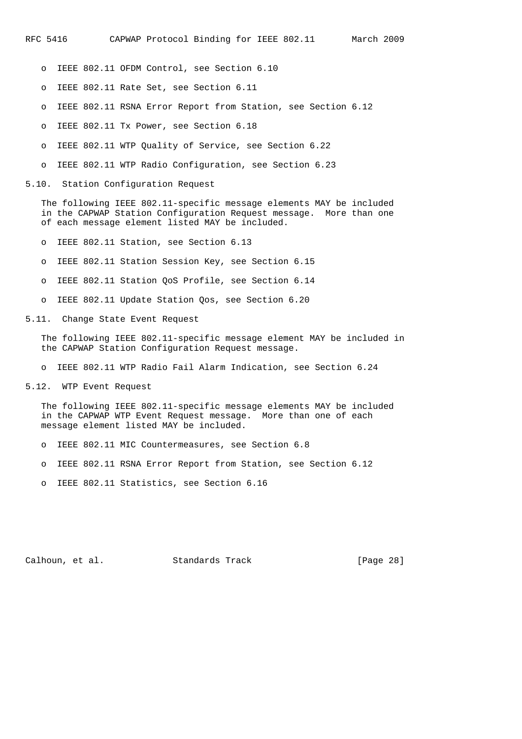- IEEE 802.11 OFDM Control, see Section 6.10
- IEEE 802.11 Rate Set, see Section 6.11
- IEEE 802.11 RSNA Error Report from Station, see Section 6.12
- IEEE 802.11 Tx Power, see Section 6.18
- IEEE 802.11 WTP Quality of Service, see Section 6.22
- IEEE 802.11 WTP Radio Configuration, see Section 6.23

## 5.10. Station Configuration Request

The following IEEE 802.11-specific message elements MAY be included in the CAPWAP Station Configuration Request message. More than one of each message element listed MAY be included.

- IEEE 802.11 Station, see Section 6.13
- IEEE 802.11 Station Session Key, see Section 6.15
- IEEE 802.11 Station QoS Profile, see Section 6.14
- IEEE 802.11 Update Station Qos, see Section 6.20

## 5.11. Change State Event Request

The following IEEE 802.11-specific message element MAY be included in the CAPWAP Station Configuration Request message.

- IEEE 802.11 WTP Radio Fail Alarm Indication, see Section 6.24

## 5.12. WTP Event Request

The following IEEE 802.11-specific message elements MAY be included in the CAPWAP WTP Event Request message. More than one of each message element listed MAY be included.

- IEEE 802.11 MIC Countermeasures, see Section 6.8
- IEEE 802.11 RSNA Error Report from Station, see Section 6.12
- IEEE 802.11 Statistics, see Section 6.16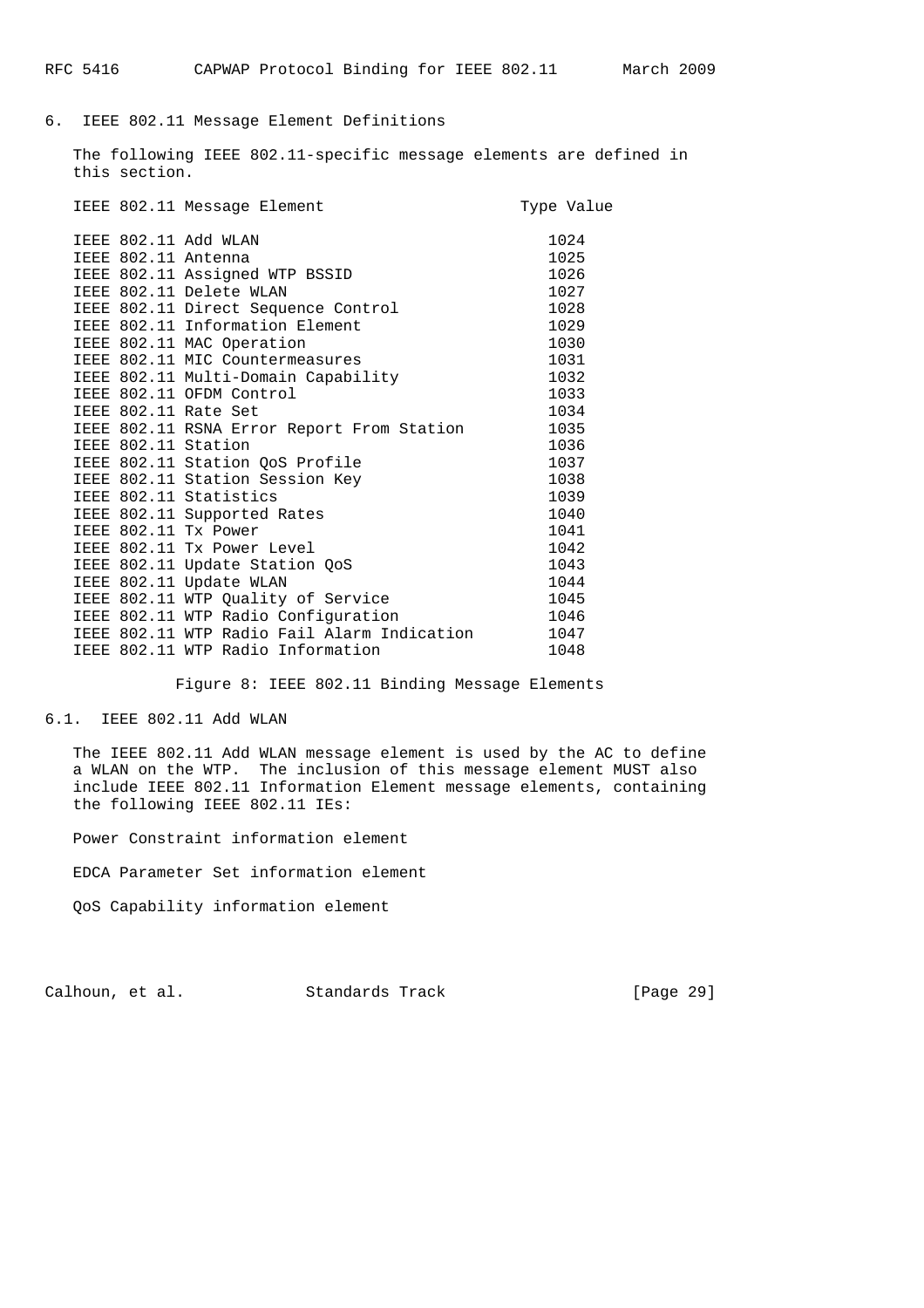## 6. IEEE 802.11 Message Element Definitions

The following IEEE 802.11-specific message elements are defined in this section.

| IEEE 802.11 Message Element | Type Value |
|---|---|
| IEEE 802.11 Add WLAN | 1024 |
| IEEE 802.11 Antenna | 1025 |
| IEEE 802.11 Assigned WTP BSSID | 1026 |
| IEEE 802.11 Delete WLAN | 1027 |
| IEEE 802.11 Direct Sequence Control | 1028 |
| IEEE 802.11 Information Element | 1029 |
| IEEE 802.11 MAC Operation | 1030 |
| IEEE 802.11 MIC Countermeasures | 1031 |
| IEEE 802.11 Multi-Domain Capability | 1032 |
| IEEE 802.11 OFDM Control | 1033 |
| IEEE 802.11 Rate Set | 1034 |
| IEEE 802.11 RSNA Error Report From Station | 1035 |
| IEEE 802.11 Station | 1036 |
| IEEE 802.11 Station QoS Profile | 1037 |
| IEEE 802.11 Station Session Key | 1038 |
| IEEE 802.11 Statistics | 1039 |
| IEEE 802.11 Supported Rates | 1040 |
| IEEE 802.11 Tx Power | 1041 |
| IEEE 802.11 Tx Power Level | 1042 |
| IEEE 802.11 Update Station QoS | 1043 |
| IEEE 802.11 Update WLAN | 1044 |
| IEEE 802.11 WTP Quality of Service | 1045 |
| IEEE 802.11 WTP Radio Configuration | 1046 |
| IEEE 802.11 WTP Radio Fail Alarm Indication | 1047 |
| IEEE 802.11 WTP Radio Information | 1048 |

Figure 8: IEEE 802.11 Binding Message Elements

### 6.1. IEEE 802.11 Add WLAN

The IEEE 802.11 Add WLAN message element is used by the AC to define a WLAN on the WTP. The inclusion of this message element MUST also include IEEE 802.11 Information Element message elements, containing the following IEEE 802.11 IEs:

Power Constraint information element

EDCA Parameter Set information element

QoS Capability information element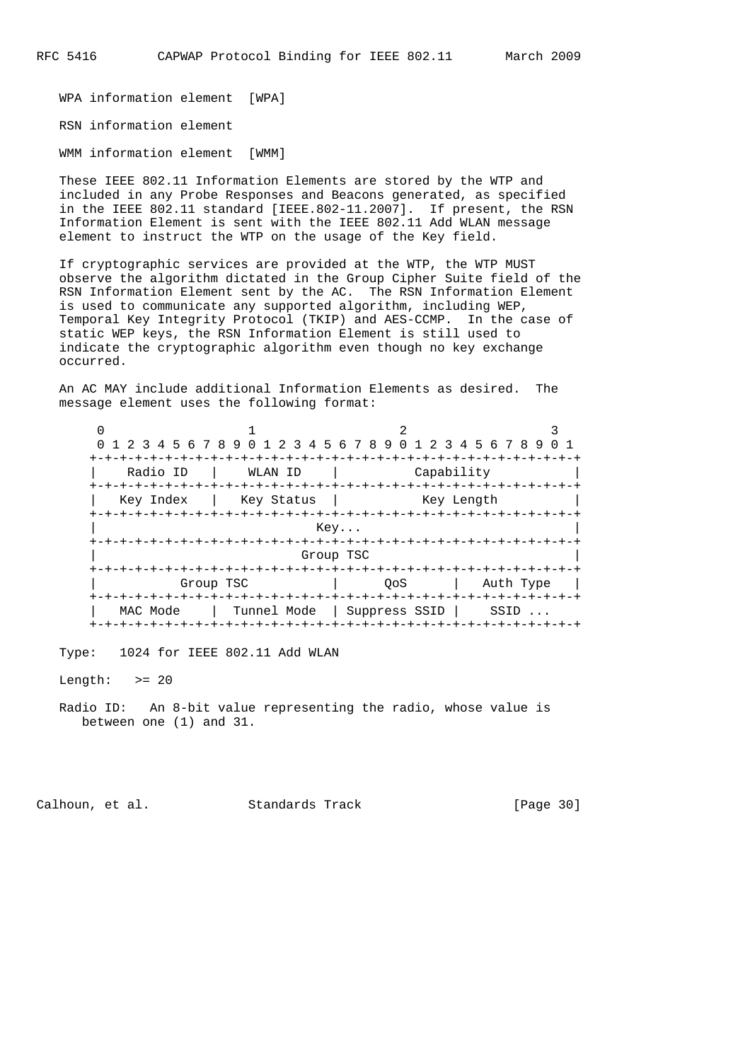WPA information element  [WPA]

RSN information element

WMM information element  [WMM]

These IEEE 802.11 Information Elements are stored by the WTP and included in any Probe Responses and Beacons generated, as specified in the IEEE 802.11 standard [IEEE.802-11.2007].  If present, the RSN Information Element is sent with the IEEE 802.11 Add WLAN message element to instruct the WTP on the usage of the Key field.

If cryptographic services are provided at the WTP, the WTP MUST observe the algorithm dictated in the Group Cipher Suite field of the RSN Information Element sent by the AC.  The RSN Information Element is used to communicate any supported algorithm, including WEP, Temporal Key Integrity Protocol (TKIP) and AES-CCMP.  In the case of static WEP keys, the RSN Information Element is still used to indicate the cryptographic algorithm even though no key exchange occurred.

An AC MAY include additional Information Elements as desired.  The message element uses the following format:

```
 0                   1                   2                   3
 0 1 2 3 4 5 6 7 8 9 0 1 2 3 4 5 6 7 8 9 0 1 2 3 4 5 6 7 8 9 0 1
+-+-+-+-+-+-+-+-+-+-+-+-+-+-+-+-+-+-+-+-+-+-+-+-+-+-+-+-+-+-+-+-+
|   Radio ID    |    WLAN ID    |          Capability           |
+-+-+-+-+-+-+-+-+-+-+-+-+-+-+-+-+-+-+-+-+-+-+-+-+-+-+-+-+-+-+-+-+
|  Key Index    |  Key Status   |           Key Length          |
+-+-+-+-+-+-+-+-+-+-+-+-+-+-+-+-+-+-+-+-+-+-+-+-+-+-+-+-+-+-+-+-+
|                             Key...                            |
+-+-+-+-+-+-+-+-+-+-+-+-+-+-+-+-+-+-+-+-+-+-+-+-+-+-+-+-+-+-+-+-+
|                           Group TSC                           |
+-+-+-+-+-+-+-+-+-+-+-+-+-+-+-+-+-+-+-+-+-+-+-+-+-+-+-+-+-+-+-+-+
|           Group TSC           |      QoS      |   Auth Type   |
+-+-+-+-+-+-+-+-+-+-+-+-+-+-+-+-+-+-+-+-+-+-+-+-+-+-+-+-+-+-+-+-+
|   MAC Mode    |  Tunnel Mode  | Suppress SSID |    SSID ...
+-+-+-+-+-+-+-+-+-+-+-+-+-+-+-+-+-+-+-+-+-+-+-+-+-+-+-+-+-+-+-+-+
```

Type:   1024 for IEEE 802.11 Add WLAN

Length:   >= 20

Radio ID:   An 8-bit value representing the radio, whose value is between one (1) and 31.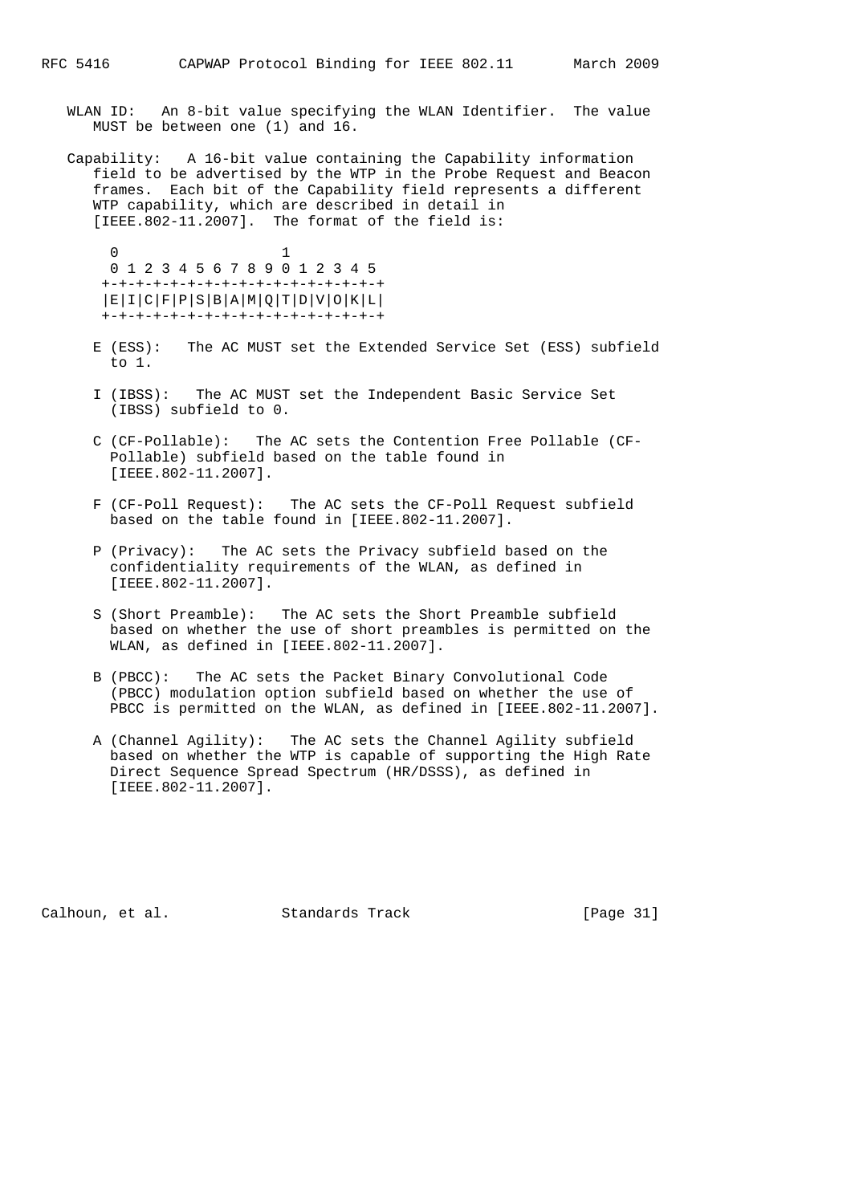WLAN ID: An 8-bit value specifying the WLAN Identifier. The value MUST be between one (1) and 16.

Capability: A 16-bit value containing the Capability information field to be advertised by the WTP in the Probe Request and Beacon frames. Each bit of the Capability field represents a different WTP capability, which are described in detail in [IEEE.802-11.2007]. The format of the field is:

```
 0                   1
 0 1 2 3 4 5 6 7 8 9 0 1 2 3 4 5
+-+-+-+-+-+-+-+-+-+-+-+-+-+-+-+-+
|E|I|C|F|P|S|B|A|M|Q|T|D|V|O|K|L|
+-+-+-+-+-+-+-+-+-+-+-+-+-+-+-+-+
```

E (ESS): The AC MUST set the Extended Service Set (ESS) subfield to 1.

I (IBSS): The AC MUST set the Independent Basic Service Set (IBSS) subfield to 0.

C (CF-Pollable): The AC sets the Contention Free Pollable (CF-Pollable) subfield based on the table found in [IEEE.802-11.2007].

F (CF-Poll Request): The AC sets the CF-Poll Request subfield based on the table found in [IEEE.802-11.2007].

P (Privacy): The AC sets the Privacy subfield based on the confidentiality requirements of the WLAN, as defined in [IEEE.802-11.2007].

S (Short Preamble): The AC sets the Short Preamble subfield based on whether the use of short preambles is permitted on the WLAN, as defined in [IEEE.802-11.2007].

B (PBCC): The AC sets the Packet Binary Convolutional Code (PBCC) modulation option subfield based on whether the use of PBCC is permitted on the WLAN, as defined in [IEEE.802-11.2007].

A (Channel Agility): The AC sets the Channel Agility subfield based on whether the WTP is capable of supporting the High Rate Direct Sequence Spread Spectrum (HR/DSSS), as defined in [IEEE.802-11.2007].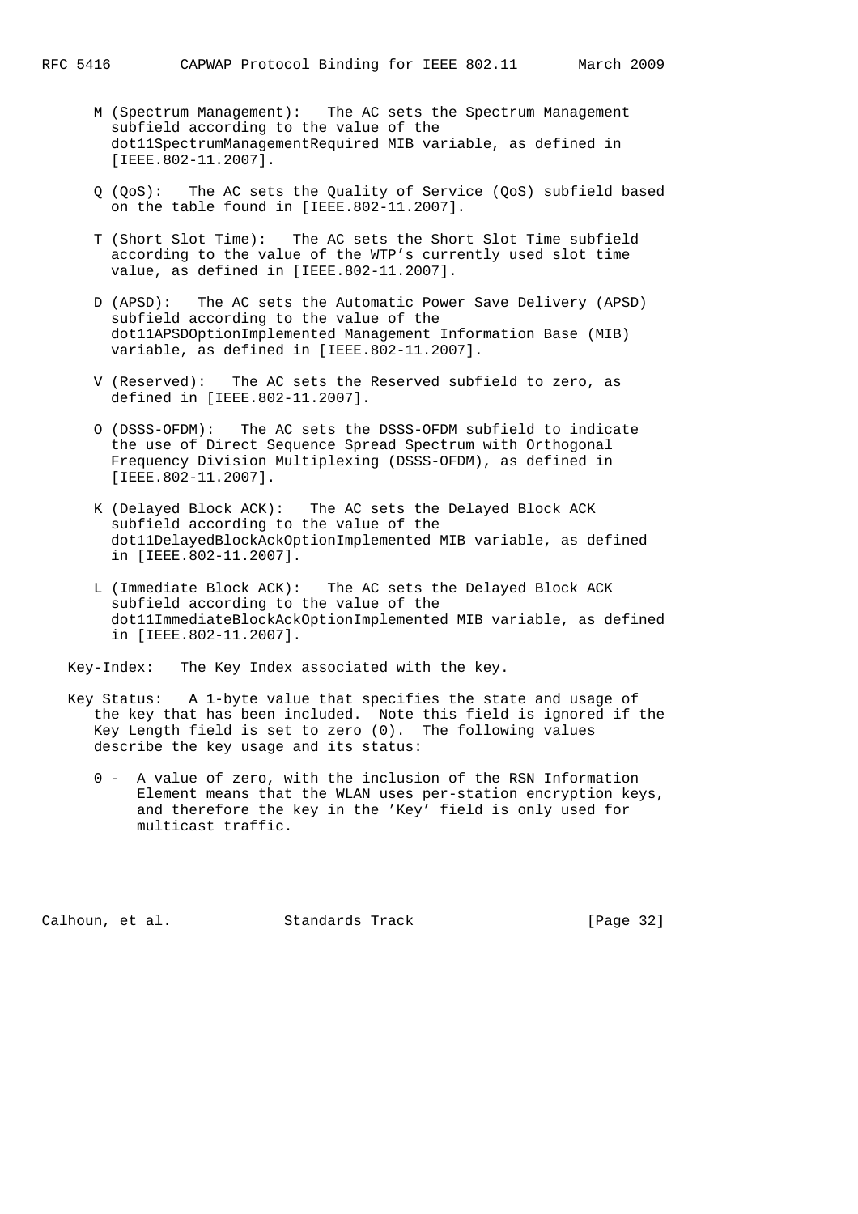M (Spectrum Management): The AC sets the Spectrum Management subfield according to the value of the dot11SpectrumManagementRequired MIB variable, as defined in [IEEE.802-11.2007].

Q (QoS): The AC sets the Quality of Service (QoS) subfield based on the table found in [IEEE.802-11.2007].

T (Short Slot Time): The AC sets the Short Slot Time subfield according to the value of the WTP's currently used slot time value, as defined in [IEEE.802-11.2007].

D (APSD): The AC sets the Automatic Power Save Delivery (APSD) subfield according to the value of the dot11APSDOptionImplemented Management Information Base (MIB) variable, as defined in [IEEE.802-11.2007].

V (Reserved): The AC sets the Reserved subfield to zero, as defined in [IEEE.802-11.2007].

O (DSSS-OFDM): The AC sets the DSSS-OFDM subfield to indicate the use of Direct Sequence Spread Spectrum with Orthogonal Frequency Division Multiplexing (DSSS-OFDM), as defined in [IEEE.802-11.2007].

K (Delayed Block ACK): The AC sets the Delayed Block ACK subfield according to the value of the dot11DelayedBlockAckOptionImplemented MIB variable, as defined in [IEEE.802-11.2007].

L (Immediate Block ACK): The AC sets the Delayed Block ACK subfield according to the value of the dot11ImmediateBlockAckOptionImplemented MIB variable, as defined in [IEEE.802-11.2007].

Key-Index: The Key Index associated with the key.

Key Status: A 1-byte value that specifies the state and usage of the key that has been included. Note this field is ignored if the Key Length field is set to zero (0). The following values describe the key usage and its status:

0 - A value of zero, with the inclusion of the RSN Information Element means that the WLAN uses per-station encryption keys, and therefore the key in the 'Key' field is only used for multicast traffic.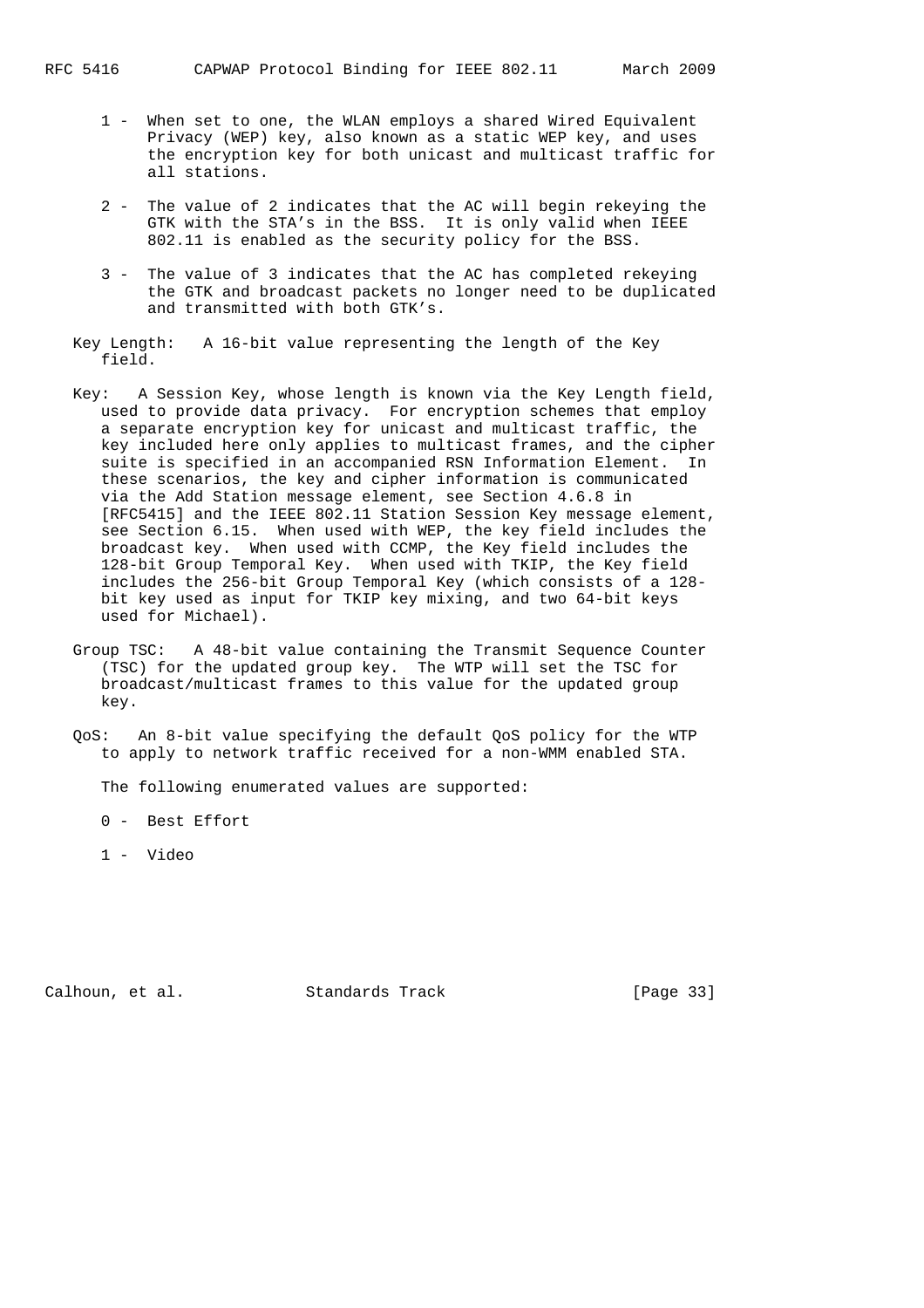1 - When set to one, the WLAN employs a shared Wired Equivalent Privacy (WEP) key, also known as a static WEP key, and uses the encryption key for both unicast and multicast traffic for all stations.

2 - The value of 2 indicates that the AC will begin rekeying the GTK with the STA's in the BSS. It is only valid when IEEE 802.11 is enabled as the security policy for the BSS.

3 - The value of 3 indicates that the AC has completed rekeying the GTK and broadcast packets no longer need to be duplicated and transmitted with both GTK's.

Key Length: A 16-bit value representing the length of the Key field.

Key: A Session Key, whose length is known via the Key Length field, used to provide data privacy. For encryption schemes that employ a separate encryption key for unicast and multicast traffic, the key included here only applies to multicast frames, and the cipher suite is specified in an accompanied RSN Information Element. In these scenarios, the key and cipher information is communicated via the Add Station message element, see Section 4.6.8 in [RFC5415] and the IEEE 802.11 Station Session Key message element, see Section 6.15. When used with WEP, the key field includes the broadcast key. When used with CCMP, the Key field includes the 128-bit Group Temporal Key. When used with TKIP, the Key field includes the 256-bit Group Temporal Key (which consists of a 128-bit key used as input for TKIP key mixing, and two 64-bit keys used for Michael).

Group TSC: A 48-bit value containing the Transmit Sequence Counter (TSC) for the updated group key. The WTP will set the TSC for broadcast/multicast frames to this value for the updated group key.

QoS: An 8-bit value specifying the default QoS policy for the WTP to apply to network traffic received for a non-WMM enabled STA.

The following enumerated values are supported:

0 - Best Effort

1 - Video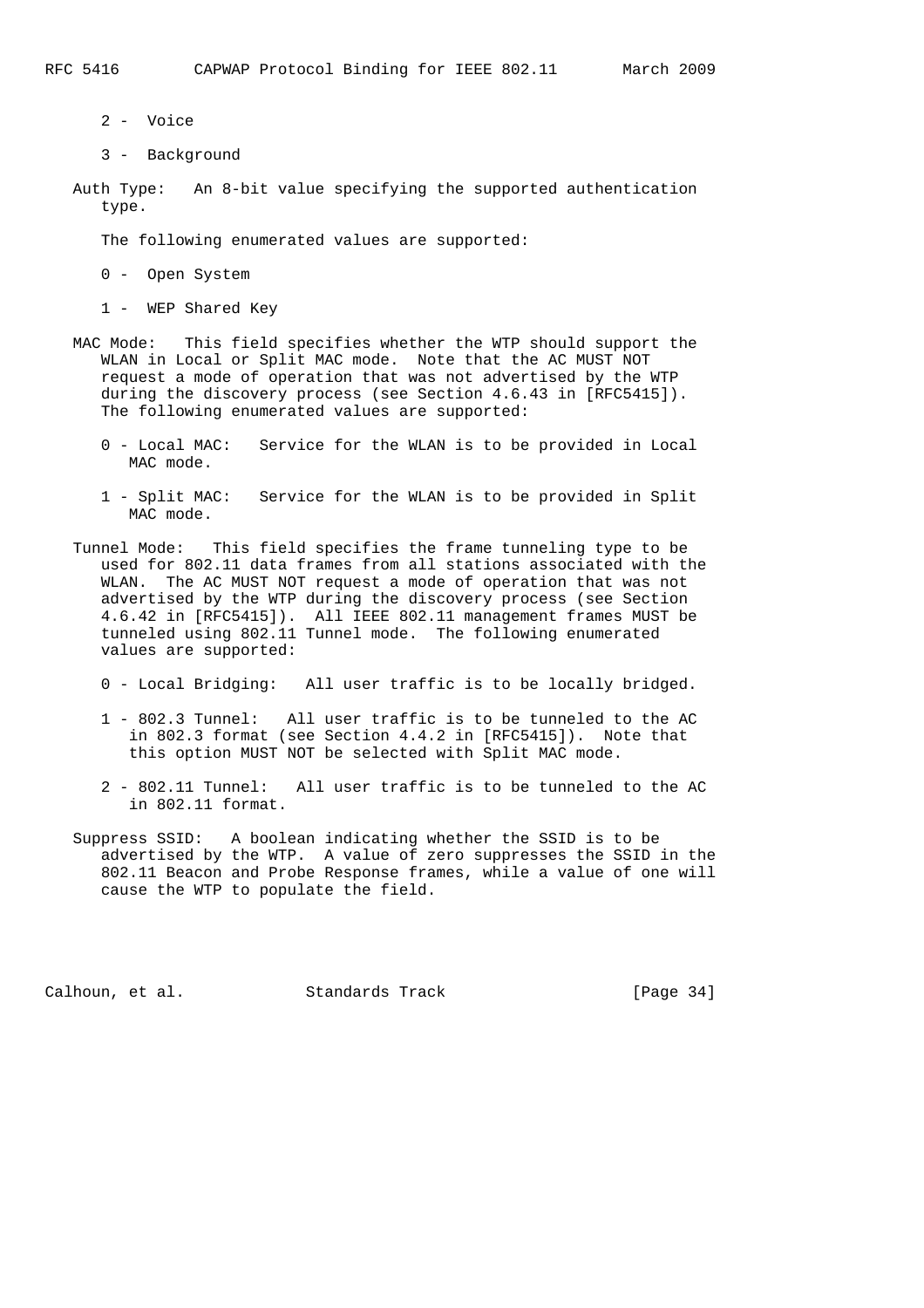2 - Voice

3 - Background

Auth Type: An 8-bit value specifying the supported authentication type.

The following enumerated values are supported:

0 - Open System

1 - WEP Shared Key

MAC Mode: This field specifies whether the WTP should support the WLAN in Local or Split MAC mode. Note that the AC MUST NOT request a mode of operation that was not advertised by the WTP during the discovery process (see Section 4.6.43 in [RFC5415]). The following enumerated values are supported:

0 - Local MAC: Service for the WLAN is to be provided in Local MAC mode.

1 - Split MAC: Service for the WLAN is to be provided in Split MAC mode.

Tunnel Mode: This field specifies the frame tunneling type to be used for 802.11 data frames from all stations associated with the WLAN. The AC MUST NOT request a mode of operation that was not advertised by the WTP during the discovery process (see Section 4.6.42 in [RFC5415]). All IEEE 802.11 management frames MUST be tunneled using 802.11 Tunnel mode. The following enumerated values are supported:

0 - Local Bridging: All user traffic is to be locally bridged.

1 - 802.3 Tunnel: All user traffic is to be tunneled to the AC in 802.3 format (see Section 4.4.2 in [RFC5415]). Note that this option MUST NOT be selected with Split MAC mode.

2 - 802.11 Tunnel: All user traffic is to be tunneled to the AC in 802.11 format.

Suppress SSID: A boolean indicating whether the SSID is to be advertised by the WTP. A value of zero suppresses the SSID in the 802.11 Beacon and Probe Response frames, while a value of one will cause the WTP to populate the field.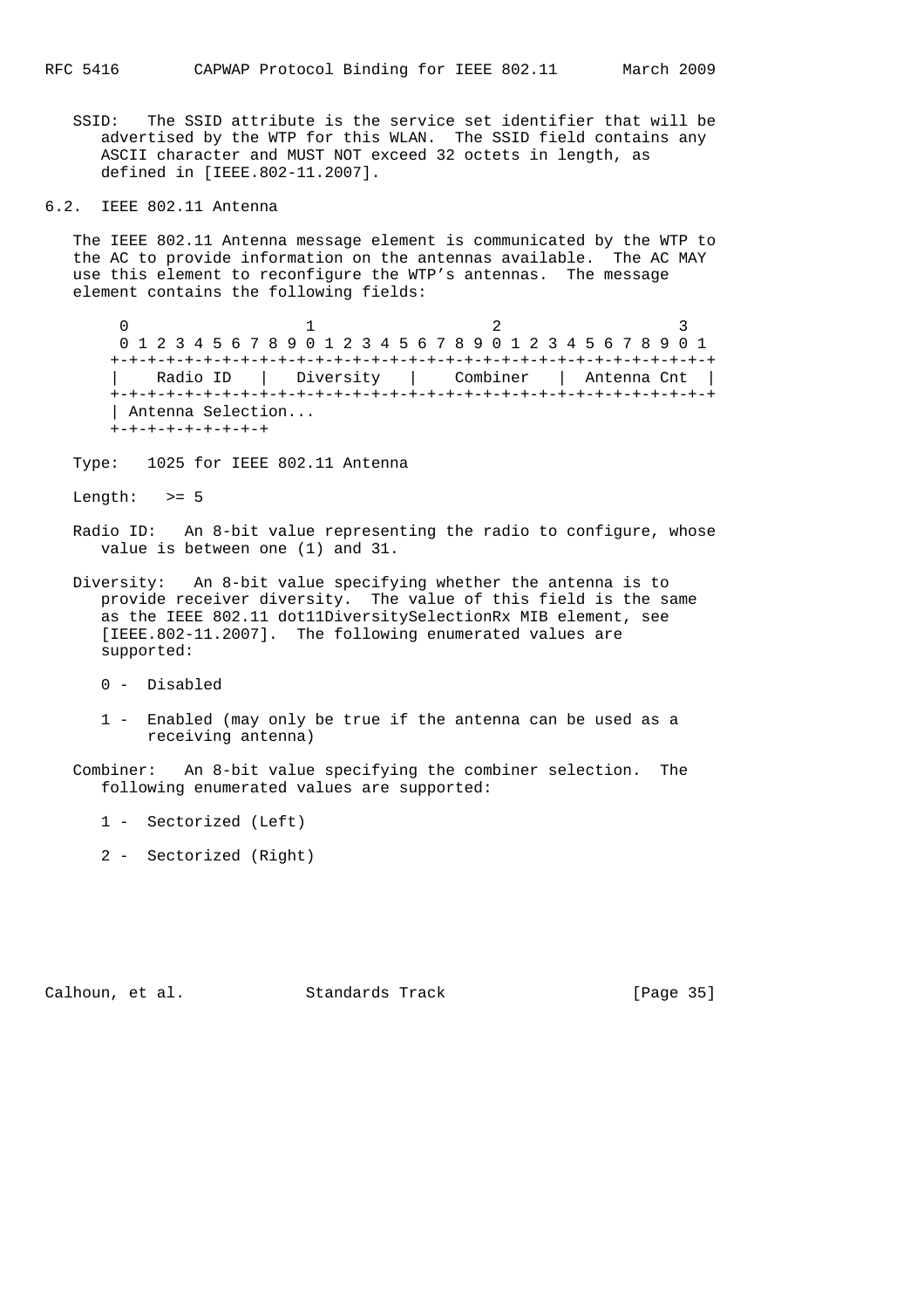SSID: The SSID attribute is the service set identifier that will be advertised by the WTP for this WLAN. The SSID field contains any ASCII character and MUST NOT exceed 32 octets in length, as defined in [IEEE.802-11.2007].

## 6.2. IEEE 802.11 Antenna

The IEEE 802.11 Antenna message element is communicated by the WTP to the AC to provide information on the antennas available. The AC MAY use this element to reconfigure the WTP's antennas. The message element contains the following fields:

```
 0                   1                   2                   3
 0 1 2 3 4 5 6 7 8 9 0 1 2 3 4 5 6 7 8 9 0 1 2 3 4 5 6 7 8 9 0 1
+-+-+-+-+-+-+-+-+-+-+-+-+-+-+-+-+-+-+-+-+-+-+-+-+-+-+-+-+-+-+-+-+
|    Radio ID   |   Diversity   |    Combiner   |  Antenna Cnt  |
+-+-+-+-+-+-+-+-+-+-+-+-+-+-+-+-+-+-+-+-+-+-+-+-+-+-+-+-+-+-+-+-+
| Antenna Selection...
+-+-+-+-+-+-+-+-+
```

Type: 1025 for IEEE 802.11 Antenna

Length: >= 5

Radio ID: An 8-bit value representing the radio to configure, whose value is between one (1) and 31.

Diversity: An 8-bit value specifying whether the antenna is to provide receiver diversity. The value of this field is the same as the IEEE 802.11 dot11DiversitySelectionRx MIB element, see [IEEE.802-11.2007]. The following enumerated values are supported:

0 - Disabled

1 - Enabled (may only be true if the antenna can be used as a receiving antenna)

Combiner: An 8-bit value specifying the combiner selection. The following enumerated values are supported:

1 - Sectorized (Left)

2 - Sectorized (Right)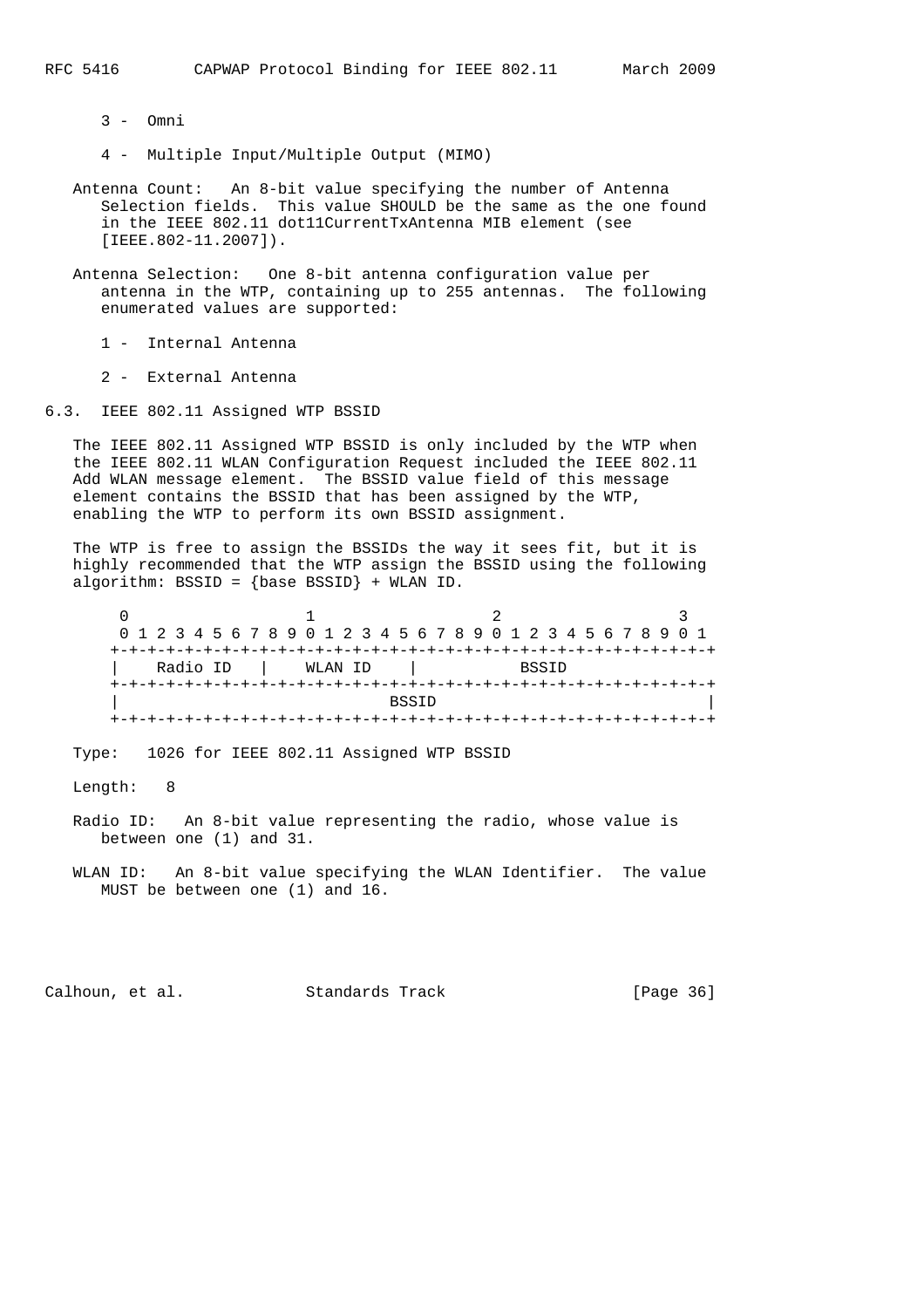3 - Omni

4 - Multiple Input/Multiple Output (MIMO)

Antenna Count: An 8-bit value specifying the number of Antenna Selection fields. This value SHOULD be the same as the one found in the IEEE 802.11 dot11CurrentTxAntenna MIB element (see [IEEE.802-11.2007]).

Antenna Selection: One 8-bit antenna configuration value per antenna in the WTP, containing up to 255 antennas. The following enumerated values are supported:

1 - Internal Antenna

2 - External Antenna

### 6.3. IEEE 802.11 Assigned WTP BSSID

The IEEE 802.11 Assigned WTP BSSID is only included by the WTP when the IEEE 802.11 WLAN Configuration Request included the IEEE 802.11 Add WLAN message element. The BSSID value field of this message element contains the BSSID that has been assigned by the WTP, enabling the WTP to perform its own BSSID assignment.

The WTP is free to assign the BSSIDs the way it sees fit, but it is highly recommended that the WTP assign the BSSID using the following algorithm: BSSID = {base BSSID} + WLAN ID.

```
 0                   1                   2                   3
 0 1 2 3 4 5 6 7 8 9 0 1 2 3 4 5 6 7 8 9 0 1 2 3 4 5 6 7 8 9 0 1
+-+-+-+-+-+-+-+-+-+-+-+-+-+-+-+-+-+-+-+-+-+-+-+-+-+-+-+-+-+-+-+-+
|   Radio ID    |    WLAN ID    |           BSSID
+-+-+-+-+-+-+-+-+-+-+-+-+-+-+-+-+-+-+-+-+-+-+-+-+-+-+-+-+-+-+-+-+
|                             BSSID                             |
+-+-+-+-+-+-+-+-+-+-+-+-+-+-+-+-+-+-+-+-+-+-+-+-+-+-+-+-+-+-+-+-+
```

Type: 1026 for IEEE 802.11 Assigned WTP BSSID

Length: 8

Radio ID: An 8-bit value representing the radio, whose value is between one (1) and 31.

WLAN ID: An 8-bit value specifying the WLAN Identifier. The value MUST be between one (1) and 16.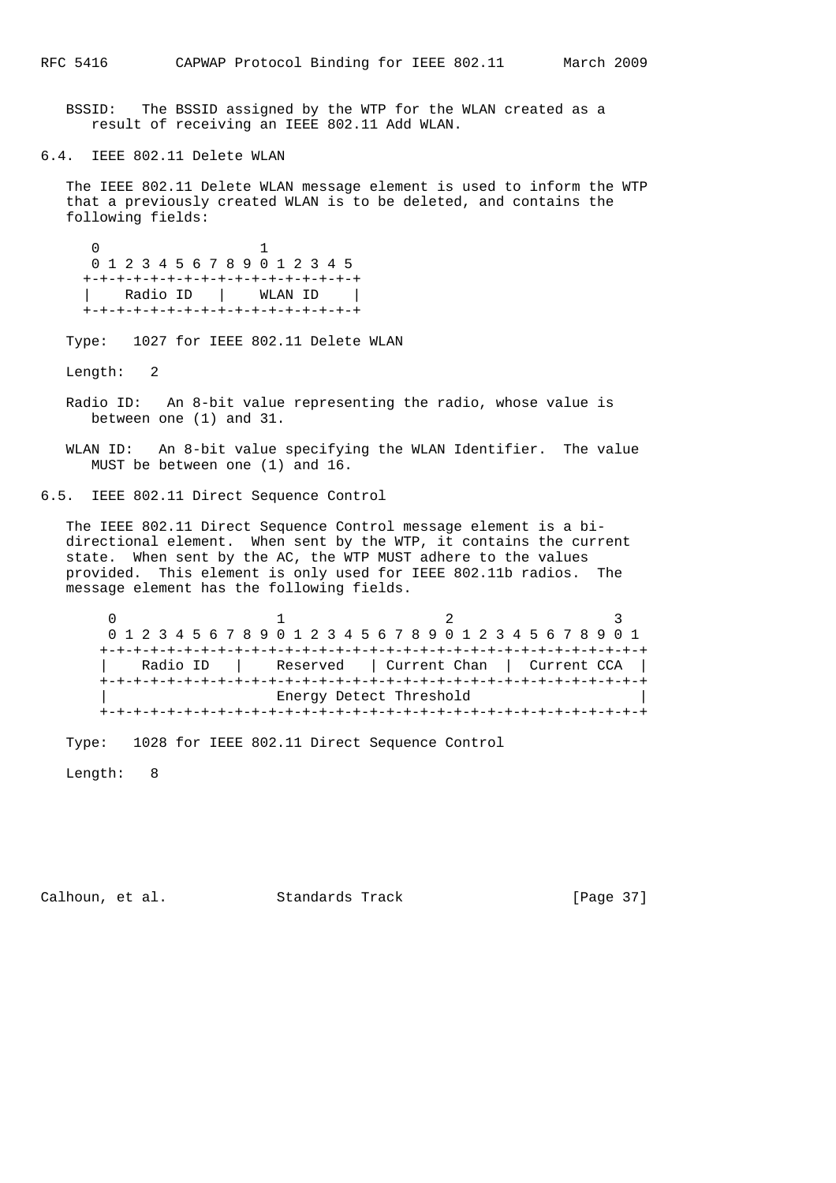BSSID: The BSSID assigned by the WTP for the WLAN created as a result of receiving an IEEE 802.11 Add WLAN.

### 6.4. IEEE 802.11 Delete WLAN

The IEEE 802.11 Delete WLAN message element is used to inform the WTP that a previously created WLAN is to be deleted, and contains the following fields:

```
 0                   1
 0 1 2 3 4 5 6 7 8 9 0 1 2 3 4 5
+-+-+-+-+-+-+-+-+-+-+-+-+-+-+-+-+
|    Radio ID   |    WLAN ID    |
+-+-+-+-+-+-+-+-+-+-+-+-+-+-+-+-+
```

Type: 1027 for IEEE 802.11 Delete WLAN

Length: 2

Radio ID: An 8-bit value representing the radio, whose value is between one (1) and 31.

WLAN ID: An 8-bit value specifying the WLAN Identifier. The value MUST be between one (1) and 16.

### 6.5. IEEE 802.11 Direct Sequence Control

The IEEE 802.11 Direct Sequence Control message element is a bi-directional element. When sent by the WTP, it contains the current state. When sent by the AC, the WTP MUST adhere to the values provided. This element is only used for IEEE 802.11b radios. The message element has the following fields.

```
 0                   1                   2                   3
 0 1 2 3 4 5 6 7 8 9 0 1 2 3 4 5 6 7 8 9 0 1 2 3 4 5 6 7 8 9 0 1
+-+-+-+-+-+-+-+-+-+-+-+-+-+-+-+-+-+-+-+-+-+-+-+-+-+-+-+-+-+-+-+-+
|    Radio ID   |    Reserved   | Current Chan  |  Current CCA  |
+-+-+-+-+-+-+-+-+-+-+-+-+-+-+-+-+-+-+-+-+-+-+-+-+-+-+-+-+-+-+-+-+
|                    Energy Detect Threshold                    |
+-+-+-+-+-+-+-+-+-+-+-+-+-+-+-+-+-+-+-+-+-+-+-+-+-+-+-+-+-+-+-+-+
```

Type: 1028 for IEEE 802.11 Direct Sequence Control

Length: 8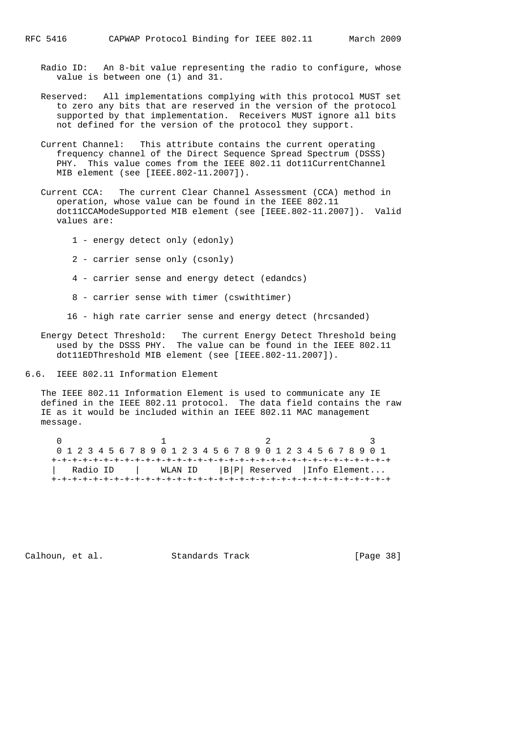Radio ID: An 8-bit value representing the radio to configure, whose value is between one (1) and 31.

Reserved: All implementations complying with this protocol MUST set to zero any bits that are reserved in the version of the protocol supported by that implementation. Receivers MUST ignore all bits not defined for the version of the protocol they support.

Current Channel: This attribute contains the current operating frequency channel of the Direct Sequence Spread Spectrum (DSSS) PHY. This value comes from the IEEE 802.11 dot11CurrentChannel MIB element (see [IEEE.802-11.2007]).

Current CCA: The current Clear Channel Assessment (CCA) method in operation, whose value can be found in the IEEE 802.11 dot11CCAModeSupported MIB element (see [IEEE.802-11.2007]). Valid values are:

- 1 - energy detect only (edonly)
- 2 - carrier sense only (csonly)
- 4 - carrier sense and energy detect (edandcs)
- 8 - carrier sense with timer (cswithtimer)
- 16 - high rate carrier sense and energy detect (hrcsanded)

Energy Detect Threshold: The current Energy Detect Threshold being used by the DSSS PHY. The value can be found in the IEEE 802.11 dot11EDThreshold MIB element (see [IEEE.802-11.2007]).

## 6.6. IEEE 802.11 Information Element

The IEEE 802.11 Information Element is used to communicate any IE defined in the IEEE 802.11 protocol. The data field contains the raw IE as it would be included within an IEEE 802.11 MAC management message.

```
 0                   1                   2                   3
 0 1 2 3 4 5 6 7 8 9 0 1 2 3 4 5 6 7 8 9 0 1 2 3 4 5 6 7 8 9 0 1
+-+-+-+-+-+-+-+-+-+-+-+-+-+-+-+-+-+-+-+-+-+-+-+-+-+-+-+-+-+-+-+-+
|   Radio ID    |    WLAN ID    |B|P| Reserved  |Info Element...
+-+-+-+-+-+-+-+-+-+-+-+-+-+-+-+-+-+-+-+-+-+-+-+-+-+-+-+-+-+-+-+-+
```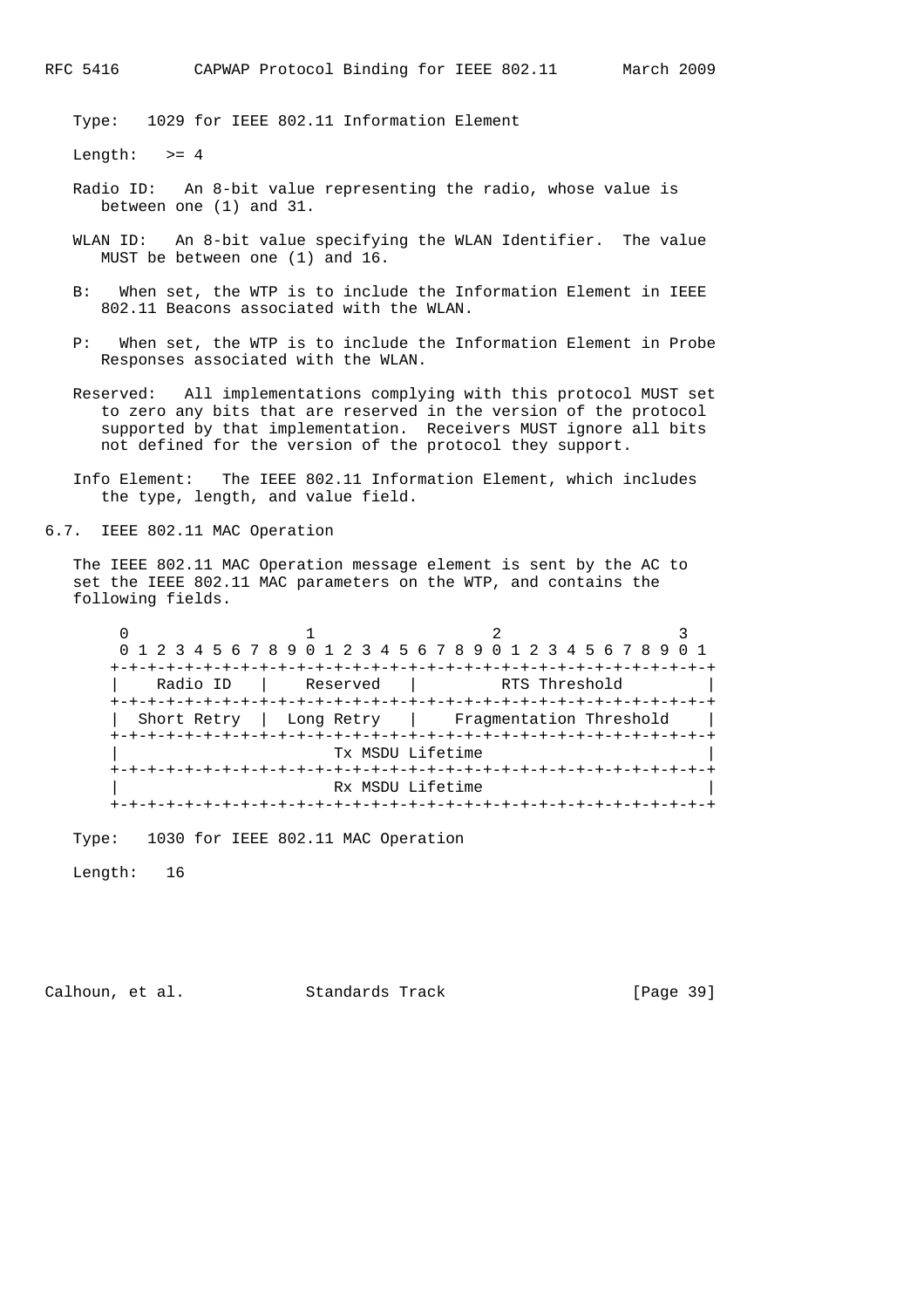Type: 1029 for IEEE 802.11 Information Element

Length: >= 4

Radio ID: An 8-bit value representing the radio, whose value is between one (1) and 31.

WLAN ID: An 8-bit value specifying the WLAN Identifier. The value MUST be between one (1) and 16.

B: When set, the WTP is to include the Information Element in IEEE 802.11 Beacons associated with the WLAN.

P: When set, the WTP is to include the Information Element in Probe Responses associated with the WLAN.

Reserved: All implementations complying with this protocol MUST set to zero any bits that are reserved in the version of the protocol supported by that implementation. Receivers MUST ignore all bits not defined for the version of the protocol they support.

Info Element: The IEEE 802.11 Information Element, which includes the type, length, and value field.

## 6.7. IEEE 802.11 MAC Operation

The IEEE 802.11 MAC Operation message element is sent by the AC to set the IEEE 802.11 MAC parameters on the WTP, and contains the following fields.

```
 0                   1                   2                   3
 0 1 2 3 4 5 6 7 8 9 0 1 2 3 4 5 6 7 8 9 0 1 2 3 4 5 6 7 8 9 0 1
+-+-+-+-+-+-+-+-+-+-+-+-+-+-+-+-+-+-+-+-+-+-+-+-+-+-+-+-+-+-+-+-+
|    Radio ID   |    Reserved   |         RTS Threshold         |
+-+-+-+-+-+-+-+-+-+-+-+-+-+-+-+-+-+-+-+-+-+-+-+-+-+-+-+-+-+-+-+-+
|  Short Retry  |  Long Retry   |    Fragmentation Threshold    |
+-+-+-+-+-+-+-+-+-+-+-+-+-+-+-+-+-+-+-+-+-+-+-+-+-+-+-+-+-+-+-+-+
|                        Tx MSDU Lifetime                       |
+-+-+-+-+-+-+-+-+-+-+-+-+-+-+-+-+-+-+-+-+-+-+-+-+-+-+-+-+-+-+-+-+
|                        Rx MSDU Lifetime                       |
+-+-+-+-+-+-+-+-+-+-+-+-+-+-+-+-+-+-+-+-+-+-+-+-+-+-+-+-+-+-+-+-+
```

Type: 1030 for IEEE 802.11 MAC Operation

Length: 16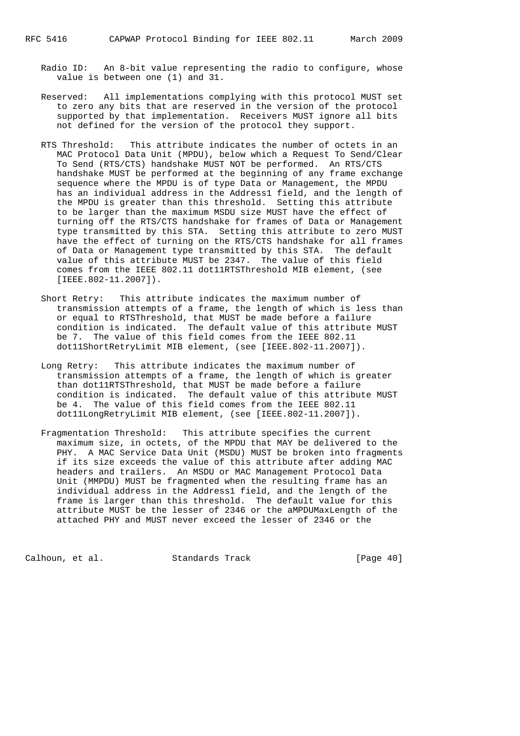Radio ID: An 8-bit value representing the radio to configure, whose value is between one (1) and 31.

Reserved: All implementations complying with this protocol MUST set to zero any bits that are reserved in the version of the protocol supported by that implementation. Receivers MUST ignore all bits not defined for the version of the protocol they support.

RTS Threshold: This attribute indicates the number of octets in an MAC Protocol Data Unit (MPDU), below which a Request To Send/Clear To Send (RTS/CTS) handshake MUST NOT be performed. An RTS/CTS handshake MUST be performed at the beginning of any frame exchange sequence where the MPDU is of type Data or Management, the MPDU has an individual address in the Address1 field, and the length of the MPDU is greater than this threshold. Setting this attribute to be larger than the maximum MSDU size MUST have the effect of turning off the RTS/CTS handshake for frames of Data or Management type transmitted by this STA. Setting this attribute to zero MUST have the effect of turning on the RTS/CTS handshake for all frames of Data or Management type transmitted by this STA. The default value of this attribute MUST be 2347. The value of this field comes from the IEEE 802.11 dot11RTSThreshold MIB element, (see [IEEE.802-11.2007]).

Short Retry: This attribute indicates the maximum number of transmission attempts of a frame, the length of which is less than or equal to RTSThreshold, that MUST be made before a failure condition is indicated. The default value of this attribute MUST be 7. The value of this field comes from the IEEE 802.11 dot11ShortRetryLimit MIB element, (see [IEEE.802-11.2007]).

Long Retry: This attribute indicates the maximum number of transmission attempts of a frame, the length of which is greater than dot11RTSThreshold, that MUST be made before a failure condition is indicated. The default value of this attribute MUST be 4. The value of this field comes from the IEEE 802.11 dot11LongRetryLimit MIB element, (see [IEEE.802-11.2007]).

Fragmentation Threshold: This attribute specifies the current maximum size, in octets, of the MPDU that MAY be delivered to the PHY. A MAC Service Data Unit (MSDU) MUST be broken into fragments if its size exceeds the value of this attribute after adding MAC headers and trailers. An MSDU or MAC Management Protocol Data Unit (MMPDU) MUST be fragmented when the resulting frame has an individual address in the Address1 field, and the length of the frame is larger than this threshold. The default value for this attribute MUST be the lesser of 2346 or the aMPDUMaxLength of the attached PHY and MUST never exceed the lesser of 2346 or the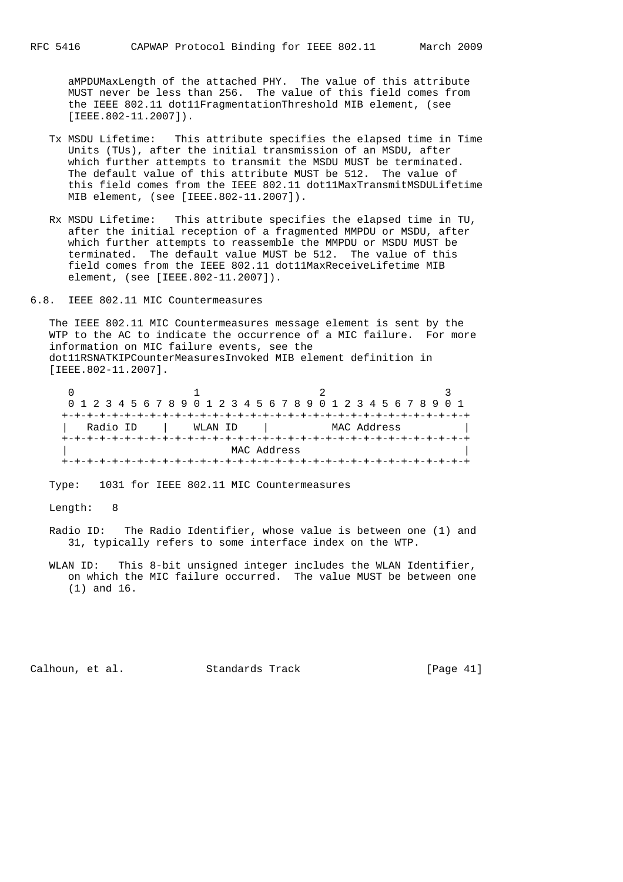aMPDUMaxLength of the attached PHY. The value of this attribute MUST never be less than 256. The value of this field comes from the IEEE 802.11 dot11FragmentationThreshold MIB element, (see [IEEE.802-11.2007]).

Tx MSDU Lifetime: This attribute specifies the elapsed time in Time Units (TUs), after the initial transmission of an MSDU, after which further attempts to transmit the MSDU MUST be terminated. The default value of this attribute MUST be 512. The value of this field comes from the IEEE 802.11 dot11MaxTransmitMSDULifetime MIB element, (see [IEEE.802-11.2007]).

Rx MSDU Lifetime: This attribute specifies the elapsed time in TU, after the initial reception of a fragmented MMPDU or MSDU, after which further attempts to reassemble the MMPDU or MSDU MUST be terminated. The default value MUST be 512. The value of this field comes from the IEEE 802.11 dot11MaxReceiveLifetime MIB element, (see [IEEE.802-11.2007]).

## 6.8. IEEE 802.11 MIC Countermeasures

The IEEE 802.11 MIC Countermeasures message element is sent by the WTP to the AC to indicate the occurrence of a MIC failure. For more information on MIC failure events, see the dot11RSNATKIPCounterMeasuresInvoked MIB element definition in [IEEE.802-11.2007].

```
 0                   1                   2                   3
 0 1 2 3 4 5 6 7 8 9 0 1 2 3 4 5 6 7 8 9 0 1 2 3 4 5 6 7 8 9 0 1
+-+-+-+-+-+-+-+-+-+-+-+-+-+-+-+-+-+-+-+-+-+-+-+-+-+-+-+-+-+-+-+-+
|   Radio ID    |    WLAN ID    |          MAC Address          |
+-+-+-+-+-+-+-+-+-+-+-+-+-+-+-+-+-+-+-+-+-+-+-+-+-+-+-+-+-+-+-+-+
|                          MAC Address                          |
+-+-+-+-+-+-+-+-+-+-+-+-+-+-+-+-+-+-+-+-+-+-+-+-+-+-+-+-+-+-+-+-+
```

Type: 1031 for IEEE 802.11 MIC Countermeasures

Length: 8

Radio ID: The Radio Identifier, whose value is between one (1) and 31, typically refers to some interface index on the WTP.

WLAN ID: This 8-bit unsigned integer includes the WLAN Identifier, on which the MIC failure occurred. The value MUST be between one (1) and 16.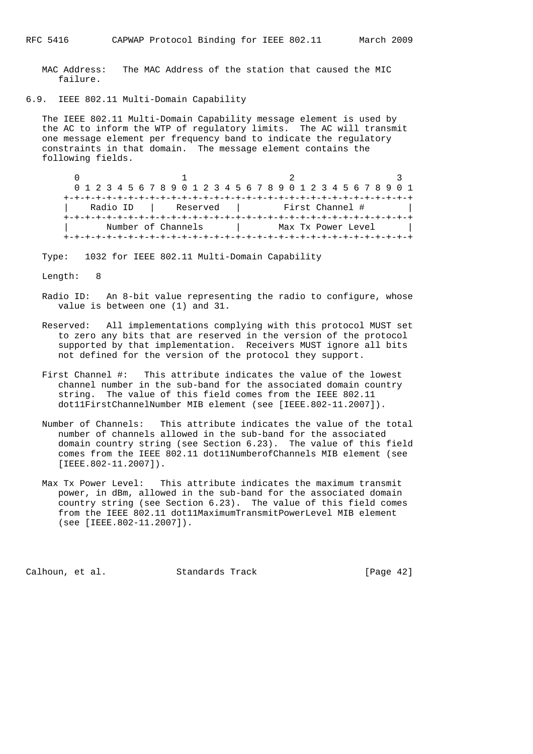MAC Address: The MAC Address of the station that caused the MIC failure.

### 6.9. IEEE 802.11 Multi-Domain Capability

The IEEE 802.11 Multi-Domain Capability message element is used by the AC to inform the WTP of regulatory limits. The AC will transmit one message element per frequency band to indicate the regulatory constraints in that domain. The message element contains the following fields.

```
 0                   1                   2                   3
 0 1 2 3 4 5 6 7 8 9 0 1 2 3 4 5 6 7 8 9 0 1 2 3 4 5 6 7 8 9 0 1
+-+-+-+-+-+-+-+-+-+-+-+-+-+-+-+-+-+-+-+-+-+-+-+-+-+-+-+-+-+-+-+-+
|   Radio ID    |   Reserved    |        First Channel #        |
+-+-+-+-+-+-+-+-+-+-+-+-+-+-+-+-+-+-+-+-+-+-+-+-+-+-+-+-+-+-+-+-+
|      Number of Channels       |       Max Tx Power Level      |
+-+-+-+-+-+-+-+-+-+-+-+-+-+-+-+-+-+-+-+-+-+-+-+-+-+-+-+-+-+-+-+-+
```

Type: 1032 for IEEE 802.11 Multi-Domain Capability

Length: 8

Radio ID: An 8-bit value representing the radio to configure, whose value is between one (1) and 31.

Reserved: All implementations complying with this protocol MUST set to zero any bits that are reserved in the version of the protocol supported by that implementation. Receivers MUST ignore all bits not defined for the version of the protocol they support.

First Channel #: This attribute indicates the value of the lowest channel number in the sub-band for the associated domain country string. The value of this field comes from the IEEE 802.11 dot11FirstChannelNumber MIB element (see [IEEE.802-11.2007]).

Number of Channels: This attribute indicates the value of the total number of channels allowed in the sub-band for the associated domain country string (see Section 6.23). The value of this field comes from the IEEE 802.11 dot11NumberofChannels MIB element (see [IEEE.802-11.2007]).

Max Tx Power Level: This attribute indicates the maximum transmit power, in dBm, allowed in the sub-band for the associated domain country string (see Section 6.23). The value of this field comes from the IEEE 802.11 dot11MaximumTransmitPowerLevel MIB element (see [IEEE.802-11.2007]).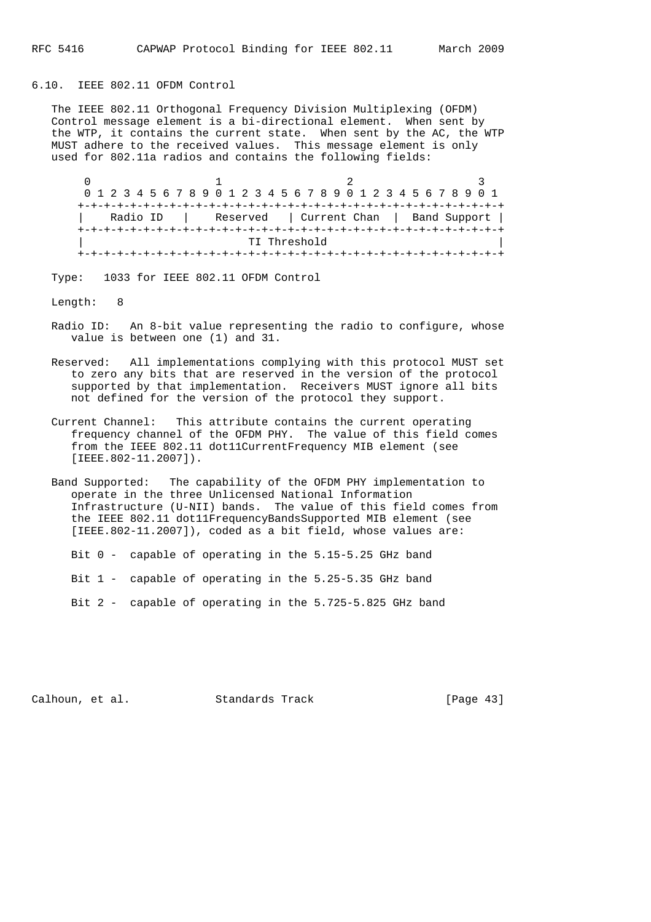## 6.10. IEEE 802.11 OFDM Control

The IEEE 802.11 Orthogonal Frequency Division Multiplexing (OFDM) Control message element is a bi-directional element. When sent by the WTP, it contains the current state. When sent by the AC, the WTP MUST adhere to the received values. This message element is only used for 802.11a radios and contains the following fields:

```
 0                   1                   2                   3
 0 1 2 3 4 5 6 7 8 9 0 1 2 3 4 5 6 7 8 9 0 1 2 3 4 5 6 7 8 9 0 1
+-+-+-+-+-+-+-+-+-+-+-+-+-+-+-+-+-+-+-+-+-+-+-+-+-+-+-+-+-+-+-+-+
|    Radio ID   |    Reserved   | Current Chan  |  Band Support |
+-+-+-+-+-+-+-+-+-+-+-+-+-+-+-+-+-+-+-+-+-+-+-+-+-+-+-+-+-+-+-+-+
|                         TI Threshold                          |
+-+-+-+-+-+-+-+-+-+-+-+-+-+-+-+-+-+-+-+-+-+-+-+-+-+-+-+-+-+-+-+-+
```

Type: 1033 for IEEE 802.11 OFDM Control

Length: 8

Radio ID: An 8-bit value representing the radio to configure, whose value is between one (1) and 31.

Reserved: All implementations complying with this protocol MUST set to zero any bits that are reserved in the version of the protocol supported by that implementation. Receivers MUST ignore all bits not defined for the version of the protocol they support.

Current Channel: This attribute contains the current operating frequency channel of the OFDM PHY. The value of this field comes from the IEEE 802.11 dot11CurrentFrequency MIB element (see [IEEE.802-11.2007]).

Band Supported: The capability of the OFDM PHY implementation to operate in the three Unlicensed National Information Infrastructure (U-NII) bands. The value of this field comes from the IEEE 802.11 dot11FrequencyBandsSupported MIB element (see [IEEE.802-11.2007]), coded as a bit field, whose values are:

Bit 0 - capable of operating in the 5.15-5.25 GHz band

Bit 1 - capable of operating in the 5.25-5.35 GHz band

Bit 2 - capable of operating in the 5.725-5.825 GHz band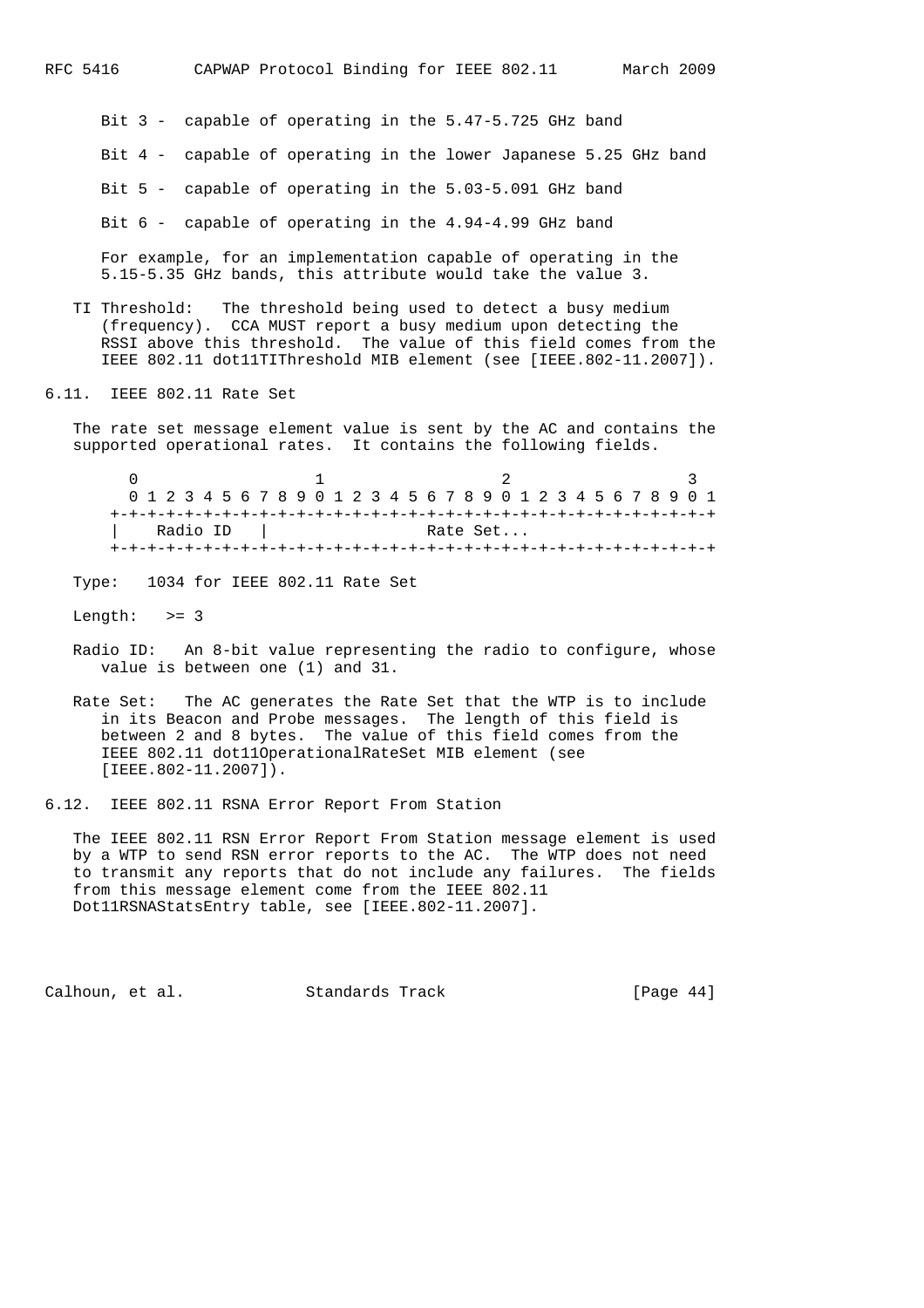Bit 3 - capable of operating in the 5.47-5.725 GHz band

Bit 4 - capable of operating in the lower Japanese 5.25 GHz band

Bit 5 - capable of operating in the 5.03-5.091 GHz band

Bit 6 - capable of operating in the 4.94-4.99 GHz band

For example, for an implementation capable of operating in the 5.15-5.35 GHz bands, this attribute would take the value 3.

TI Threshold: The threshold being used to detect a busy medium (frequency). CCA MUST report a busy medium upon detecting the RSSI above this threshold. The value of this field comes from the IEEE 802.11 dot11TIThreshold MIB element (see [IEEE.802-11.2007]).

## 6.11. IEEE 802.11 Rate Set

The rate set message element value is sent by the AC and contains the supported operational rates. It contains the following fields.

```
 0                   1                   2                   3
 0 1 2 3 4 5 6 7 8 9 0 1 2 3 4 5 6 7 8 9 0 1 2 3 4 5 6 7 8 9 0 1
+-+-+-+-+-+-+-+-+-+-+-+-+-+-+-+-+-+-+-+-+-+-+-+-+-+-+-+-+-+-+-+-+
|   Radio ID    |                 Rate Set...
+-+-+-+-+-+-+-+-+-+-+-+-+-+-+-+-+-+-+-+-+-+-+-+-+-+-+-+-+-+-+-+-+
```

Type: 1034 for IEEE 802.11 Rate Set

Length: >= 3

Radio ID: An 8-bit value representing the radio to configure, whose value is between one (1) and 31.

Rate Set: The AC generates the Rate Set that the WTP is to include in its Beacon and Probe messages. The length of this field is between 2 and 8 bytes. The value of this field comes from the IEEE 802.11 dot11OperationalRateSet MIB element (see [IEEE.802-11.2007]).

## 6.12. IEEE 802.11 RSNA Error Report From Station

The IEEE 802.11 RSN Error Report From Station message element is used by a WTP to send RSN error reports to the AC. The WTP does not need to transmit any reports that do not include any failures. The fields from this message element come from the IEEE 802.11 Dot11RSNAStatsEntry table, see [IEEE.802-11.2007].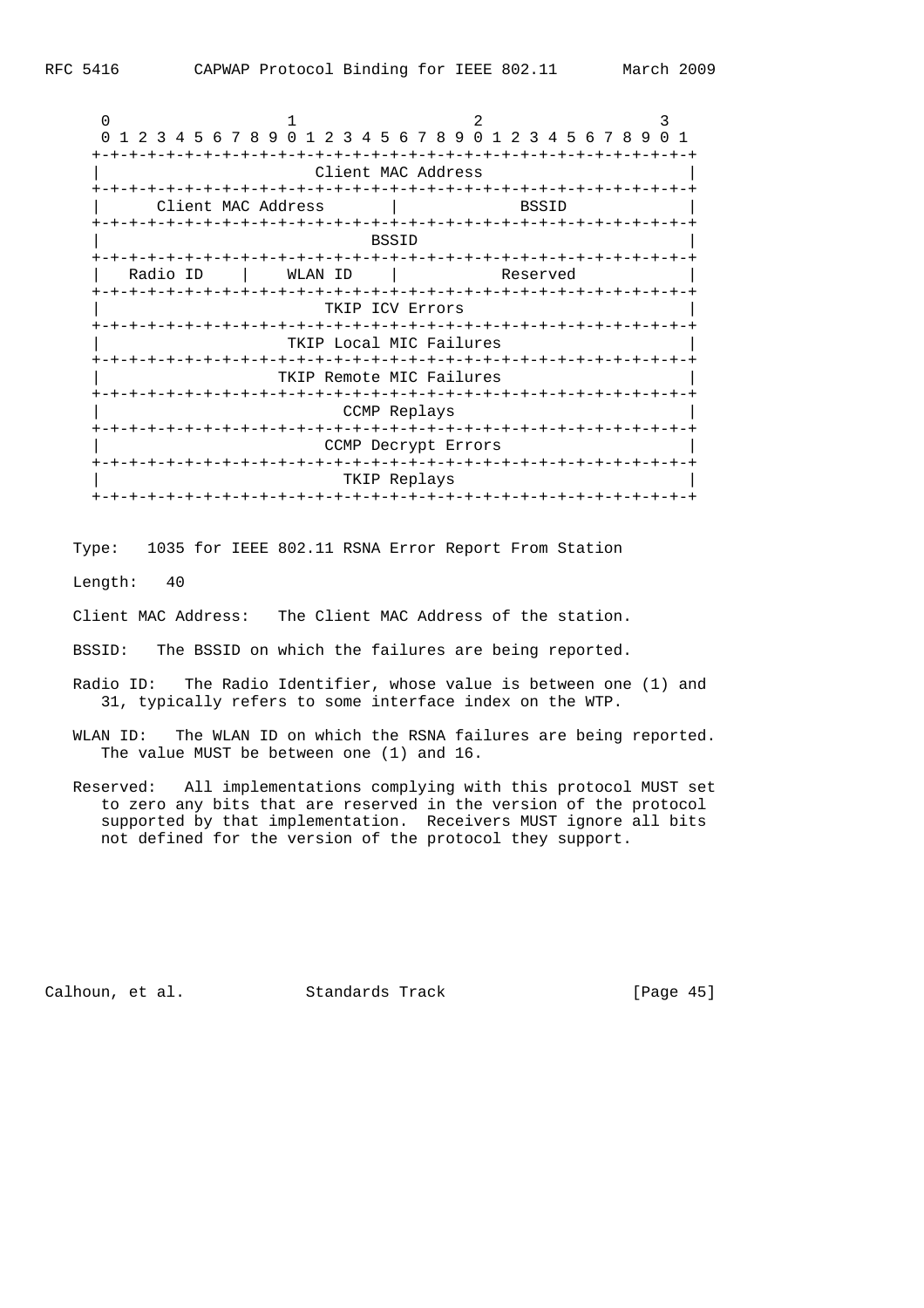```
        0                   1                   2                   3
        0 1 2 3 4 5 6 7 8 9 0 1 2 3 4 5 6 7 8 9 0 1 2 3 4 5 6 7 8 9 0 1
       +-+-+-+-+-+-+-+-+-+-+-+-+-+-+-+-+-+-+-+-+-+-+-+-+-+-+-+-+-+-+-+-+
       |                      Client MAC Address                       |
       +-+-+-+-+-+-+-+-+-+-+-+-+-+-+-+-+-+-+-+-+-+-+-+-+-+-+-+-+-+-+-+-+
       |      Client MAC Address       |             BSSID             |
       +-+-+-+-+-+-+-+-+-+-+-+-+-+-+-+-+-+-+-+-+-+-+-+-+-+-+-+-+-+-+-+-+
       |                            BSSID                              |
       +-+-+-+-+-+-+-+-+-+-+-+-+-+-+-+-+-+-+-+-+-+-+-+-+-+-+-+-+-+-+-+-+
       |   Radio ID    |    WLAN ID    |           Reserved            |
       +-+-+-+-+-+-+-+-+-+-+-+-+-+-+-+-+-+-+-+-+-+-+-+-+-+-+-+-+-+-+-+-+
       |                       TKIP ICV Errors                         |
       +-+-+-+-+-+-+-+-+-+-+-+-+-+-+-+-+-+-+-+-+-+-+-+-+-+-+-+-+-+-+-+-+
       |                    TKIP Local MIC Failures                    |
       +-+-+-+-+-+-+-+-+-+-+-+-+-+-+-+-+-+-+-+-+-+-+-+-+-+-+-+-+-+-+-+-+
       |                   TKIP Remote MIC Failures                    |
       +-+-+-+-+-+-+-+-+-+-+-+-+-+-+-+-+-+-+-+-+-+-+-+-+-+-+-+-+-+-+-+-+
       |                         CCMP Replays                          |
       +-+-+-+-+-+-+-+-+-+-+-+-+-+-+-+-+-+-+-+-+-+-+-+-+-+-+-+-+-+-+-+-+
       |                      CCMP Decrypt Errors                      |
       +-+-+-+-+-+-+-+-+-+-+-+-+-+-+-+-+-+-+-+-+-+-+-+-+-+-+-+-+-+-+-+-+
       |                         TKIP Replays                          |
       +-+-+-+-+-+-+-+-+-+-+-+-+-+-+-+-+-+-+-+-+-+-+-+-+-+-+-+-+-+-+-+-+
```

Type: 1035 for IEEE 802.11 RSNA Error Report From Station

Length: 40

Client MAC Address: The Client MAC Address of the station.

BSSID: The BSSID on which the failures are being reported.

Radio ID: The Radio Identifier, whose value is between one (1) and 31, typically refers to some interface index on the WTP.

WLAN ID: The WLAN ID on which the RSNA failures are being reported. The value MUST be between one (1) and 16.

Reserved: All implementations complying with this protocol MUST set to zero any bits that are reserved in the version of the protocol supported by that implementation. Receivers MUST ignore all bits not defined for the version of the protocol they support.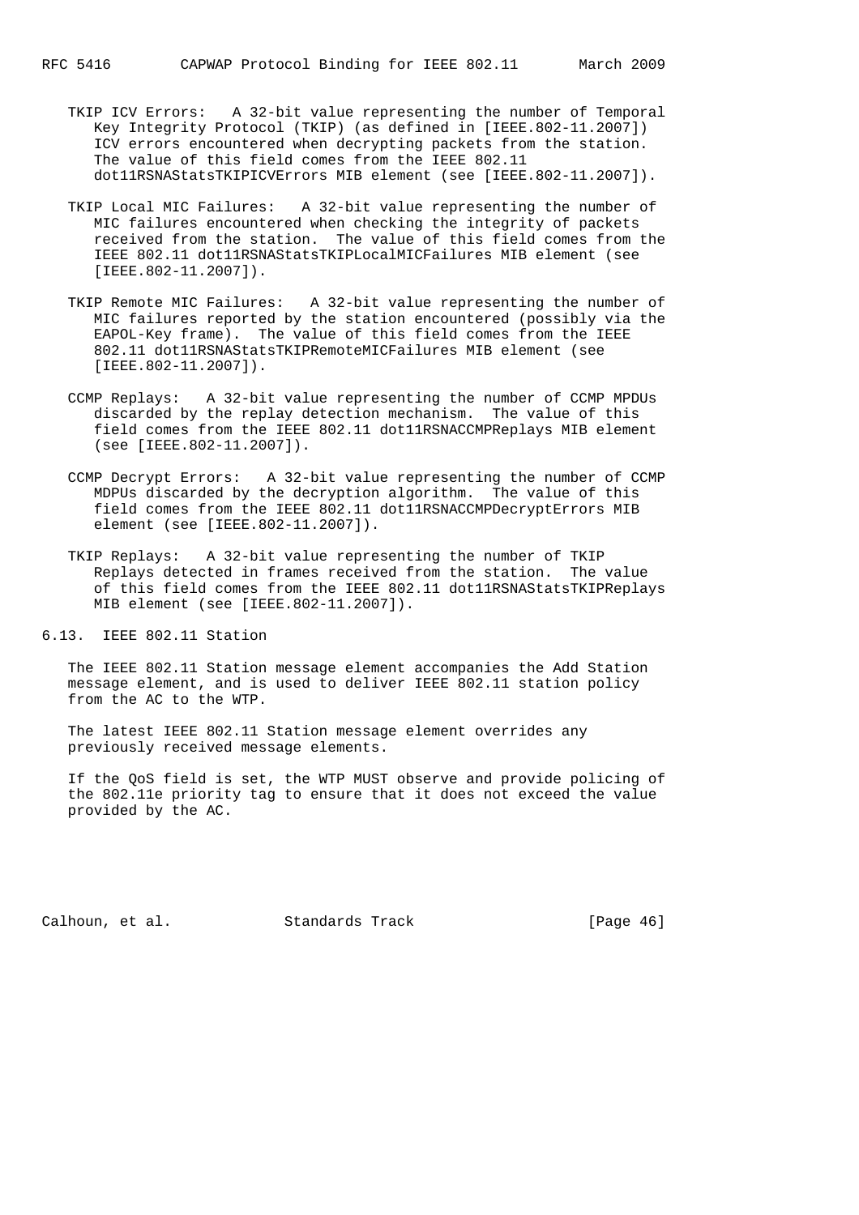TKIP ICV Errors: A 32-bit value representing the number of Temporal Key Integrity Protocol (TKIP) (as defined in [IEEE.802-11.2007]) ICV errors encountered when decrypting packets from the station. The value of this field comes from the IEEE 802.11 dot11RSNAStatsTKIPICVErrors MIB element (see [IEEE.802-11.2007]).

TKIP Local MIC Failures: A 32-bit value representing the number of MIC failures encountered when checking the integrity of packets received from the station. The value of this field comes from the IEEE 802.11 dot11RSNAStatsTKIPLocalMICFailures MIB element (see [IEEE.802-11.2007]).

TKIP Remote MIC Failures: A 32-bit value representing the number of MIC failures reported by the station encountered (possibly via the EAPOL-Key frame). The value of this field comes from the IEEE 802.11 dot11RSNAStatsTKIPRemoteMICFailures MIB element (see [IEEE.802-11.2007]).

CCMP Replays: A 32-bit value representing the number of CCMP MPDUs discarded by the replay detection mechanism. The value of this field comes from the IEEE 802.11 dot11RSNACCMPReplays MIB element (see [IEEE.802-11.2007]).

CCMP Decrypt Errors: A 32-bit value representing the number of CCMP MDPUs discarded by the decryption algorithm. The value of this field comes from the IEEE 802.11 dot11RSNACCMPDecryptErrors MIB element (see [IEEE.802-11.2007]).

TKIP Replays: A 32-bit value representing the number of TKIP Replays detected in frames received from the station. The value of this field comes from the IEEE 802.11 dot11RSNAStatsTKIPReplays MIB element (see [IEEE.802-11.2007]).

## 6.13. IEEE 802.11 Station

The IEEE 802.11 Station message element accompanies the Add Station message element, and is used to deliver IEEE 802.11 station policy from the AC to the WTP.

The latest IEEE 802.11 Station message element overrides any previously received message elements.

If the QoS field is set, the WTP MUST observe and provide policing of the 802.11e priority tag to ensure that it does not exceed the value provided by the AC.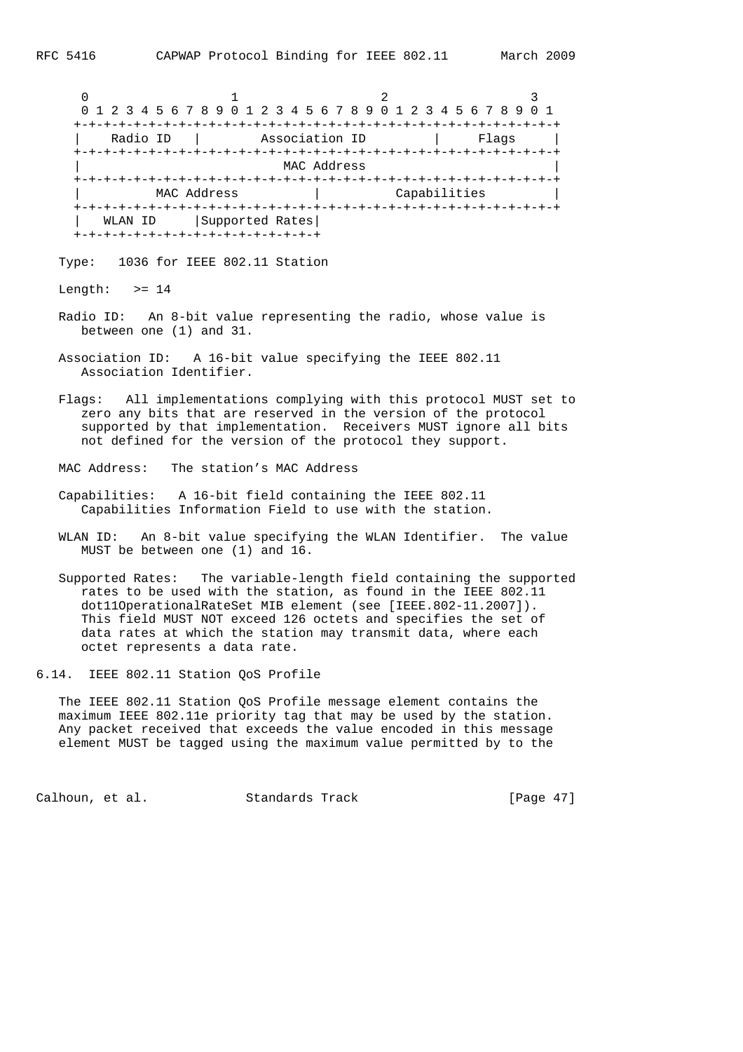```
        0                   1                   2                   3
        0 1 2 3 4 5 6 7 8 9 0 1 2 3 4 5 6 7 8 9 0 1 2 3 4 5 6 7 8 9 0 1
       +-+-+-+-+-+-+-+-+-+-+-+-+-+-+-+-+-+-+-+-+-+-+-+-+-+-+-+-+-+-+-+-+
       |    Radio ID   |        Association ID         |     Flags     |
       +-+-+-+-+-+-+-+-+-+-+-+-+-+-+-+-+-+-+-+-+-+-+-+-+-+-+-+-+-+-+-+-+
       |                          MAC Address                          |
       +-+-+-+-+-+-+-+-+-+-+-+-+-+-+-+-+-+-+-+-+-+-+-+-+-+-+-+-+-+-+-+-+
       |          MAC Address          |          Capabilities         |
       +-+-+-+-+-+-+-+-+-+-+-+-+-+-+-+-+-+-+-+-+-+-+-+-+-+-+-+-+-+-+-+-+
       |   WLAN ID     |Supported Rates|
       +-+-+-+-+-+-+-+-+-+-+-+-+-+-+-+-+
```

Type: 1036 for IEEE 802.11 Station

Length: >= 14

Radio ID: An 8-bit value representing the radio, whose value is between one (1) and 31.

Association ID: A 16-bit value specifying the IEEE 802.11 Association Identifier.

Flags: All implementations complying with this protocol MUST set to zero any bits that are reserved in the version of the protocol supported by that implementation. Receivers MUST ignore all bits not defined for the version of the protocol they support.

MAC Address: The station's MAC Address

Capabilities: A 16-bit field containing the IEEE 802.11 Capabilities Information Field to use with the station.

WLAN ID: An 8-bit value specifying the WLAN Identifier. The value MUST be between one (1) and 16.

Supported Rates: The variable-length field containing the supported rates to be used with the station, as found in the IEEE 802.11 dot11OperationalRateSet MIB element (see [IEEE.802-11.2007]). This field MUST NOT exceed 126 octets and specifies the set of data rates at which the station may transmit data, where each octet represents a data rate.

## 6.14. IEEE 802.11 Station QoS Profile

The IEEE 802.11 Station QoS Profile message element contains the maximum IEEE 802.11e priority tag that may be used by the station. Any packet received that exceeds the value encoded in this message element MUST be tagged using the maximum value permitted by to the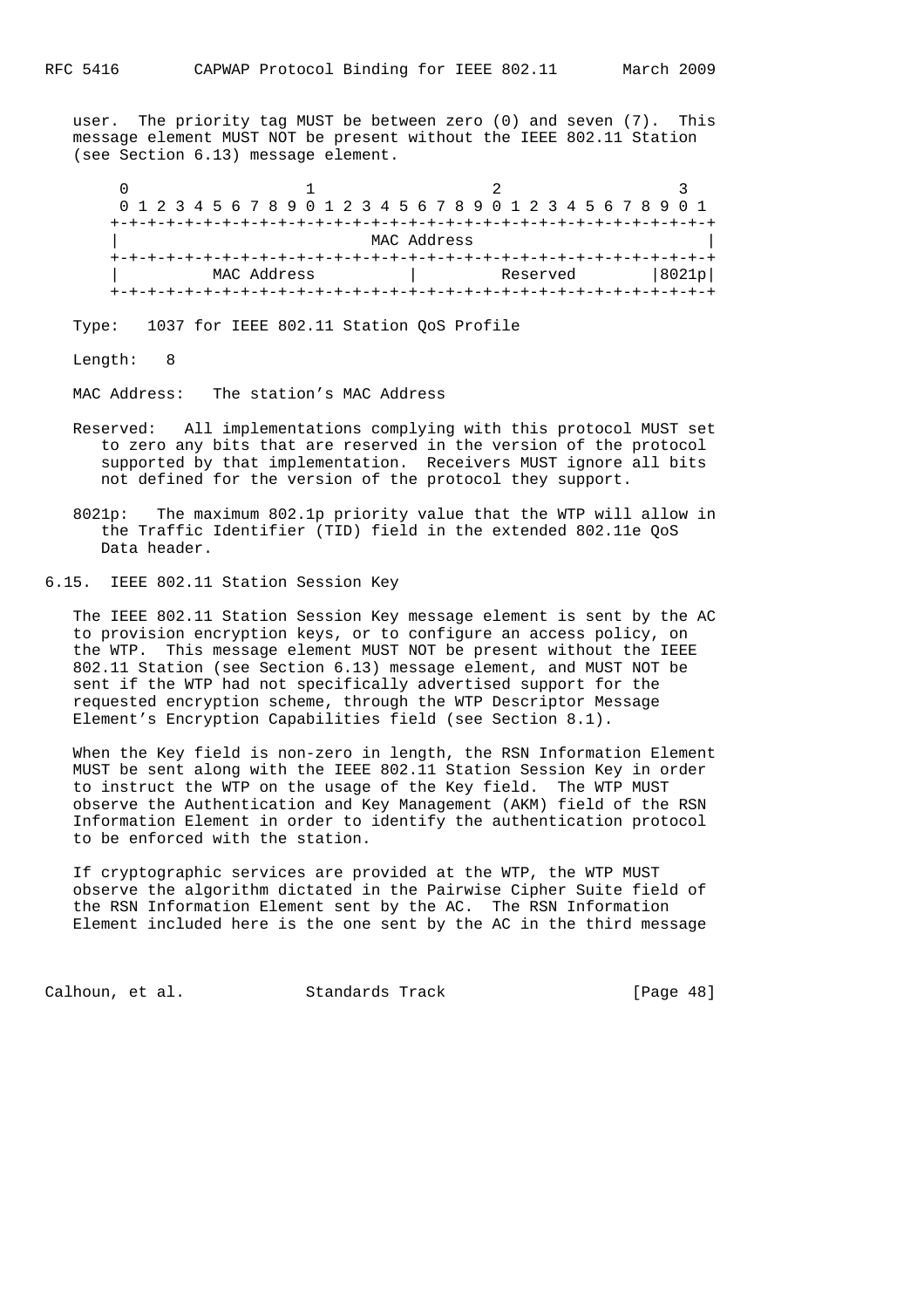user. The priority tag MUST be between zero (0) and seven (7). This message element MUST NOT be present without the IEEE 802.11 Station (see Section 6.13) message element.

```
 0                   1                   2                   3
 0 1 2 3 4 5 6 7 8 9 0 1 2 3 4 5 6 7 8 9 0 1 2 3 4 5 6 7 8 9 0 1
+-+-+-+-+-+-+-+-+-+-+-+-+-+-+-+-+-+-+-+-+-+-+-+-+-+-+-+-+-+-+-+-+
|                          MAC Address                          |
+-+-+-+-+-+-+-+-+-+-+-+-+-+-+-+-+-+-+-+-+-+-+-+-+-+-+-+-+-+-+-+-+
|          MAC Address          |        Reserved         |8021p|
+-+-+-+-+-+-+-+-+-+-+-+-+-+-+-+-+-+-+-+-+-+-+-+-+-+-+-+-+-+-+-+-+
```

Type: 1037 for IEEE 802.11 Station QoS Profile

Length: 8

MAC Address: The station's MAC Address

Reserved: All implementations complying with this protocol MUST set to zero any bits that are reserved in the version of the protocol supported by that implementation. Receivers MUST ignore all bits not defined for the version of the protocol they support.

8021p: The maximum 802.1p priority value that the WTP will allow in the Traffic Identifier (TID) field in the extended 802.11e QoS Data header.

## 6.15. IEEE 802.11 Station Session Key

The IEEE 802.11 Station Session Key message element is sent by the AC to provision encryption keys, or to configure an access policy, on the WTP. This message element MUST NOT be present without the IEEE 802.11 Station (see Section 6.13) message element, and MUST NOT be sent if the WTP had not specifically advertised support for the requested encryption scheme, through the WTP Descriptor Message Element's Encryption Capabilities field (see Section 8.1).

When the Key field is non-zero in length, the RSN Information Element MUST be sent along with the IEEE 802.11 Station Session Key in order to instruct the WTP on the usage of the Key field. The WTP MUST observe the Authentication and Key Management (AKM) field of the RSN Information Element in order to identify the authentication protocol to be enforced with the station.

If cryptographic services are provided at the WTP, the WTP MUST observe the algorithm dictated in the Pairwise Cipher Suite field of the RSN Information Element sent by the AC. The RSN Information Element included here is the one sent by the AC in the third message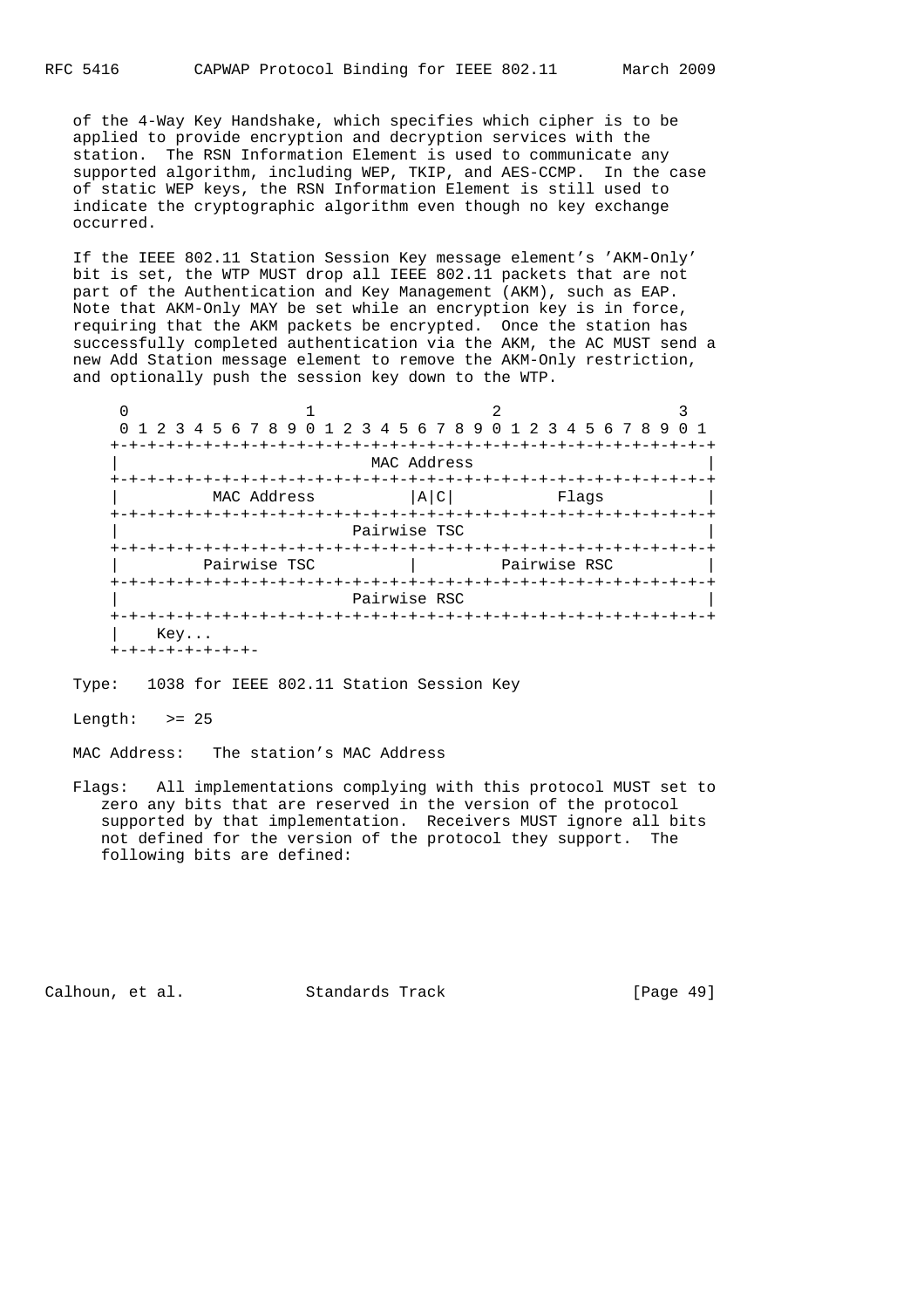of the 4-Way Key Handshake, which specifies which cipher is to be applied to provide encryption and decryption services with the station. The RSN Information Element is used to communicate any supported algorithm, including WEP, TKIP, and AES-CCMP. In the case of static WEP keys, the RSN Information Element is still used to indicate the cryptographic algorithm even though no key exchange occurred.

If the IEEE 802.11 Station Session Key message element's 'AKM-Only' bit is set, the WTP MUST drop all IEEE 802.11 packets that are not part of the Authentication and Key Management (AKM), such as EAP. Note that AKM-Only MAY be set while an encryption key is in force, requiring that the AKM packets be encrypted. Once the station has successfully completed authentication via the AKM, the AC MUST send a new Add Station message element to remove the AKM-Only restriction, and optionally push the session key down to the WTP.

```
 0                   1                   2                   3
 0 1 2 3 4 5 6 7 8 9 0 1 2 3 4 5 6 7 8 9 0 1 2 3 4 5 6 7 8 9 0 1
+-+-+-+-+-+-+-+-+-+-+-+-+-+-+-+-+-+-+-+-+-+-+-+-+-+-+-+-+-+-+-+-+
|                          MAC Address                          |
+-+-+-+-+-+-+-+-+-+-+-+-+-+-+-+-+-+-+-+-+-+-+-+-+-+-+-+-+-+-+-+-+
|          MAC Address          |A|C|           Flags           |
+-+-+-+-+-+-+-+-+-+-+-+-+-+-+-+-+-+-+-+-+-+-+-+-+-+-+-+-+-+-+-+-+
|                         Pairwise TSC                          |
+-+-+-+-+-+-+-+-+-+-+-+-+-+-+-+-+-+-+-+-+-+-+-+-+-+-+-+-+-+-+-+-+
|         Pairwise TSC          |         Pairwise RSC          |
+-+-+-+-+-+-+-+-+-+-+-+-+-+-+-+-+-+-+-+-+-+-+-+-+-+-+-+-+-+-+-+-+
|                         Pairwise RSC                          |
+-+-+-+-+-+-+-+-+-+-+-+-+-+-+-+-+-+-+-+-+-+-+-+-+-+-+-+-+-+-+-+-+
|    Key...
+-+-+-+-+-+-+-+-
```

Type: 1038 for IEEE 802.11 Station Session Key

Length: >= 25

MAC Address: The station's MAC Address

Flags: All implementations complying with this protocol MUST set to zero any bits that are reserved in the version of the protocol supported by that implementation. Receivers MUST ignore all bits not defined for the version of the protocol they support. The following bits are defined: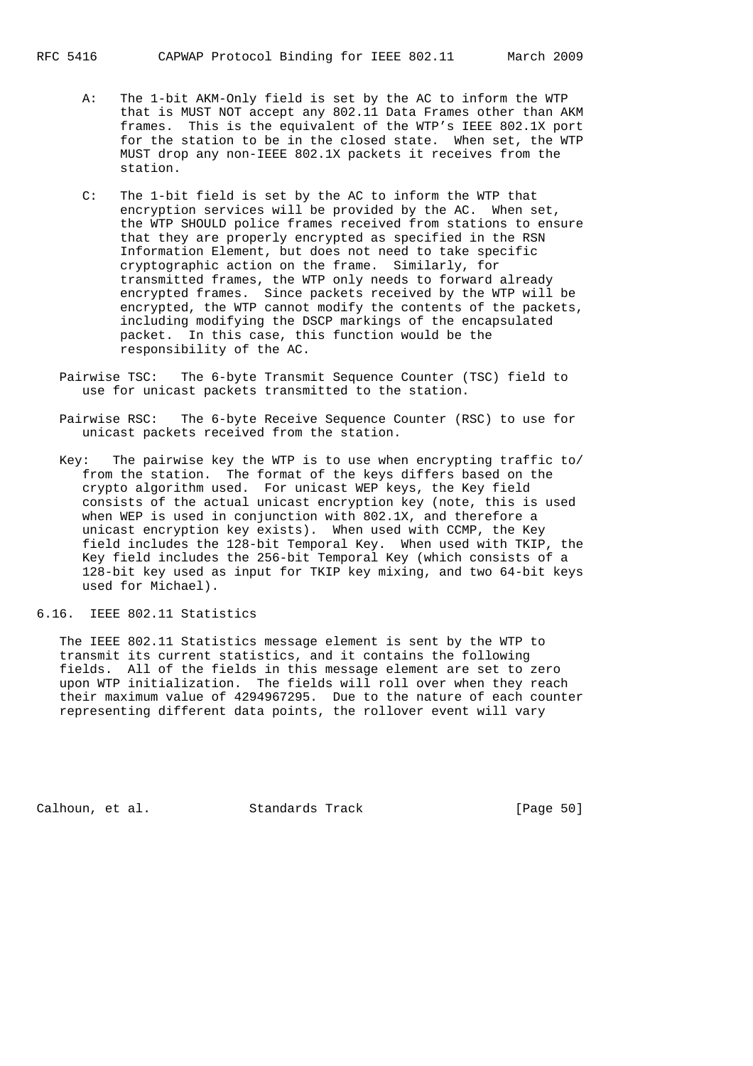A: The 1-bit AKM-Only field is set by the AC to inform the WTP that is MUST NOT accept any 802.11 Data Frames other than AKM frames. This is the equivalent of the WTP's IEEE 802.1X port for the station to be in the closed state. When set, the WTP MUST drop any non-IEEE 802.1X packets it receives from the station.

C: The 1-bit field is set by the AC to inform the WTP that encryption services will be provided by the AC. When set, the WTP SHOULD police frames received from stations to ensure that they are properly encrypted as specified in the RSN Information Element, but does not need to take specific cryptographic action on the frame. Similarly, for transmitted frames, the WTP only needs to forward already encrypted frames. Since packets received by the WTP will be encrypted, the WTP cannot modify the contents of the packets, including modifying the DSCP markings of the encapsulated packet. In this case, this function would be the responsibility of the AC.

Pairwise TSC: The 6-byte Transmit Sequence Counter (TSC) field to use for unicast packets transmitted to the station.

Pairwise RSC: The 6-byte Receive Sequence Counter (RSC) to use for unicast packets received from the station.

Key: The pairwise key the WTP is to use when encrypting traffic to/from the station. The format of the keys differs based on the crypto algorithm used. For unicast WEP keys, the Key field consists of the actual unicast encryption key (note, this is used when WEP is used in conjunction with 802.1X, and therefore a unicast encryption key exists). When used with CCMP, the Key field includes the 128-bit Temporal Key. When used with TKIP, the Key field includes the 256-bit Temporal Key (which consists of a 128-bit key used as input for TKIP key mixing, and two 64-bit keys used for Michael).

## 6.16. IEEE 802.11 Statistics

The IEEE 802.11 Statistics message element is sent by the WTP to transmit its current statistics, and it contains the following fields. All of the fields in this message element are set to zero upon WTP initialization. The fields will roll over when they reach their maximum value of 4294967295. Due to the nature of each counter representing different data points, the rollover event will vary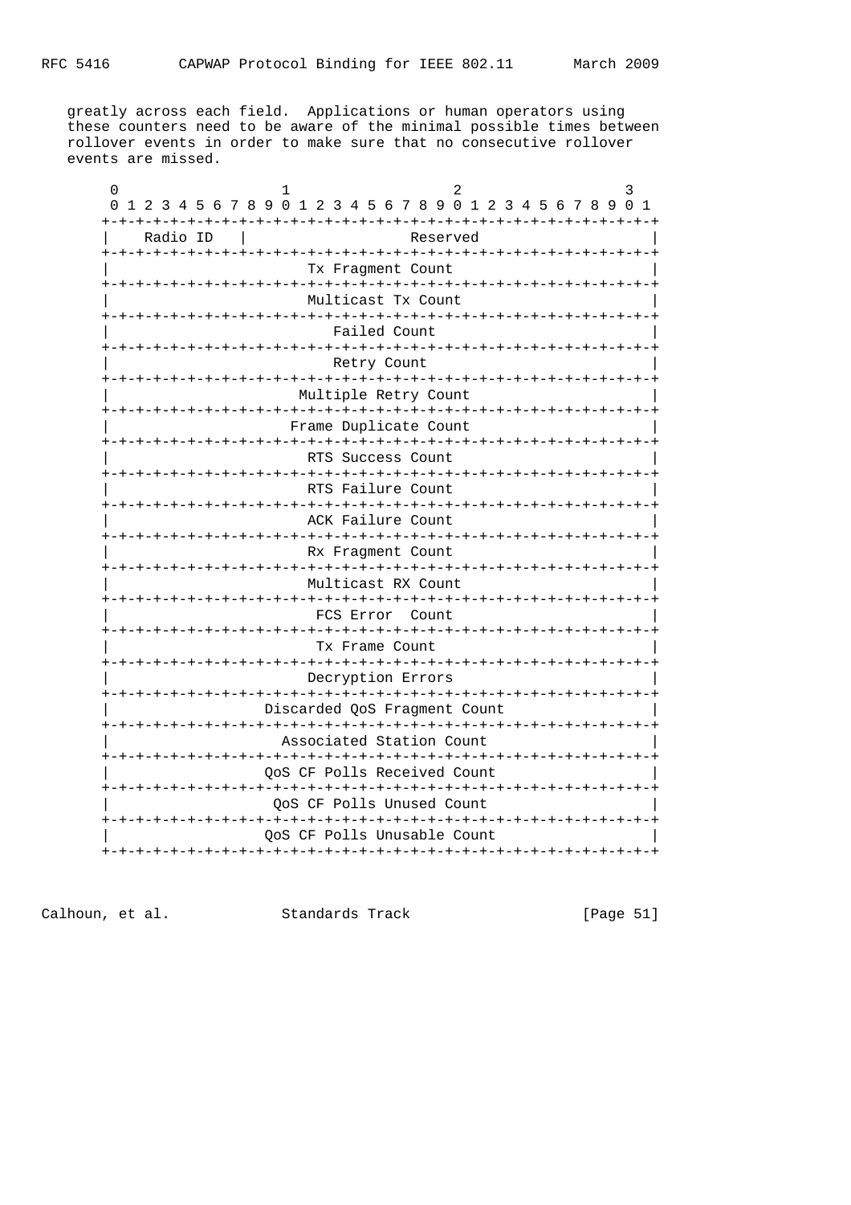greatly across each field. Applications or human operators using these counters need to be aware of the minimal possible times between rollover events in order to make sure that no consecutive rollover events are missed.

```
 0                   1                   2                   3
 0 1 2 3 4 5 6 7 8 9 0 1 2 3 4 5 6 7 8 9 0 1 2 3 4 5 6 7 8 9 0 1
+-+-+-+-+-+-+-+-+-+-+-+-+-+-+-+-+-+-+-+-+-+-+-+-+-+-+-+-+-+-+-+-+
|    Radio ID   |                    Reserved                   |
+-+-+-+-+-+-+-+-+-+-+-+-+-+-+-+-+-+-+-+-+-+-+-+-+-+-+-+-+-+-+-+-+
|                       Tx Fragment Count                       |
+-+-+-+-+-+-+-+-+-+-+-+-+-+-+-+-+-+-+-+-+-+-+-+-+-+-+-+-+-+-+-+-+
|                       Multicast Tx Count                      |
+-+-+-+-+-+-+-+-+-+-+-+-+-+-+-+-+-+-+-+-+-+-+-+-+-+-+-+-+-+-+-+-+
|                          Failed Count                         |
+-+-+-+-+-+-+-+-+-+-+-+-+-+-+-+-+-+-+-+-+-+-+-+-+-+-+-+-+-+-+-+-+
|                          Retry Count                          |
+-+-+-+-+-+-+-+-+-+-+-+-+-+-+-+-+-+-+-+-+-+-+-+-+-+-+-+-+-+-+-+-+
|                      Multiple Retry Count                     |
+-+-+-+-+-+-+-+-+-+-+-+-+-+-+-+-+-+-+-+-+-+-+-+-+-+-+-+-+-+-+-+-+
|                     Frame Duplicate Count                     |
+-+-+-+-+-+-+-+-+-+-+-+-+-+-+-+-+-+-+-+-+-+-+-+-+-+-+-+-+-+-+-+-+
|                       RTS Success Count                       |
+-+-+-+-+-+-+-+-+-+-+-+-+-+-+-+-+-+-+-+-+-+-+-+-+-+-+-+-+-+-+-+-+
|                       RTS Failure Count                       |
+-+-+-+-+-+-+-+-+-+-+-+-+-+-+-+-+-+-+-+-+-+-+-+-+-+-+-+-+-+-+-+-+
|                       ACK Failure Count                       |
+-+-+-+-+-+-+-+-+-+-+-+-+-+-+-+-+-+-+-+-+-+-+-+-+-+-+-+-+-+-+-+-+
|                       Rx Fragment Count                       |
+-+-+-+-+-+-+-+-+-+-+-+-+-+-+-+-+-+-+-+-+-+-+-+-+-+-+-+-+-+-+-+-+
|                       Multicast RX Count                      |
+-+-+-+-+-+-+-+-+-+-+-+-+-+-+-+-+-+-+-+-+-+-+-+-+-+-+-+-+-+-+-+-+
|                        FCS Error  Count                       |
+-+-+-+-+-+-+-+-+-+-+-+-+-+-+-+-+-+-+-+-+-+-+-+-+-+-+-+-+-+-+-+-+
|                        Tx Frame Count                         |
+-+-+-+-+-+-+-+-+-+-+-+-+-+-+-+-+-+-+-+-+-+-+-+-+-+-+-+-+-+-+-+-+
|                       Decryption Errors                       |
+-+-+-+-+-+-+-+-+-+-+-+-+-+-+-+-+-+-+-+-+-+-+-+-+-+-+-+-+-+-+-+-+
|                  Discarded QoS Fragment Count                 |
+-+-+-+-+-+-+-+-+-+-+-+-+-+-+-+-+-+-+-+-+-+-+-+-+-+-+-+-+-+-+-+-+
|                    Associated Station Count                   |
+-+-+-+-+-+-+-+-+-+-+-+-+-+-+-+-+-+-+-+-+-+-+-+-+-+-+-+-+-+-+-+-+
|                  QoS CF Polls Received Count                  |
+-+-+-+-+-+-+-+-+-+-+-+-+-+-+-+-+-+-+-+-+-+-+-+-+-+-+-+-+-+-+-+-+
|                   QoS CF Polls Unused Count                   |
+-+-+-+-+-+-+-+-+-+-+-+-+-+-+-+-+-+-+-+-+-+-+-+-+-+-+-+-+-+-+-+-+
|                  QoS CF Polls Unusable Count                  |
+-+-+-+-+-+-+-+-+-+-+-+-+-+-+-+-+-+-+-+-+-+-+-+-+-+-+-+-+-+-+-+-+
```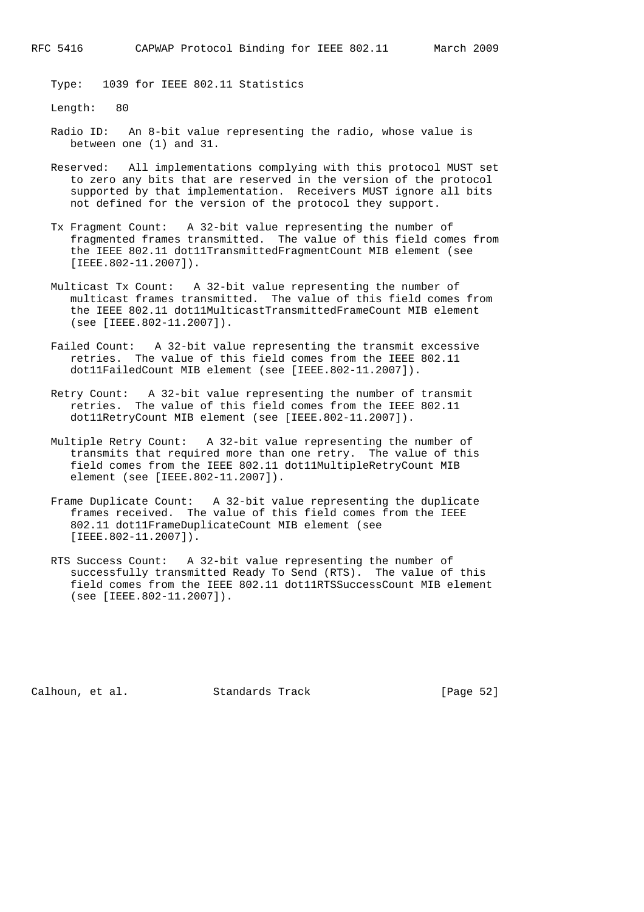Type: 1039 for IEEE 802.11 Statistics

Length: 80

Radio ID: An 8-bit value representing the radio, whose value is between one (1) and 31.

Reserved: All implementations complying with this protocol MUST set to zero any bits that are reserved in the version of the protocol supported by that implementation. Receivers MUST ignore all bits not defined for the version of the protocol they support.

Tx Fragment Count: A 32-bit value representing the number of fragmented frames transmitted. The value of this field comes from the IEEE 802.11 dot11TransmittedFragmentCount MIB element (see [IEEE.802-11.2007]).

Multicast Tx Count: A 32-bit value representing the number of multicast frames transmitted. The value of this field comes from the IEEE 802.11 dot11MulticastTransmittedFrameCount MIB element (see [IEEE.802-11.2007]).

Failed Count: A 32-bit value representing the transmit excessive retries. The value of this field comes from the IEEE 802.11 dot11FailedCount MIB element (see [IEEE.802-11.2007]).

Retry Count: A 32-bit value representing the number of transmit retries. The value of this field comes from the IEEE 802.11 dot11RetryCount MIB element (see [IEEE.802-11.2007]).

Multiple Retry Count: A 32-bit value representing the number of transmits that required more than one retry. The value of this field comes from the IEEE 802.11 dot11MultipleRetryCount MIB element (see [IEEE.802-11.2007]).

Frame Duplicate Count: A 32-bit value representing the duplicate frames received. The value of this field comes from the IEEE 802.11 dot11FrameDuplicateCount MIB element (see [IEEE.802-11.2007]).

RTS Success Count: A 32-bit value representing the number of successfully transmitted Ready To Send (RTS). The value of this field comes from the IEEE 802.11 dot11RTSSuccessCount MIB element (see [IEEE.802-11.2007]).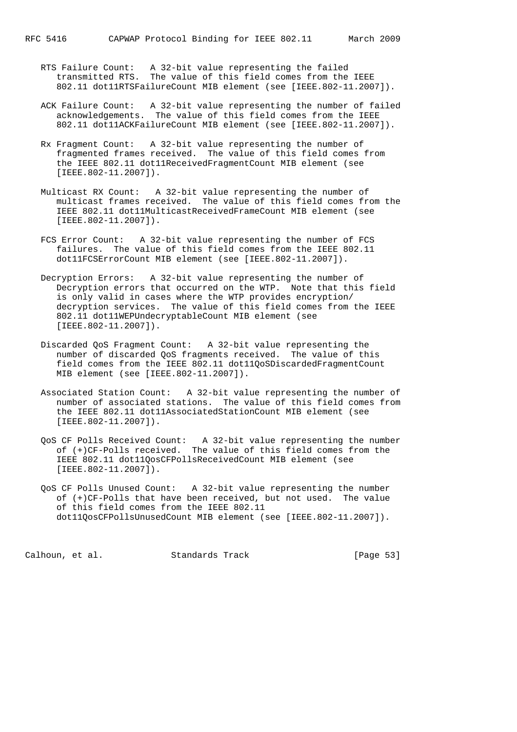RTS Failure Count: A 32-bit value representing the failed transmitted RTS. The value of this field comes from the IEEE 802.11 dot11RTSFailureCount MIB element (see [IEEE.802-11.2007]).

ACK Failure Count: A 32-bit value representing the number of failed acknowledgements. The value of this field comes from the IEEE 802.11 dot11ACKFailureCount MIB element (see [IEEE.802-11.2007]).

Rx Fragment Count: A 32-bit value representing the number of fragmented frames received. The value of this field comes from the IEEE 802.11 dot11ReceivedFragmentCount MIB element (see [IEEE.802-11.2007]).

Multicast RX Count: A 32-bit value representing the number of multicast frames received. The value of this field comes from the IEEE 802.11 dot11MulticastReceivedFrameCount MIB element (see [IEEE.802-11.2007]).

FCS Error Count: A 32-bit value representing the number of FCS failures. The value of this field comes from the IEEE 802.11 dot11FCSErrorCount MIB element (see [IEEE.802-11.2007]).

Decryption Errors: A 32-bit value representing the number of Decryption errors that occurred on the WTP. Note that this field is only valid in cases where the WTP provides encryption/decryption services. The value of this field comes from the IEEE 802.11 dot11WEPUndecryptableCount MIB element (see [IEEE.802-11.2007]).

Discarded QoS Fragment Count: A 32-bit value representing the number of discarded QoS fragments received. The value of this field comes from the IEEE 802.11 dot11QoSDiscardedFragmentCount MIB element (see [IEEE.802-11.2007]).

Associated Station Count: A 32-bit value representing the number of number of associated stations. The value of this field comes from the IEEE 802.11 dot11AssociatedStationCount MIB element (see [IEEE.802-11.2007]).

QoS CF Polls Received Count: A 32-bit value representing the number of (+)CF-Polls received. The value of this field comes from the IEEE 802.11 dot11QosCFPollsReceivedCount MIB element (see [IEEE.802-11.2007]).

QoS CF Polls Unused Count: A 32-bit value representing the number of (+)CF-Polls that have been received, but not used. The value of this field comes from the IEEE 802.11 dot11QosCFPollsUnusedCount MIB element (see [IEEE.802-11.2007]).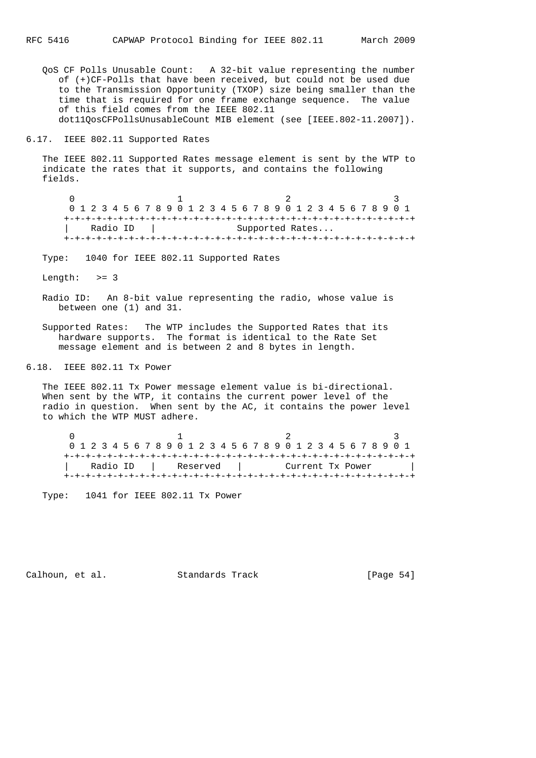QoS CF Polls Unusable Count: A 32-bit value representing the number of (+)CF-Polls that have been received, but could not be used due to the Transmission Opportunity (TXOP) size being smaller than the time that is required for one frame exchange sequence. The value of this field comes from the IEEE 802.11 dot11QosCFPollsUnusableCount MIB element (see [IEEE.802-11.2007]).

## 6.17. IEEE 802.11 Supported Rates

The IEEE 802.11 Supported Rates message element is sent by the WTP to indicate the rates that it supports, and contains the following fields.

```
    0                   1                   2                   3
    0 1 2 3 4 5 6 7 8 9 0 1 2 3 4 5 6 7 8 9 0 1 2 3 4 5 6 7 8 9 0 1
   +-+-+-+-+-+-+-+-+-+-+-+-+-+-+-+-+-+-+-+-+-+-+-+-+-+-+-+-+-+-+-+-+
   |   Radio ID    |              Supported Rates...
   +-+-+-+-+-+-+-+-+-+-+-+-+-+-+-+-+-+-+-+-+-+-+-+-+-+-+-+-+-+-+-+-+
```

Type: 1040 for IEEE 802.11 Supported Rates

Length: >= 3

Radio ID: An 8-bit value representing the radio, whose value is between one (1) and 31.

Supported Rates: The WTP includes the Supported Rates that its hardware supports. The format is identical to the Rate Set message element and is between 2 and 8 bytes in length.

## 6.18. IEEE 802.11 Tx Power

The IEEE 802.11 Tx Power message element value is bi-directional. When sent by the WTP, it contains the current power level of the radio in question. When sent by the AC, it contains the power level to which the WTP MUST adhere.

```
    0                   1                   2                   3
    0 1 2 3 4 5 6 7 8 9 0 1 2 3 4 5 6 7 8 9 0 1 2 3 4 5 6 7 8 9 0 1
   +-+-+-+-+-+-+-+-+-+-+-+-+-+-+-+-+-+-+-+-+-+-+-+-+-+-+-+-+-+-+-+-+
   |   Radio ID    |    Reserved   |       Current Tx Power        |
   +-+-+-+-+-+-+-+-+-+-+-+-+-+-+-+-+-+-+-+-+-+-+-+-+-+-+-+-+-+-+-+-+
```

Type: 1041 for IEEE 802.11 Tx Power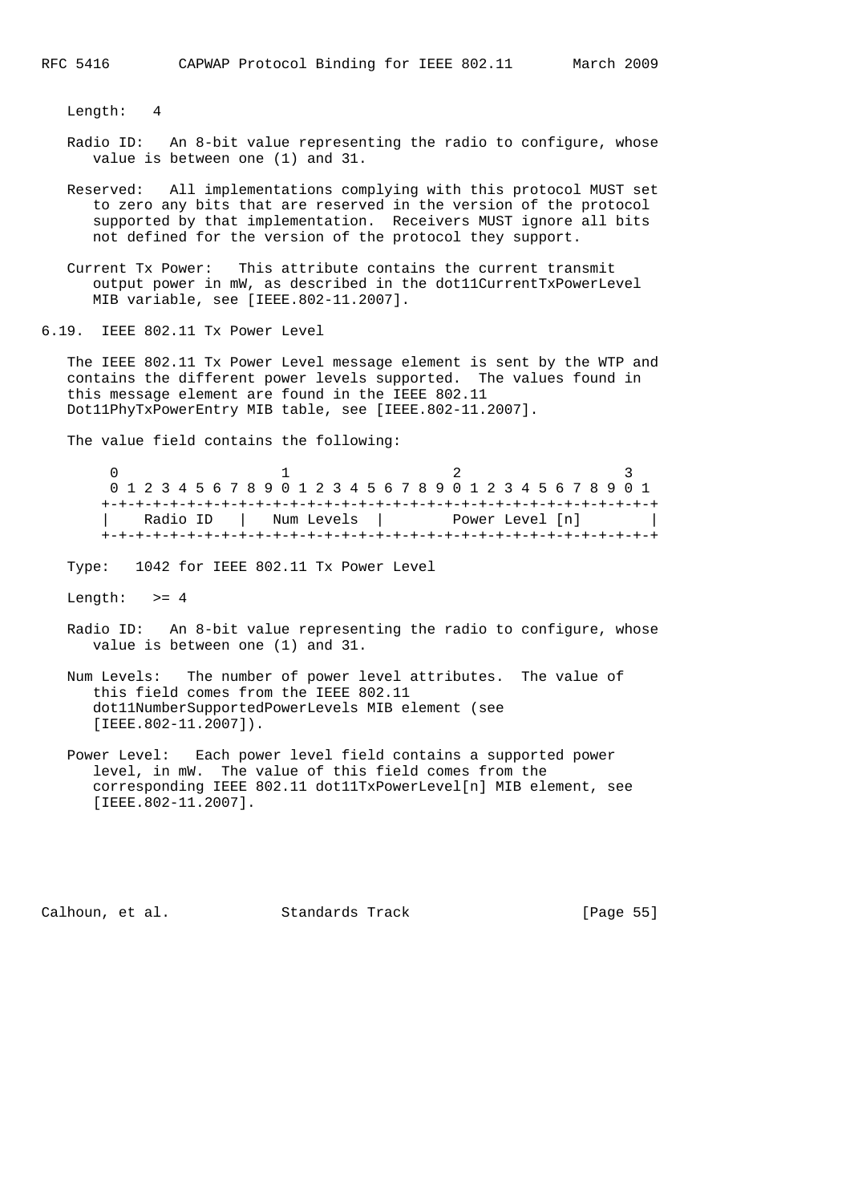Length: 4

Radio ID: An 8-bit value representing the radio to configure, whose value is between one (1) and 31.

Reserved: All implementations complying with this protocol MUST set to zero any bits that are reserved in the version of the protocol supported by that implementation. Receivers MUST ignore all bits not defined for the version of the protocol they support.

Current Tx Power: This attribute contains the current transmit output power in mW, as described in the dot11CurrentTxPowerLevel MIB variable, see [IEEE.802-11.2007].

## 6.19. IEEE 802.11 Tx Power Level

The IEEE 802.11 Tx Power Level message element is sent by the WTP and contains the different power levels supported. The values found in this message element are found in the IEEE 802.11 Dot11PhyTxPowerEntry MIB table, see [IEEE.802-11.2007].

The value field contains the following:

```
     0                   1                   2                   3
     0 1 2 3 4 5 6 7 8 9 0 1 2 3 4 5 6 7 8 9 0 1 2 3 4 5 6 7 8 9 0 1
    +-+-+-+-+-+-+-+-+-+-+-+-+-+-+-+-+-+-+-+-+-+-+-+-+-+-+-+-+-+-+-+-+
    |   Radio ID    |  Num Levels   |        Power Level [n]        |
    +-+-+-+-+-+-+-+-+-+-+-+-+-+-+-+-+-+-+-+-+-+-+-+-+-+-+-+-+-+-+-+-+
```

Type: 1042 for IEEE 802.11 Tx Power Level

Length: >= 4

Radio ID: An 8-bit value representing the radio to configure, whose value is between one (1) and 31.

Num Levels: The number of power level attributes. The value of this field comes from the IEEE 802.11 dot11NumberSupportedPowerLevels MIB element (see [IEEE.802-11.2007]).

Power Level: Each power level field contains a supported power level, in mW. The value of this field comes from the corresponding IEEE 802.11 dot11TxPowerLevel[n] MIB element, see [IEEE.802-11.2007].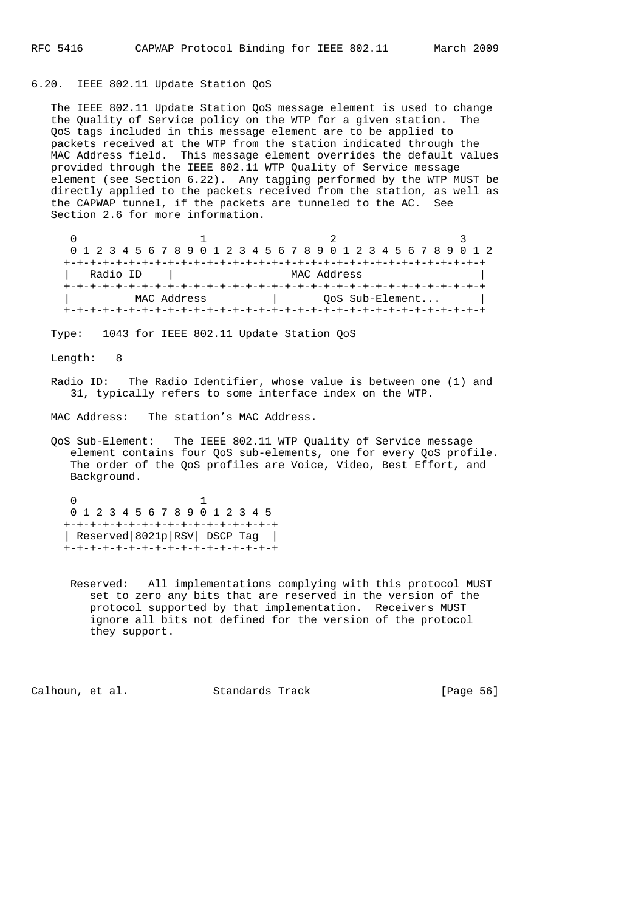## 6.20. IEEE 802.11 Update Station QoS

The IEEE 802.11 Update Station QoS message element is used to change the Quality of Service policy on the WTP for a given station. The QoS tags included in this message element are to be applied to packets received at the WTP from the station indicated through the MAC Address field. This message element overrides the default values provided through the IEEE 802.11 WTP Quality of Service message element (see Section 6.22). Any tagging performed by the WTP MUST be directly applied to the packets received from the station, as well as the CAPWAP tunnel, if the packets are tunneled to the AC. See Section 2.6 for more information.

```
 0                   1                   2                   3
 0 1 2 3 4 5 6 7 8 9 0 1 2 3 4 5 6 7 8 9 0 1 2 3 4 5 6 7 8 9 0 1 2
+-+-+-+-+-+-+-+-+-+-+-+-+-+-+-+-+-+-+-+-+-+-+-+-+-+-+-+-+-+-+-+-+
|   Radio ID    |                 MAC Address                   |
+-+-+-+-+-+-+-+-+-+-+-+-+-+-+-+-+-+-+-+-+-+-+-+-+-+-+-+-+-+-+-+-+
|          MAC Address          |      QoS Sub-Element...       |
+-+-+-+-+-+-+-+-+-+-+-+-+-+-+-+-+-+-+-+-+-+-+-+-+-+-+-+-+-+-+-+-+
```

Type: 1043 for IEEE 802.11 Update Station QoS

Length: 8

Radio ID: The Radio Identifier, whose value is between one (1) and 31, typically refers to some interface index on the WTP.

MAC Address: The station's MAC Address.

QoS Sub-Element: The IEEE 802.11 WTP Quality of Service message element contains four QoS sub-elements, one for every QoS profile. The order of the QoS profiles are Voice, Video, Best Effort, and Background.

```
 0                   1
 0 1 2 3 4 5 6 7 8 9 0 1 2 3 4 5
+-+-+-+-+-+-+-+-+-+-+-+-+-+-+-+-+
| Reserved|8021p|RSV| DSCP Tag  |
+-+-+-+-+-+-+-+-+-+-+-+-+-+-+-+-+
```

Reserved: All implementations complying with this protocol MUST set to zero any bits that are reserved in the version of the protocol supported by that implementation. Receivers MUST ignore all bits not defined for the version of the protocol they support.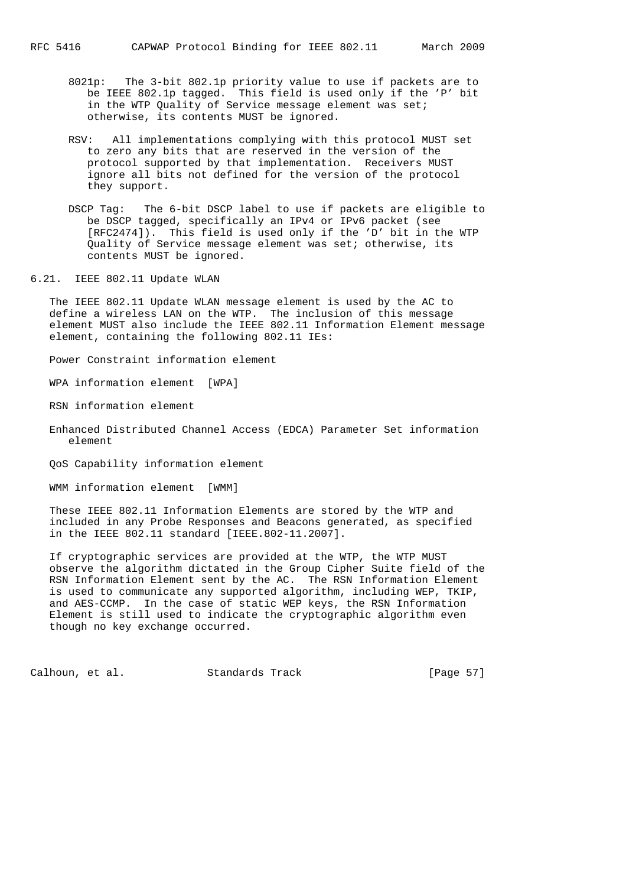8021p: The 3-bit 802.1p priority value to use if packets are to be IEEE 802.1p tagged. This field is used only if the 'P' bit in the WTP Quality of Service message element was set; otherwise, its contents MUST be ignored.

RSV: All implementations complying with this protocol MUST set to zero any bits that are reserved in the version of the protocol supported by that implementation. Receivers MUST ignore all bits not defined for the version of the protocol they support.

DSCP Tag: The 6-bit DSCP label to use if packets are eligible to be DSCP tagged, specifically an IPv4 or IPv6 packet (see [RFC2474]). This field is used only if the 'D' bit in the WTP Quality of Service message element was set; otherwise, its contents MUST be ignored.

## 6.21. IEEE 802.11 Update WLAN

The IEEE 802.11 Update WLAN message element is used by the AC to define a wireless LAN on the WTP. The inclusion of this message element MUST also include the IEEE 802.11 Information Element message element, containing the following 802.11 IEs:

Power Constraint information element

WPA information element [WPA]

RSN information element

Enhanced Distributed Channel Access (EDCA) Parameter Set information element

QoS Capability information element

WMM information element [WMM]

These IEEE 802.11 Information Elements are stored by the WTP and included in any Probe Responses and Beacons generated, as specified in the IEEE 802.11 standard [IEEE.802-11.2007].

If cryptographic services are provided at the WTP, the WTP MUST observe the algorithm dictated in the Group Cipher Suite field of the RSN Information Element sent by the AC. The RSN Information Element is used to communicate any supported algorithm, including WEP, TKIP, and AES-CCMP. In the case of static WEP keys, the RSN Information Element is still used to indicate the cryptographic algorithm even though no key exchange occurred.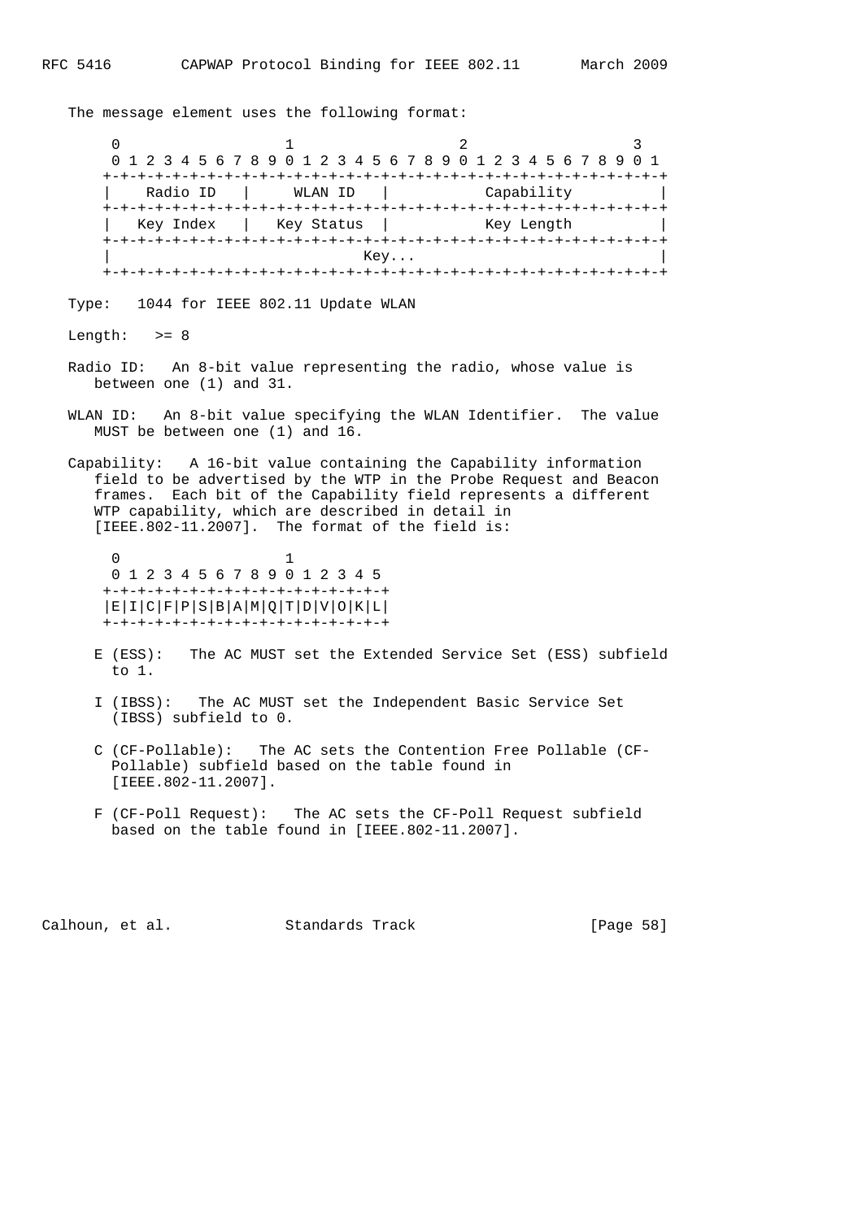The message element uses the following format:

```
    0                   1                   2                   3
    0 1 2 3 4 5 6 7 8 9 0 1 2 3 4 5 6 7 8 9 0 1 2 3 4 5 6 7 8 9 0 1
   +-+-+-+-+-+-+-+-+-+-+-+-+-+-+-+-+-+-+-+-+-+-+-+-+-+-+-+-+-+-+-+-+
   |   Radio ID    |    WLAN ID    |          Capability           |
   +-+-+-+-+-+-+-+-+-+-+-+-+-+-+-+-+-+-+-+-+-+-+-+-+-+-+-+-+-+-+-+-+
   |   Key Index   |  Key Status   |          Key Length           |
   +-+-+-+-+-+-+-+-+-+-+-+-+-+-+-+-+-+-+-+-+-+-+-+-+-+-+-+-+-+-+-+-+
   |                             Key...                            |
   +-+-+-+-+-+-+-+-+-+-+-+-+-+-+-+-+-+-+-+-+-+-+-+-+-+-+-+-+-+-+-+-+
```

Type: 1044 for IEEE 802.11 Update WLAN

Length: >= 8

Radio ID: An 8-bit value representing the radio, whose value is between one (1) and 31.

WLAN ID: An 8-bit value specifying the WLAN Identifier. The value MUST be between one (1) and 16.

Capability: A 16-bit value containing the Capability information field to be advertised by the WTP in the Probe Request and Beacon frames. Each bit of the Capability field represents a different WTP capability, which are described in detail in [IEEE.802-11.2007]. The format of the field is:

```
    0                   1
    0 1 2 3 4 5 6 7 8 9 0 1 2 3 4 5
   +-+-+-+-+-+-+-+-+-+-+-+-+-+-+-+-+
   |E|I|C|F|P|S|B|A|M|Q|T|D|V|O|K|L|
   +-+-+-+-+-+-+-+-+-+-+-+-+-+-+-+-+
```

E (ESS): The AC MUST set the Extended Service Set (ESS) subfield to 1.

I (IBSS): The AC MUST set the Independent Basic Service Set (IBSS) subfield to 0.

C (CF-Pollable): The AC sets the Contention Free Pollable (CF-Pollable) subfield based on the table found in [IEEE.802-11.2007].

F (CF-Poll Request): The AC sets the CF-Poll Request subfield based on the table found in [IEEE.802-11.2007].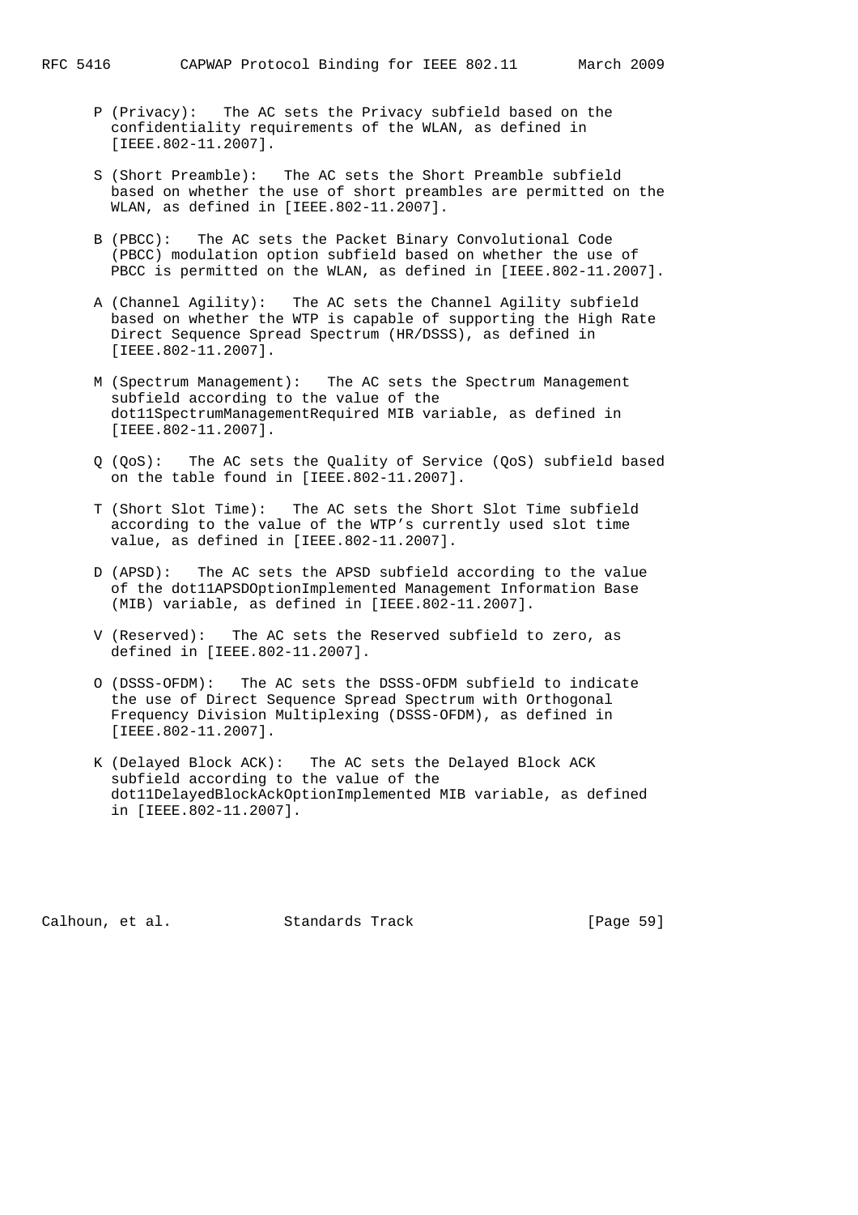P (Privacy): The AC sets the Privacy subfield based on the confidentiality requirements of the WLAN, as defined in [IEEE.802-11.2007].

S (Short Preamble): The AC sets the Short Preamble subfield based on whether the use of short preambles are permitted on the WLAN, as defined in [IEEE.802-11.2007].

B (PBCC): The AC sets the Packet Binary Convolutional Code (PBCC) modulation option subfield based on whether the use of PBCC is permitted on the WLAN, as defined in [IEEE.802-11.2007].

A (Channel Agility): The AC sets the Channel Agility subfield based on whether the WTP is capable of supporting the High Rate Direct Sequence Spread Spectrum (HR/DSSS), as defined in [IEEE.802-11.2007].

M (Spectrum Management): The AC sets the Spectrum Management subfield according to the value of the dot11SpectrumManagementRequired MIB variable, as defined in [IEEE.802-11.2007].

Q (QoS): The AC sets the Quality of Service (QoS) subfield based on the table found in [IEEE.802-11.2007].

T (Short Slot Time): The AC sets the Short Slot Time subfield according to the value of the WTP's currently used slot time value, as defined in [IEEE.802-11.2007].

D (APSD): The AC sets the APSD subfield according to the value of the dot11APSDOptionImplemented Management Information Base (MIB) variable, as defined in [IEEE.802-11.2007].

V (Reserved): The AC sets the Reserved subfield to zero, as defined in [IEEE.802-11.2007].

O (DSSS-OFDM): The AC sets the DSSS-OFDM subfield to indicate the use of Direct Sequence Spread Spectrum with Orthogonal Frequency Division Multiplexing (DSSS-OFDM), as defined in [IEEE.802-11.2007].

K (Delayed Block ACK): The AC sets the Delayed Block ACK subfield according to the value of the dot11DelayedBlockAckOptionImplemented MIB variable, as defined in [IEEE.802-11.2007].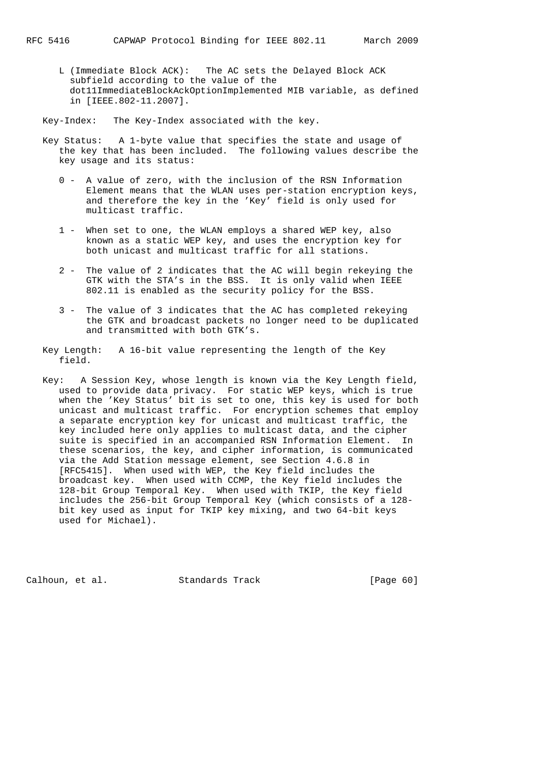L (Immediate Block ACK): The AC sets the Delayed Block ACK subfield according to the value of the dot11ImmediateBlockAckOptionImplemented MIB variable, as defined in [IEEE.802-11.2007].

Key-Index: The Key-Index associated with the key.

Key Status: A 1-byte value that specifies the state and usage of the key that has been included. The following values describe the key usage and its status:

- 0 - A value of zero, with the inclusion of the RSN Information Element means that the WLAN uses per-station encryption keys, and therefore the key in the 'Key' field is only used for multicast traffic.

- 1 - When set to one, the WLAN employs a shared WEP key, also known as a static WEP key, and uses the encryption key for both unicast and multicast traffic for all stations.

- 2 - The value of 2 indicates that the AC will begin rekeying the GTK with the STA's in the BSS. It is only valid when IEEE 802.11 is enabled as the security policy for the BSS.

- 3 - The value of 3 indicates that the AC has completed rekeying the GTK and broadcast packets no longer need to be duplicated and transmitted with both GTK's.

Key Length: A 16-bit value representing the length of the Key field.

Key: A Session Key, whose length is known via the Key Length field, used to provide data privacy. For static WEP keys, which is true when the 'Key Status' bit is set to one, this key is used for both unicast and multicast traffic. For encryption schemes that employ a separate encryption key for unicast and multicast traffic, the key included here only applies to multicast data, and the cipher suite is specified in an accompanied RSN Information Element. In these scenarios, the key, and cipher information, is communicated via the Add Station message element, see Section 4.6.8 in [RFC5415]. When used with WEP, the Key field includes the broadcast key. When used with CCMP, the Key field includes the 128-bit Group Temporal Key. When used with TKIP, the Key field includes the 256-bit Group Temporal Key (which consists of a 128-bit key used as input for TKIP key mixing, and two 64-bit keys used for Michael).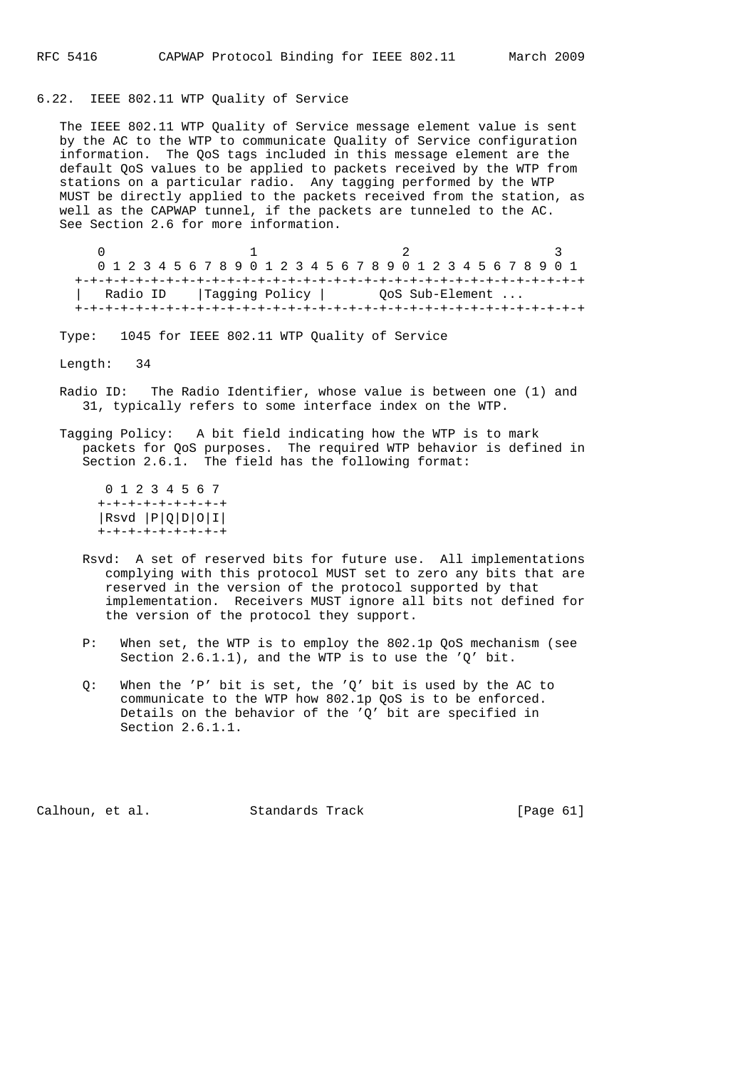## 6.22. IEEE 802.11 WTP Quality of Service

The IEEE 802.11 WTP Quality of Service message element value is sent by the AC to the WTP to communicate Quality of Service configuration information. The QoS tags included in this message element are the default QoS values to be applied to packets received by the WTP from stations on a particular radio. Any tagging performed by the WTP MUST be directly applied to the packets received from the station, as well as the CAPWAP tunnel, if the packets are tunneled to the AC. See Section 2.6 for more information.

```
    0                   1                   2                   3
    0 1 2 3 4 5 6 7 8 9 0 1 2 3 4 5 6 7 8 9 0 1 2 3 4 5 6 7 8 9 0 1
   +-+-+-+-+-+-+-+-+-+-+-+-+-+-+-+-+-+-+-+-+-+-+-+-+-+-+-+-+-+-+-+-+
   |   Radio ID    |Tagging Policy |      QoS Sub-Element ...
   +-+-+-+-+-+-+-+-+-+-+-+-+-+-+-+-+-+-+-+-+-+-+-+-+-+-+-+-+-+-+-+-+
```

Type: 1045 for IEEE 802.11 WTP Quality of Service

Length: 34

Radio ID: The Radio Identifier, whose value is between one (1) and 31, typically refers to some interface index on the WTP.

Tagging Policy: A bit field indicating how the WTP is to mark packets for QoS purposes. The required WTP behavior is defined in Section 2.6.1. The field has the following format:

```
    0 1 2 3 4 5 6 7
   +-+-+-+-+-+-+-+-+
   |Rsvd |P|Q|D|O|I|
   +-+-+-+-+-+-+-+-+
```

Rsvd: A set of reserved bits for future use. All implementations complying with this protocol MUST set to zero any bits that are reserved in the version of the protocol supported by that implementation. Receivers MUST ignore all bits not defined for the version of the protocol they support.

P: When set, the WTP is to employ the 802.1p QoS mechanism (see Section 2.6.1.1), and the WTP is to use the 'Q' bit.

Q: When the 'P' bit is set, the 'Q' bit is used by the AC to communicate to the WTP how 802.1p QoS is to be enforced. Details on the behavior of the 'Q' bit are specified in Section 2.6.1.1.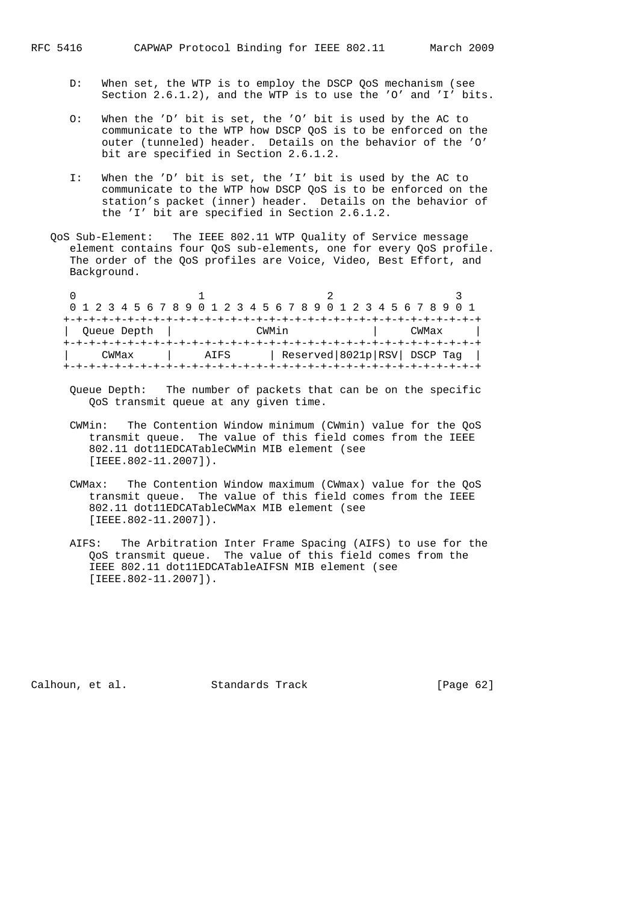D: When set, the WTP is to employ the DSCP QoS mechanism (see Section 2.6.1.2), and the WTP is to use the 'O' and 'I' bits.

O: When the 'D' bit is set, the 'O' bit is used by the AC to communicate to the WTP how DSCP QoS is to be enforced on the outer (tunneled) header. Details on the behavior of the 'O' bit are specified in Section 2.6.1.2.

I: When the 'D' bit is set, the 'I' bit is used by the AC to communicate to the WTP how DSCP QoS is to be enforced on the station's packet (inner) header. Details on the behavior of the 'I' bit are specified in Section 2.6.1.2.

QoS Sub-Element: The IEEE 802.11 WTP Quality of Service message element contains four QoS sub-elements, one for every QoS profile. The order of the QoS profiles are Voice, Video, Best Effort, and Background.

```
 0                   1                   2                   3
 0 1 2 3 4 5 6 7 8 9 0 1 2 3 4 5 6 7 8 9 0 1 2 3 4 5 6 7 8 9 0 1
+-+-+-+-+-+-+-+-+-+-+-+-+-+-+-+-+-+-+-+-+-+-+-+-+-+-+-+-+-+-+-+-+
| Queue Depth  |            CWMin              |     CWMax     |
+-+-+-+-+-+-+-+-+-+-+-+-+-+-+-+-+-+-+-+-+-+-+-+-+-+-+-+-+-+-+-+-+
|    CWMax     |     AIFS      | Reserved|8021p|RSV| DSCP Tag  |
+-+-+-+-+-+-+-+-+-+-+-+-+-+-+-+-+-+-+-+-+-+-+-+-+-+-+-+-+-+-+-+-+
```

Queue Depth: The number of packets that can be on the specific QoS transmit queue at any given time.

CWMin: The Contention Window minimum (CWmin) value for the QoS transmit queue. The value of this field comes from the IEEE 802.11 dot11EDCATableCWMin MIB element (see [IEEE.802-11.2007]).

CWMax: The Contention Window maximum (CWmax) value for the QoS transmit queue. The value of this field comes from the IEEE 802.11 dot11EDCATableCWMax MIB element (see [IEEE.802-11.2007]).

AIFS: The Arbitration Inter Frame Spacing (AIFS) to use for the QoS transmit queue. The value of this field comes from the IEEE 802.11 dot11EDCATableAIFSN MIB element (see [IEEE.802-11.2007]).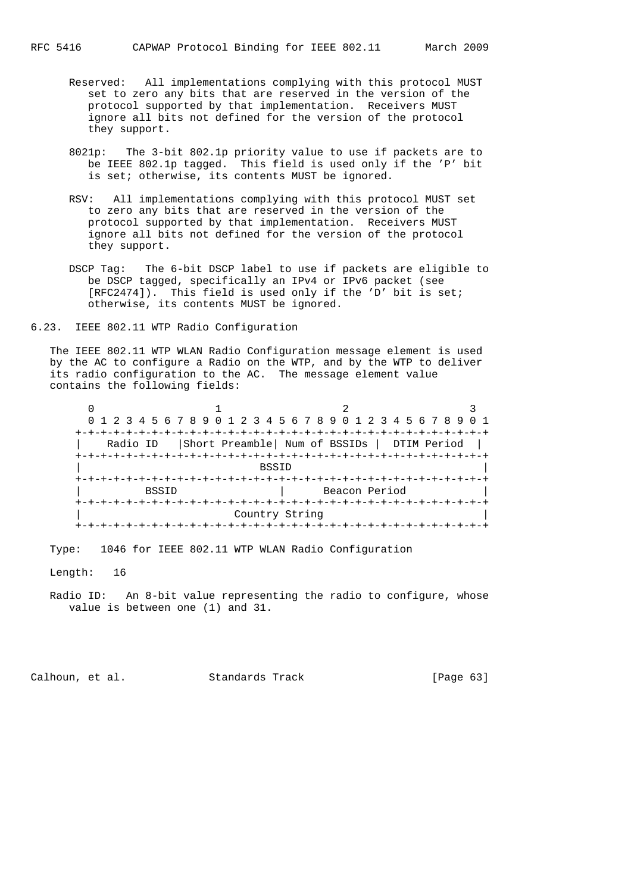Reserved: All implementations complying with this protocol MUST set to zero any bits that are reserved in the version of the protocol supported by that implementation. Receivers MUST ignore all bits not defined for the version of the protocol they support.

8021p: The 3-bit 802.1p priority value to use if packets are to be IEEE 802.1p tagged. This field is used only if the 'P' bit is set; otherwise, its contents MUST be ignored.

RSV: All implementations complying with this protocol MUST set to zero any bits that are reserved in the version of the protocol supported by that implementation. Receivers MUST ignore all bits not defined for the version of the protocol they support.

DSCP Tag: The 6-bit DSCP label to use if packets are eligible to be DSCP tagged, specifically an IPv4 or IPv6 packet (see [RFC2474]). This field is used only if the 'D' bit is set; otherwise, its contents MUST be ignored.

## 6.23. IEEE 802.11 WTP Radio Configuration

The IEEE 802.11 WTP WLAN Radio Configuration message element is used by the AC to configure a Radio on the WTP, and by the WTP to deliver its radio configuration to the AC. The message element value contains the following fields:

```
 0                   1                   2                   3
 0 1 2 3 4 5 6 7 8 9 0 1 2 3 4 5 6 7 8 9 0 1 2 3 4 5 6 7 8 9 0 1
+-+-+-+-+-+-+-+-+-+-+-+-+-+-+-+-+-+-+-+-+-+-+-+-+-+-+-+-+-+-+-+-+
|   Radio ID    |Short Preamble| Num of BSSIDs |  DTIM Period   |
+-+-+-+-+-+-+-+-+-+-+-+-+-+-+-+-+-+-+-+-+-+-+-+-+-+-+-+-+-+-+-+-+
|                             BSSID                             |
+-+-+-+-+-+-+-+-+-+-+-+-+-+-+-+-+-+-+-+-+-+-+-+-+-+-+-+-+-+-+-+-+
|           BSSID               |        Beacon Period          |
+-+-+-+-+-+-+-+-+-+-+-+-+-+-+-+-+-+-+-+-+-+-+-+-+-+-+-+-+-+-+-+-+
|                         Country String                        |
+-+-+-+-+-+-+-+-+-+-+-+-+-+-+-+-+-+-+-+-+-+-+-+-+-+-+-+-+-+-+-+-+
```

Type: 1046 for IEEE 802.11 WTP WLAN Radio Configuration

Length: 16

Radio ID: An 8-bit value representing the radio to configure, whose value is between one (1) and 31.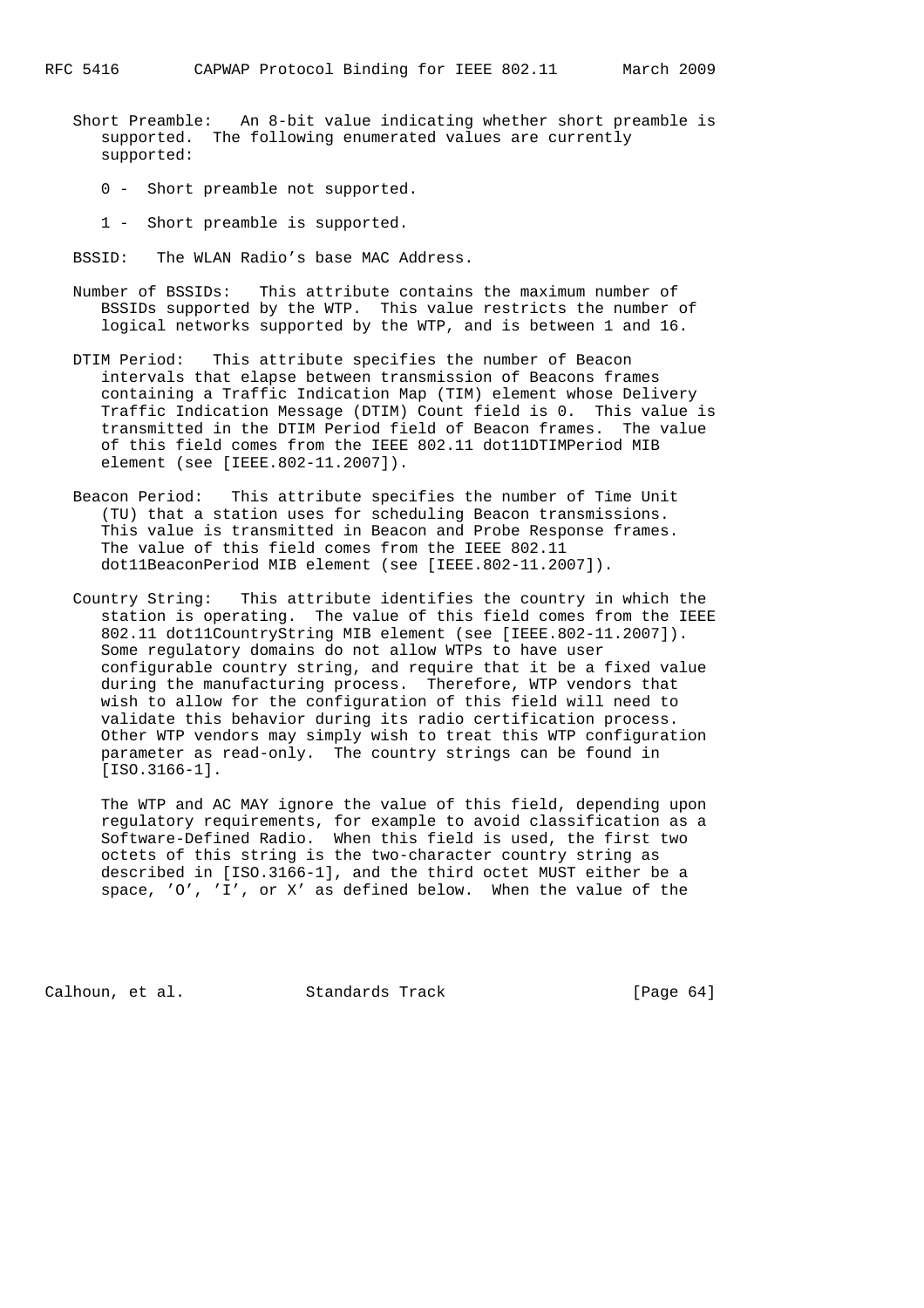Short Preamble: An 8-bit value indicating whether short preamble is supported. The following enumerated values are currently supported:

0 - Short preamble not supported.

1 - Short preamble is supported.

BSSID: The WLAN Radio's base MAC Address.

Number of BSSIDs: This attribute contains the maximum number of BSSIDs supported by the WTP. This value restricts the number of logical networks supported by the WTP, and is between 1 and 16.

DTIM Period: This attribute specifies the number of Beacon intervals that elapse between transmission of Beacons frames containing a Traffic Indication Map (TIM) element whose Delivery Traffic Indication Message (DTIM) Count field is 0. This value is transmitted in the DTIM Period field of Beacon frames. The value of this field comes from the IEEE 802.11 dot11DTIMPeriod MIB element (see [IEEE.802-11.2007]).

Beacon Period: This attribute specifies the number of Time Unit (TU) that a station uses for scheduling Beacon transmissions. This value is transmitted in Beacon and Probe Response frames. The value of this field comes from the IEEE 802.11 dot11BeaconPeriod MIB element (see [IEEE.802-11.2007]).

Country String: This attribute identifies the country in which the station is operating. The value of this field comes from the IEEE 802.11 dot11CountryString MIB element (see [IEEE.802-11.2007]). Some regulatory domains do not allow WTPs to have user configurable country string, and require that it be a fixed value during the manufacturing process. Therefore, WTP vendors that wish to allow for the configuration of this field will need to validate this behavior during its radio certification process. Other WTP vendors may simply wish to treat this WTP configuration parameter as read-only. The country strings can be found in [ISO.3166-1].

The WTP and AC MAY ignore the value of this field, depending upon regulatory requirements, for example to avoid classification as a Software-Defined Radio. When this field is used, the first two octets of this string is the two-character country string as described in [ISO.3166-1], and the third octet MUST either be a space, 'O', 'I', or X' as defined below. When the value of the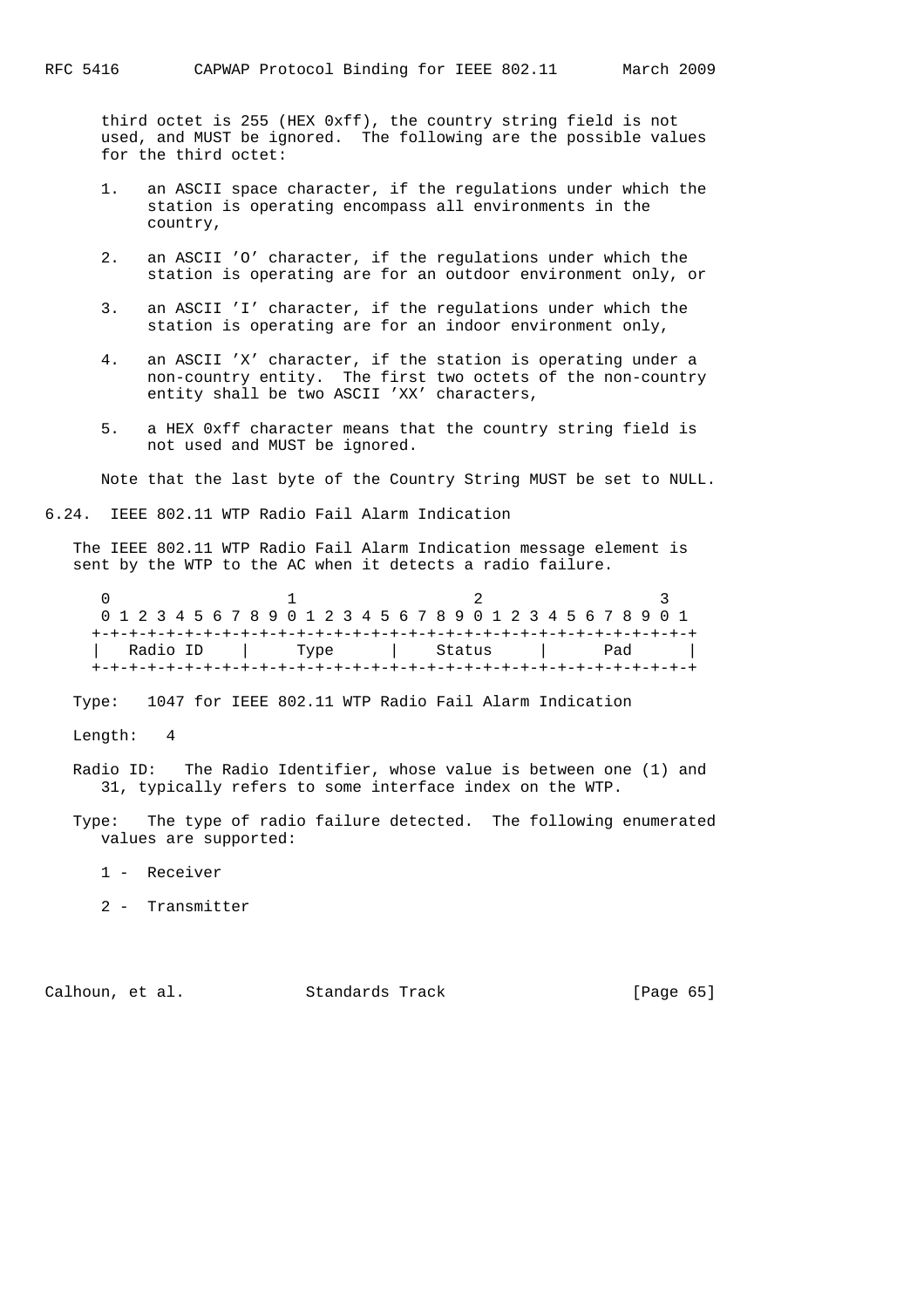third octet is 255 (HEX 0xff), the country string field is not used, and MUST be ignored. The following are the possible values for the third octet:

1. an ASCII space character, if the regulations under which the station is operating encompass all environments in the country,

2. an ASCII 'O' character, if the regulations under which the station is operating are for an outdoor environment only, or

3. an ASCII 'I' character, if the regulations under which the station is operating are for an indoor environment only,

4. an ASCII 'X' character, if the station is operating under a non-country entity. The first two octets of the non-country entity shall be two ASCII 'XX' characters,

5. a HEX 0xff character means that the country string field is not used and MUST be ignored.

Note that the last byte of the Country String MUST be set to NULL.

## 6.24. IEEE 802.11 WTP Radio Fail Alarm Indication

The IEEE 802.11 WTP Radio Fail Alarm Indication message element is sent by the WTP to the AC when it detects a radio failure.

```
 0                   1                   2                   3
 0 1 2 3 4 5 6 7 8 9 0 1 2 3 4 5 6 7 8 9 0 1 2 3 4 5 6 7 8 9 0 1
+-+-+-+-+-+-+-+-+-+-+-+-+-+-+-+-+-+-+-+-+-+-+-+-+-+-+-+-+-+-+-+-+
|   Radio ID    |     Type      |    Status     |      Pad      |
+-+-+-+-+-+-+-+-+-+-+-+-+-+-+-+-+-+-+-+-+-+-+-+-+-+-+-+-+-+-+-+-+
```

Type: 1047 for IEEE 802.11 WTP Radio Fail Alarm Indication

Length: 4

Radio ID: The Radio Identifier, whose value is between one (1) and 31, typically refers to some interface index on the WTP.

Type: The type of radio failure detected. The following enumerated values are supported:

1 - Receiver

2 - Transmitter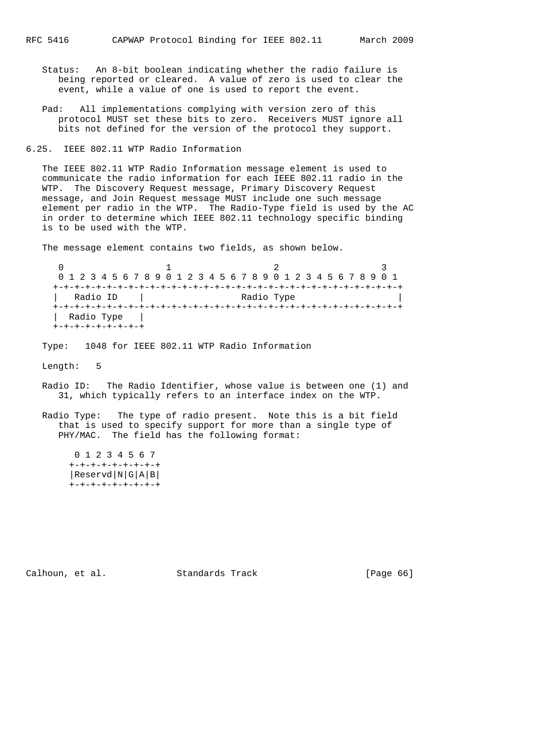Status:   An 8-bit boolean indicating whether the radio failure is being reported or cleared.  A value of zero is used to clear the event, while a value of one is used to report the event.

Pad:   All implementations complying with version zero of this protocol MUST set these bits to zero.  Receivers MUST ignore all bits not defined for the version of the protocol they support.

## 6.25. IEEE 802.11 WTP Radio Information

The IEEE 802.11 WTP Radio Information message element is used to communicate the radio information for each IEEE 802.11 radio in the WTP.  The Discovery Request message, Primary Discovery Request message, and Join Request message MUST include one such message element per radio in the WTP.  The Radio-Type field is used by the AC in order to determine which IEEE 802.11 technology specific binding is to be used with the WTP.

The message element contains two fields, as shown below.

```
 0                   1                   2                   3
 0 1 2 3 4 5 6 7 8 9 0 1 2 3 4 5 6 7 8 9 0 1 2 3 4 5 6 7 8 9 0 1
+-+-+-+-+-+-+-+-+-+-+-+-+-+-+-+-+-+-+-+-+-+-+-+-+-+-+-+-+-+-+-+-+
|   Radio ID    |                  Radio Type                   |
+-+-+-+-+-+-+-+-+-+-+-+-+-+-+-+-+-+-+-+-+-+-+-+-+-+-+-+-+-+-+-+-+
|  Radio Type   |
+-+-+-+-+-+-+-+-+
```

Type:   1048 for IEEE 802.11 WTP Radio Information

Length:   5

Radio ID:   The Radio Identifier, whose value is between one (1) and 31, which typically refers to an interface index on the WTP.

Radio Type:   The type of radio present.  Note this is a bit field that is used to specify support for more than a single type of PHY/MAC.  The field has the following format:

```
 0 1 2 3 4 5 6 7
+-+-+-+-+-+-+-+-+
|Reservd|N|G|A|B|
+-+-+-+-+-+-+-+-+
```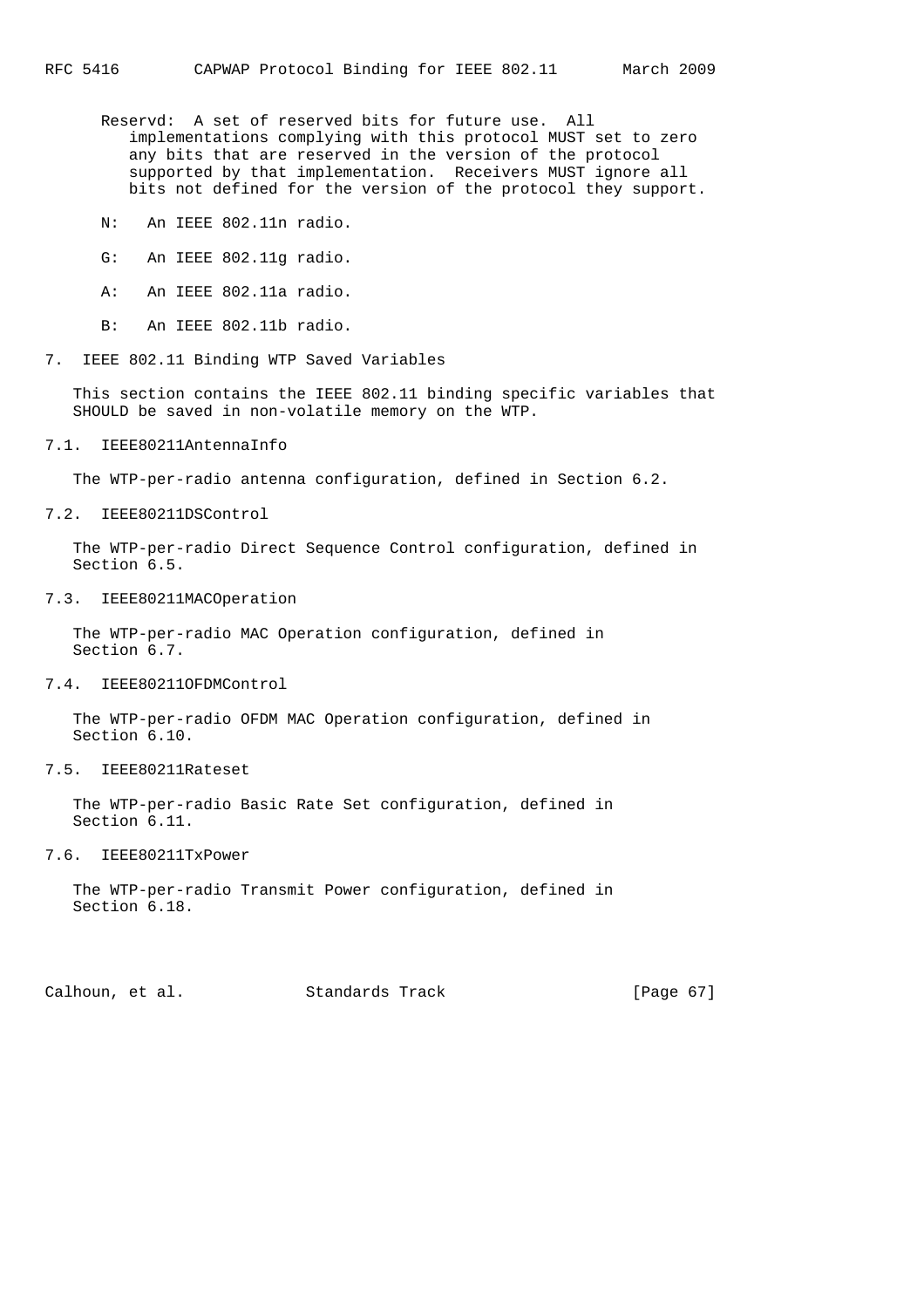Reservd: A set of reserved bits for future use. All implementations complying with this protocol MUST set to zero any bits that are reserved in the version of the protocol supported by that implementation. Receivers MUST ignore all bits not defined for the version of the protocol they support.

N: An IEEE 802.11n radio.

G: An IEEE 802.11g radio.

A: An IEEE 802.11a radio.

B: An IEEE 802.11b radio.

## 7. IEEE 802.11 Binding WTP Saved Variables

This section contains the IEEE 802.11 binding specific variables that SHOULD be saved in non-volatile memory on the WTP.

### 7.1. IEEE80211AntennaInfo

The WTP-per-radio antenna configuration, defined in Section 6.2.

### 7.2. IEEE80211DSControl

The WTP-per-radio Direct Sequence Control configuration, defined in Section 6.5.

### 7.3. IEEE80211MACOperation

The WTP-per-radio MAC Operation configuration, defined in Section 6.7.

### 7.4. IEEE80211OFDMControl

The WTP-per-radio OFDM MAC Operation configuration, defined in Section 6.10.

### 7.5. IEEE80211Rateset

The WTP-per-radio Basic Rate Set configuration, defined in Section 6.11.

### 7.6. IEEE80211TxPower

The WTP-per-radio Transmit Power configuration, defined in Section 6.18.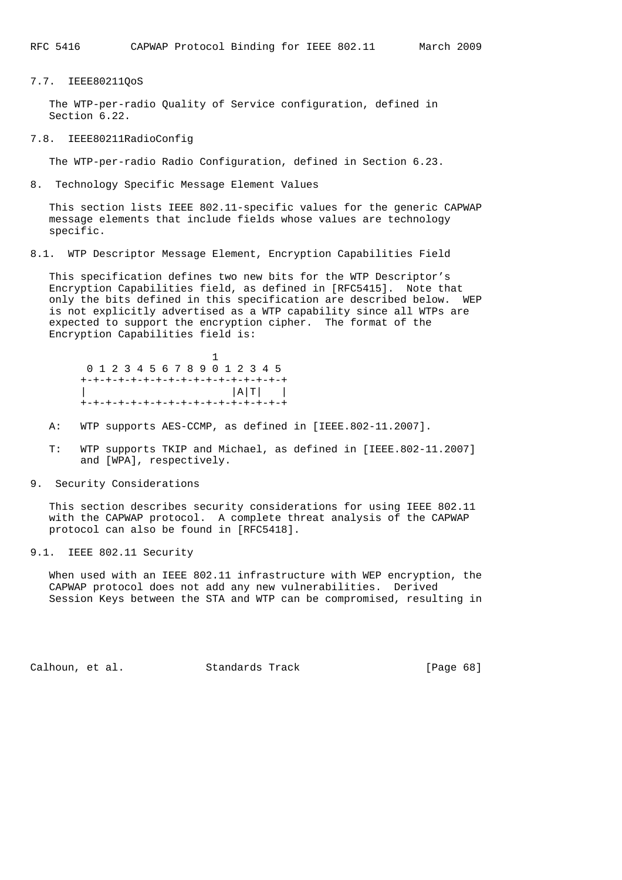### 7.7. IEEE80211QoS

The WTP-per-radio Quality of Service configuration, defined in Section 6.22.

### 7.8. IEEE80211RadioConfig

The WTP-per-radio Radio Configuration, defined in Section 6.23.

## 8. Technology Specific Message Element Values

This section lists IEEE 802.11-specific values for the generic CAPWAP message elements that include fields whose values are technology specific.

### 8.1. WTP Descriptor Message Element, Encryption Capabilities Field

This specification defines two new bits for the WTP Descriptor's Encryption Capabilities field, as defined in [RFC5415]. Note that only the bits defined in this specification are described below. WEP is not explicitly advertised as a WTP capability since all WTPs are expected to support the encryption cipher. The format of the Encryption Capabilities field is:

```
                     1
 0 1 2 3 4 5 6 7 8 9 0 1 2 3 4 5
+-+-+-+-+-+-+-+-+-+-+-+-+-+-+-+-+
|                     |A|T|     |
+-+-+-+-+-+-+-+-+-+-+-+-+-+-+-+-+
```

A: WTP supports AES-CCMP, as defined in [IEEE.802-11.2007].

T: WTP supports TKIP and Michael, as defined in [IEEE.802-11.2007] and [WPA], respectively.

## 9. Security Considerations

This section describes security considerations for using IEEE 802.11 with the CAPWAP protocol. A complete threat analysis of the CAPWAP protocol can also be found in [RFC5418].

### 9.1. IEEE 802.11 Security

When used with an IEEE 802.11 infrastructure with WEP encryption, the CAPWAP protocol does not add any new vulnerabilities. Derived Session Keys between the STA and WTP can be compromised, resulting in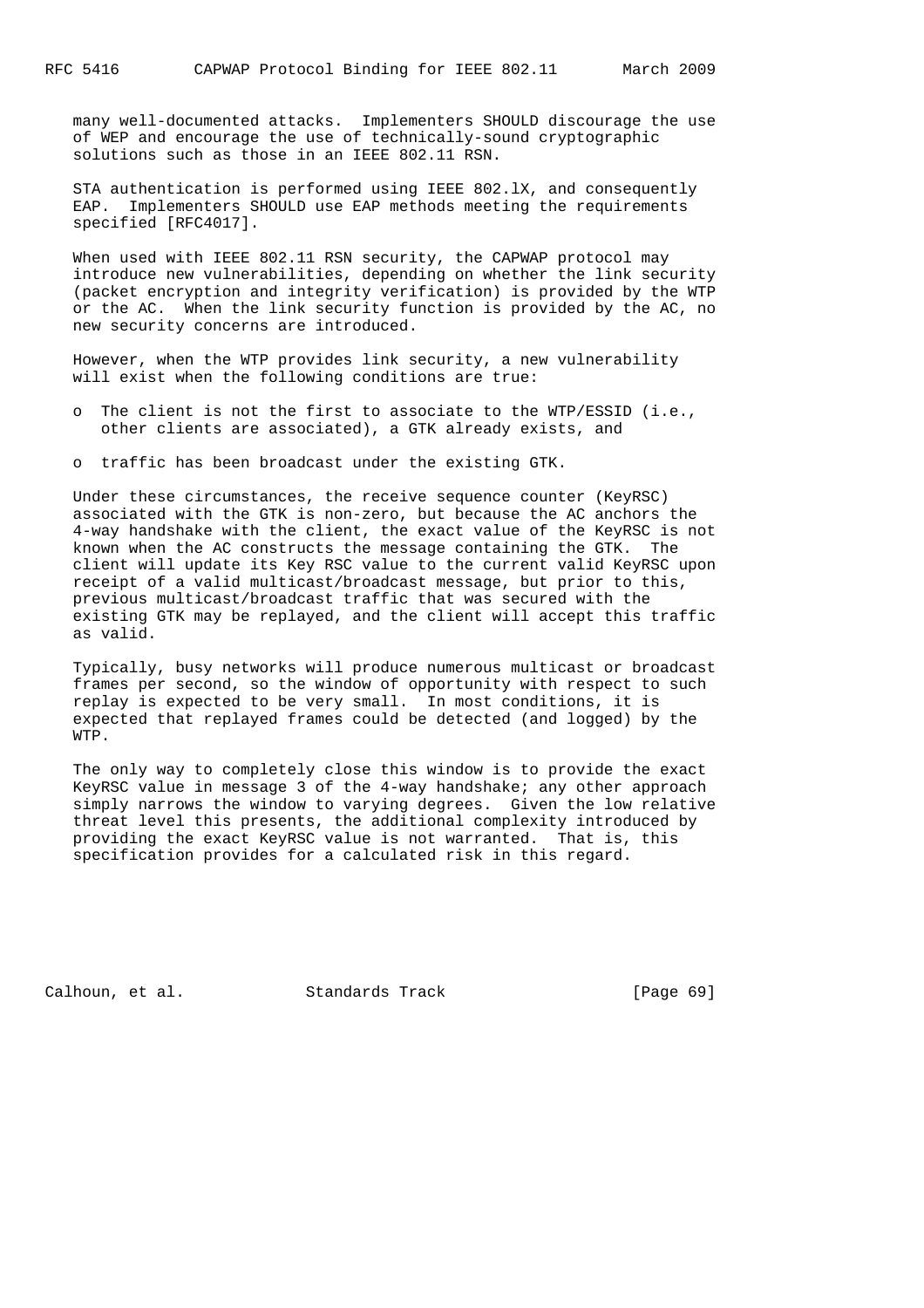many well-documented attacks. Implementers SHOULD discourage the use of WEP and encourage the use of technically-sound cryptographic solutions such as those in an IEEE 802.11 RSN.

STA authentication is performed using IEEE 802.lX, and consequently EAP. Implementers SHOULD use EAP methods meeting the requirements specified [RFC4017].

When used with IEEE 802.11 RSN security, the CAPWAP protocol may introduce new vulnerabilities, depending on whether the link security (packet encryption and integrity verification) is provided by the WTP or the AC. When the link security function is provided by the AC, no new security concerns are introduced.

However, when the WTP provides link security, a new vulnerability will exist when the following conditions are true:

- The client is not the first to associate to the WTP/ESSID (i.e., other clients are associated), a GTK already exists, and
- traffic has been broadcast under the existing GTK.

Under these circumstances, the receive sequence counter (KeyRSC) associated with the GTK is non-zero, but because the AC anchors the 4-way handshake with the client, the exact value of the KeyRSC is not known when the AC constructs the message containing the GTK. The client will update its Key RSC value to the current valid KeyRSC upon receipt of a valid multicast/broadcast message, but prior to this, previous multicast/broadcast traffic that was secured with the existing GTK may be replayed, and the client will accept this traffic as valid.

Typically, busy networks will produce numerous multicast or broadcast frames per second, so the window of opportunity with respect to such replay is expected to be very small. In most conditions, it is expected that replayed frames could be detected (and logged) by the WTP.

The only way to completely close this window is to provide the exact KeyRSC value in message 3 of the 4-way handshake; any other approach simply narrows the window to varying degrees. Given the low relative threat level this presents, the additional complexity introduced by providing the exact KeyRSC value is not warranted. That is, this specification provides for a calculated risk in this regard.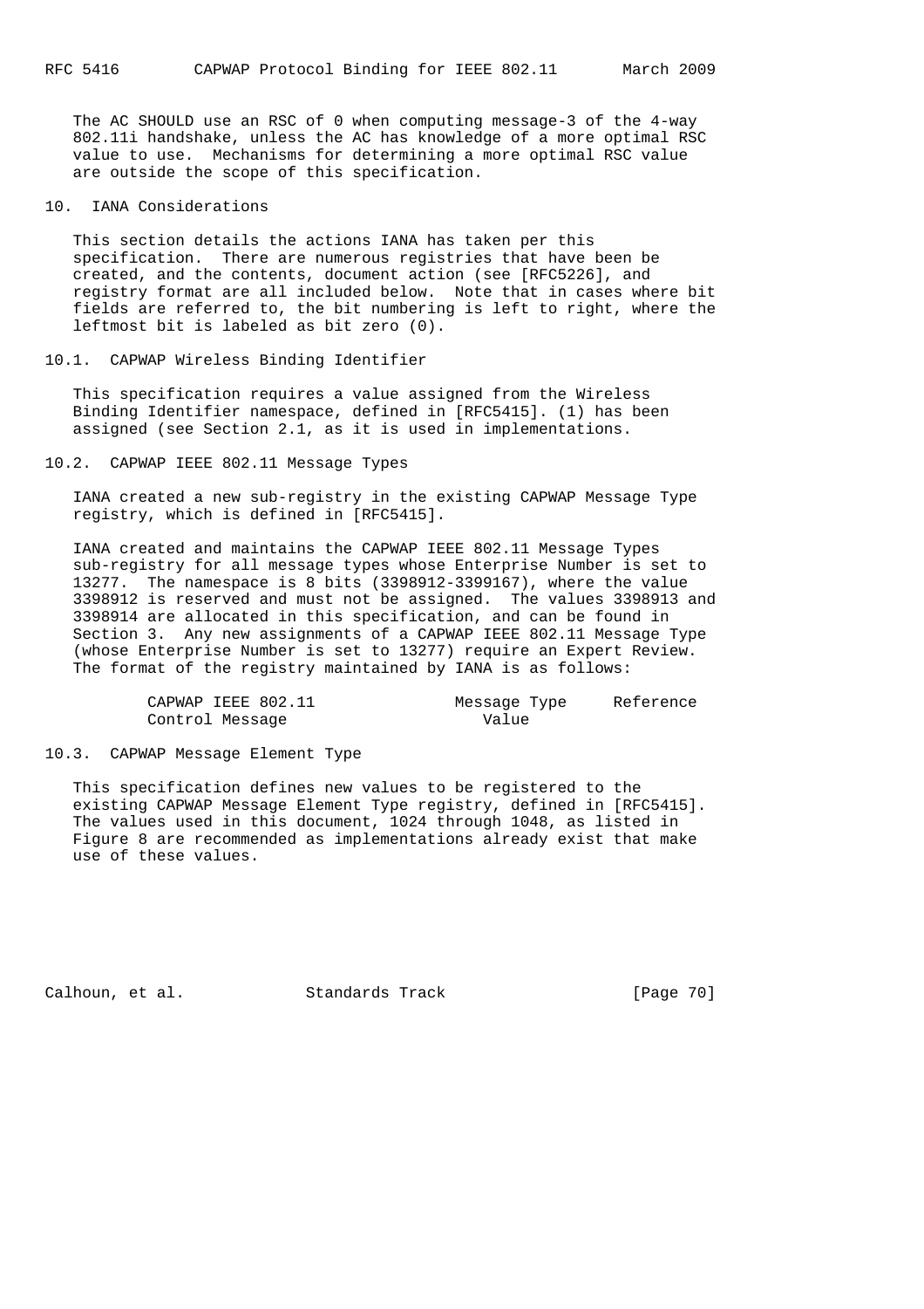The AC SHOULD use an RSC of 0 when computing message-3 of the 4-way 802.11i handshake, unless the AC has knowledge of a more optimal RSC value to use. Mechanisms for determining a more optimal RSC value are outside the scope of this specification.

## 10. IANA Considerations

This section details the actions IANA has taken per this specification. There are numerous registries that have been be created, and the contents, document action (see [RFC5226], and registry format are all included below. Note that in cases where bit fields are referred to, the bit numbering is left to right, where the leftmost bit is labeled as bit zero (0).

### 10.1. CAPWAP Wireless Binding Identifier

This specification requires a value assigned from the Wireless Binding Identifier namespace, defined in [RFC5415]. (1) has been assigned (see Section 2.1, as it is used in implementations.

### 10.2. CAPWAP IEEE 802.11 Message Types

IANA created a new sub-registry in the existing CAPWAP Message Type registry, which is defined in [RFC5415].

IANA created and maintains the CAPWAP IEEE 802.11 Message Types sub-registry for all message types whose Enterprise Number is set to 13277. The namespace is 8 bits (3398912-3399167), where the value 3398912 is reserved and must not be assigned. The values 3398913 and 3398914 are allocated in this specification, and can be found in Section 3. Any new assignments of a CAPWAP IEEE 802.11 Message Type (whose Enterprise Number is set to 13277) require an Expert Review. The format of the registry maintained by IANA is as follows:

```
        CAPWAP IEEE 802.11              Message Type     Reference
        Control Message                    Value
```

### 10.3. CAPWAP Message Element Type

This specification defines new values to be registered to the existing CAPWAP Message Element Type registry, defined in [RFC5415]. The values used in this document, 1024 through 1048, as listed in Figure 8 are recommended as implementations already exist that make use of these values.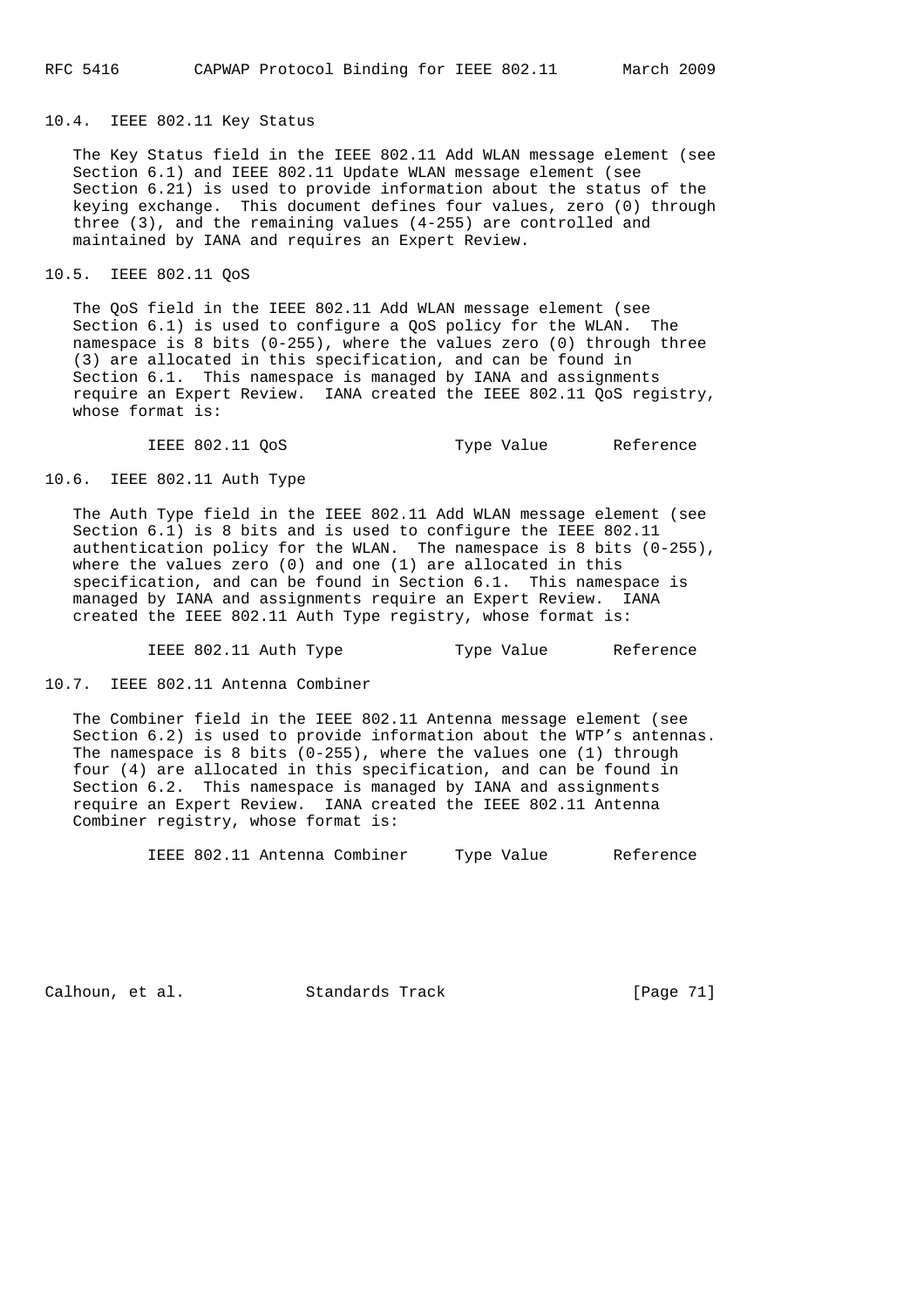## 10.4. IEEE 802.11 Key Status

The Key Status field in the IEEE 802.11 Add WLAN message element (see Section 6.1) and IEEE 802.11 Update WLAN message element (see Section 6.21) is used to provide information about the status of the keying exchange. This document defines four values, zero (0) through three (3), and the remaining values (4-255) are controlled and maintained by IANA and requires an Expert Review.

## 10.5. IEEE 802.11 QoS

The QoS field in the IEEE 802.11 Add WLAN message element (see Section 6.1) is used to configure a QoS policy for the WLAN. The namespace is 8 bits (0-255), where the values zero (0) through three (3) are allocated in this specification, and can be found in Section 6.1. This namespace is managed by IANA and assignments require an Expert Review. IANA created the IEEE 802.11 QoS registry, whose format is:

```
IEEE 802.11 QoS               Type Value       Reference
```

## 10.6. IEEE 802.11 Auth Type

The Auth Type field in the IEEE 802.11 Add WLAN message element (see Section 6.1) is 8 bits and is used to configure the IEEE 802.11 authentication policy for the WLAN. The namespace is 8 bits (0-255), where the values zero (0) and one (1) are allocated in this specification, and can be found in Section 6.1. This namespace is managed by IANA and assignments require an Expert Review. IANA created the IEEE 802.11 Auth Type registry, whose format is:

```
IEEE 802.11 Auth Type         Type Value       Reference
```

## 10.7. IEEE 802.11 Antenna Combiner

The Combiner field in the IEEE 802.11 Antenna message element (see Section 6.2) is used to provide information about the WTP's antennas. The namespace is 8 bits (0-255), where the values one (1) through four (4) are allocated in this specification, and can be found in Section 6.2. This namespace is managed by IANA and assignments require an Expert Review. IANA created the IEEE 802.11 Antenna Combiner registry, whose format is:

```
IEEE 802.11 Antenna Combiner     Type Value       Reference
```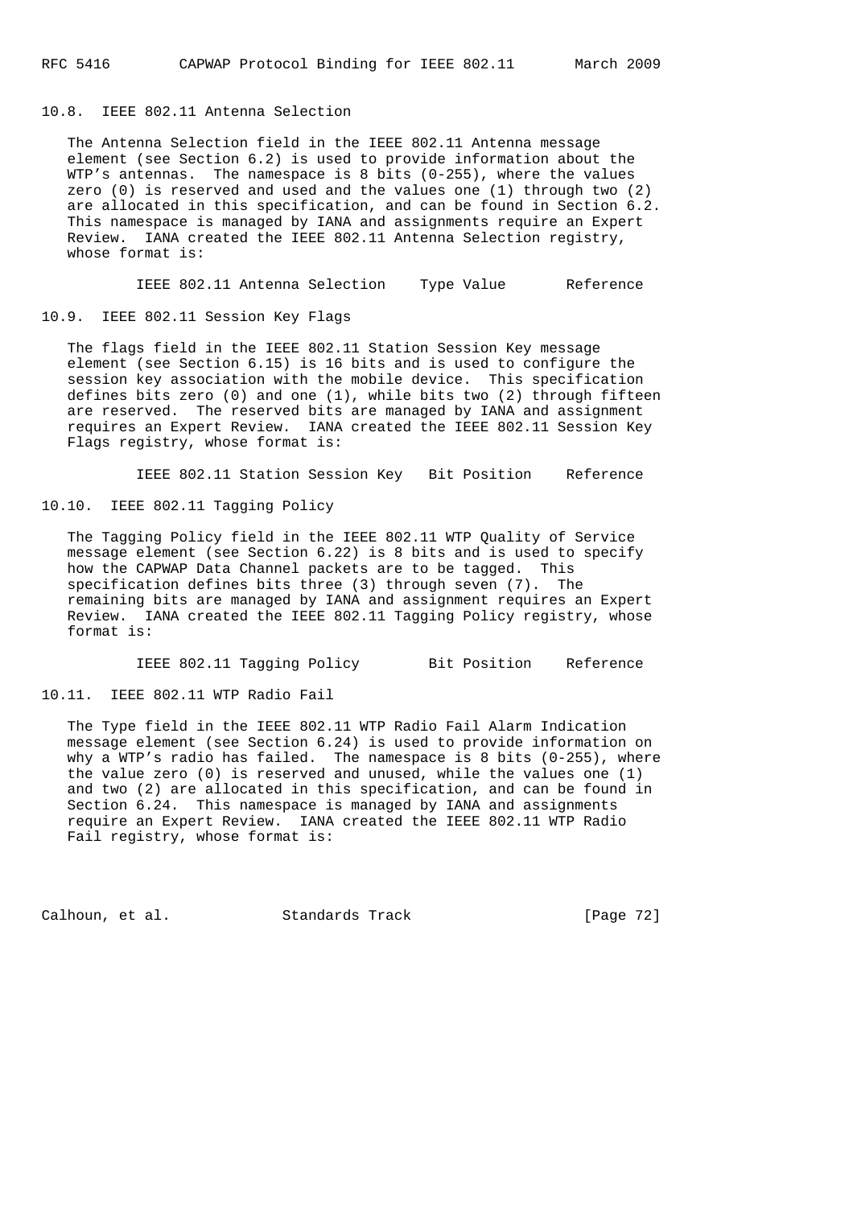## 10.8. IEEE 802.11 Antenna Selection

The Antenna Selection field in the IEEE 802.11 Antenna message element (see Section 6.2) is used to provide information about the WTP's antennas. The namespace is 8 bits (0-255), where the values zero (0) is reserved and used and the values one (1) through two (2) are allocated in this specification, and can be found in Section 6.2. This namespace is managed by IANA and assignments require an Expert Review. IANA created the IEEE 802.11 Antenna Selection registry, whose format is:

```
IEEE 802.11 Antenna Selection    Type Value       Reference
```

## 10.9. IEEE 802.11 Session Key Flags

The flags field in the IEEE 802.11 Station Session Key message element (see Section 6.15) is 16 bits and is used to configure the session key association with the mobile device. This specification defines bits zero (0) and one (1), while bits two (2) through fifteen are reserved. The reserved bits are managed by IANA and assignment requires an Expert Review. IANA created the IEEE 802.11 Session Key Flags registry, whose format is:

```
IEEE 802.11 Station Session Key   Bit Position    Reference
```

## 10.10. IEEE 802.11 Tagging Policy

The Tagging Policy field in the IEEE 802.11 WTP Quality of Service message element (see Section 6.22) is 8 bits and is used to specify how the CAPWAP Data Channel packets are to be tagged. This specification defines bits three (3) through seven (7). The remaining bits are managed by IANA and assignment requires an Expert Review. IANA created the IEEE 802.11 Tagging Policy registry, whose format is:

```
IEEE 802.11 Tagging Policy        Bit Position    Reference
```

## 10.11. IEEE 802.11 WTP Radio Fail

The Type field in the IEEE 802.11 WTP Radio Fail Alarm Indication message element (see Section 6.24) is used to provide information on why a WTP's radio has failed. The namespace is 8 bits (0-255), where the value zero (0) is reserved and unused, while the values one (1) and two (2) are allocated in this specification, and can be found in Section 6.24. This namespace is managed by IANA and assignments require an Expert Review. IANA created the IEEE 802.11 WTP Radio Fail registry, whose format is: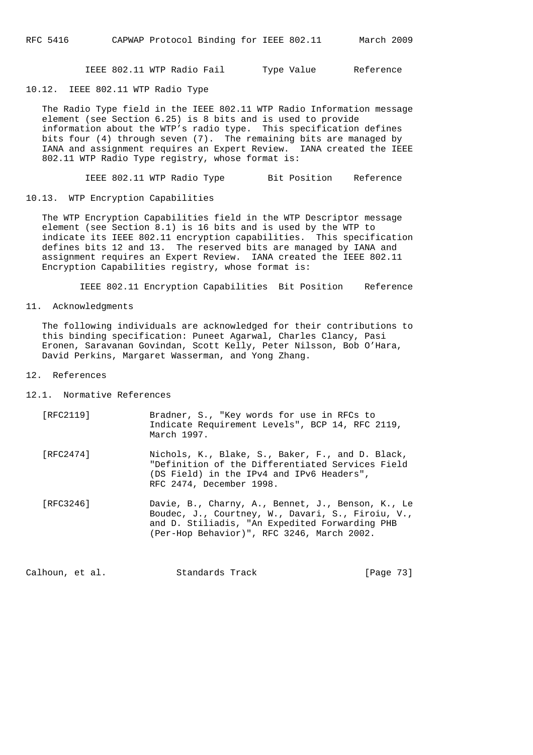IEEE 802.11 WTP Radio Fail       Type Value       Reference

### 10.12. IEEE 802.11 WTP Radio Type

The Radio Type field in the IEEE 802.11 WTP Radio Information message element (see Section 6.25) is 8 bits and is used to provide information about the WTP's radio type. This specification defines bits four (4) through seven (7). The remaining bits are managed by IANA and assignment requires an Expert Review. IANA created the IEEE 802.11 WTP Radio Type registry, whose format is:

IEEE 802.11 WTP Radio Type        Bit Position    Reference

### 10.13. WTP Encryption Capabilities

The WTP Encryption Capabilities field in the WTP Descriptor message element (see Section 8.1) is 16 bits and is used by the WTP to indicate its IEEE 802.11 encryption capabilities. This specification defines bits 12 and 13. The reserved bits are managed by IANA and assignment requires an Expert Review. IANA created the IEEE 802.11 Encryption Capabilities registry, whose format is:

IEEE 802.11 Encryption Capabilities  Bit Position    Reference

## 11. Acknowledgments

The following individuals are acknowledged for their contributions to this binding specification: Puneet Agarwal, Charles Clancy, Pasi Eronen, Saravanan Govindan, Scott Kelly, Peter Nilsson, Bob O'Hara, David Perkins, Margaret Wasserman, and Yong Zhang.

## 12. References

### 12.1. Normative References

[RFC2119]  Bradner, S., "Key words for use in RFCs to Indicate Requirement Levels", BCP 14, RFC 2119, March 1997.

[RFC2474]  Nichols, K., Blake, S., Baker, F., and D. Black, "Definition of the Differentiated Services Field (DS Field) in the IPv4 and IPv6 Headers", RFC 2474, December 1998.

[RFC3246]  Davie, B., Charny, A., Bennet, J., Benson, K., Le Boudec, J., Courtney, W., Davari, S., Firoiu, V., and D. Stiliadis, "An Expedited Forwarding PHB (Per-Hop Behavior)", RFC 3246, March 2002.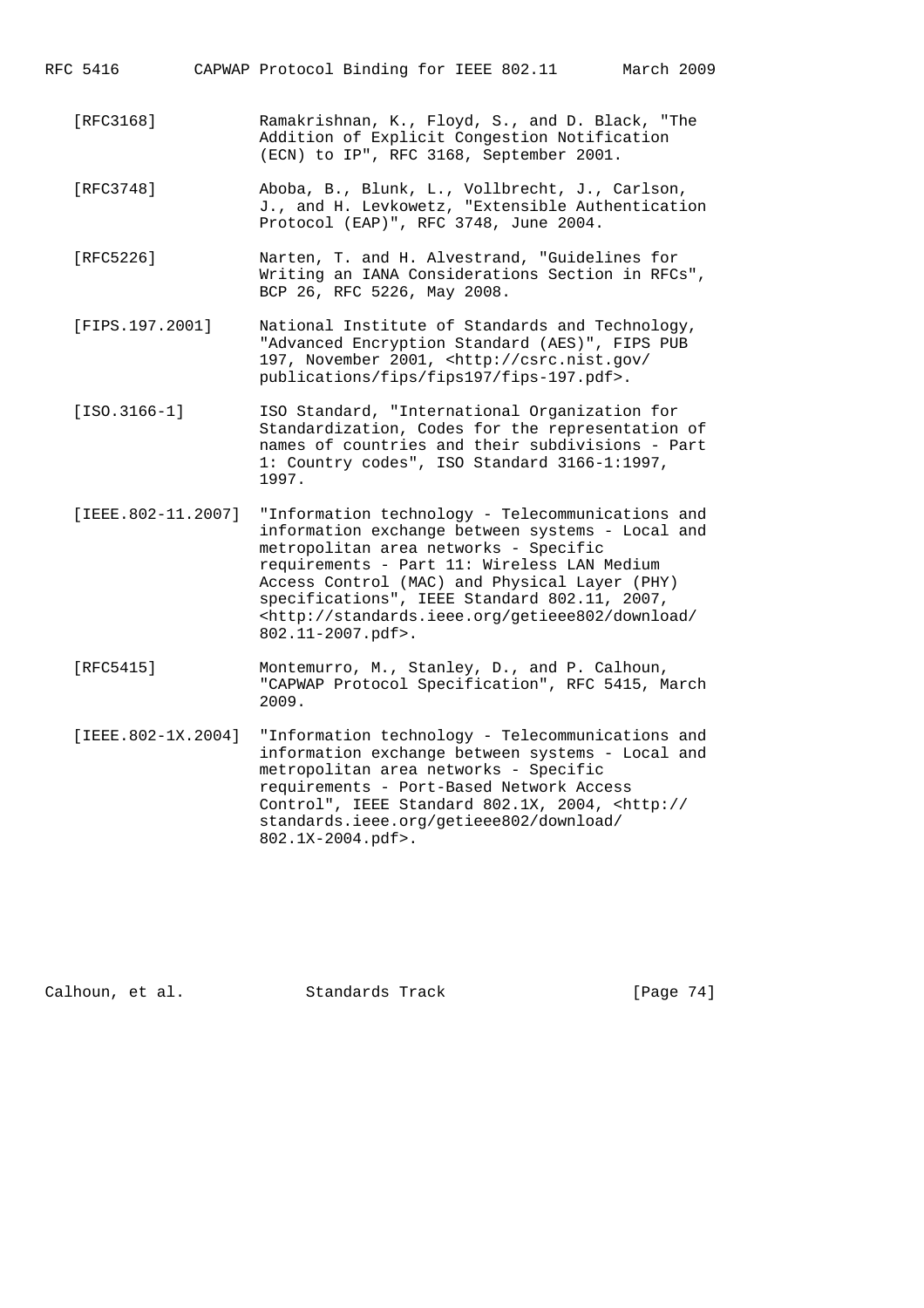[RFC3168] Ramakrishnan, K., Floyd, S., and D. Black, "The Addition of Explicit Congestion Notification (ECN) to IP", RFC 3168, September 2001.

[RFC3748] Aboba, B., Blunk, L., Vollbrecht, J., Carlson, J., and H. Levkowetz, "Extensible Authentication Protocol (EAP)", RFC 3748, June 2004.

[RFC5226] Narten, T. and H. Alvestrand, "Guidelines for Writing an IANA Considerations Section in RFCs", BCP 26, RFC 5226, May 2008.

[FIPS.197.2001] National Institute of Standards and Technology, "Advanced Encryption Standard (AES)", FIPS PUB 197, November 2001, <http://csrc.nist.gov/publications/fips/fips197/fips-197.pdf>.

[ISO.3166-1] ISO Standard, "International Organization for Standardization, Codes for the representation of names of countries and their subdivisions - Part 1: Country codes", ISO Standard 3166-1:1997, 1997.

[IEEE.802-11.2007] "Information technology - Telecommunications and information exchange between systems - Local and metropolitan area networks - Specific requirements - Part 11: Wireless LAN Medium Access Control (MAC) and Physical Layer (PHY) specifications", IEEE Standard 802.11, 2007, <http://standards.ieee.org/getieee802/download/802.11-2007.pdf>.

[RFC5415] Montemurro, M., Stanley, D., and P. Calhoun, "CAPWAP Protocol Specification", RFC 5415, March 2009.

[IEEE.802-1X.2004] "Information technology - Telecommunications and information exchange between systems - Local and metropolitan area networks - Specific requirements - Port-Based Network Access Control", IEEE Standard 802.1X, 2004, <http://standards.ieee.org/getieee802/download/802.1X-2004.pdf>.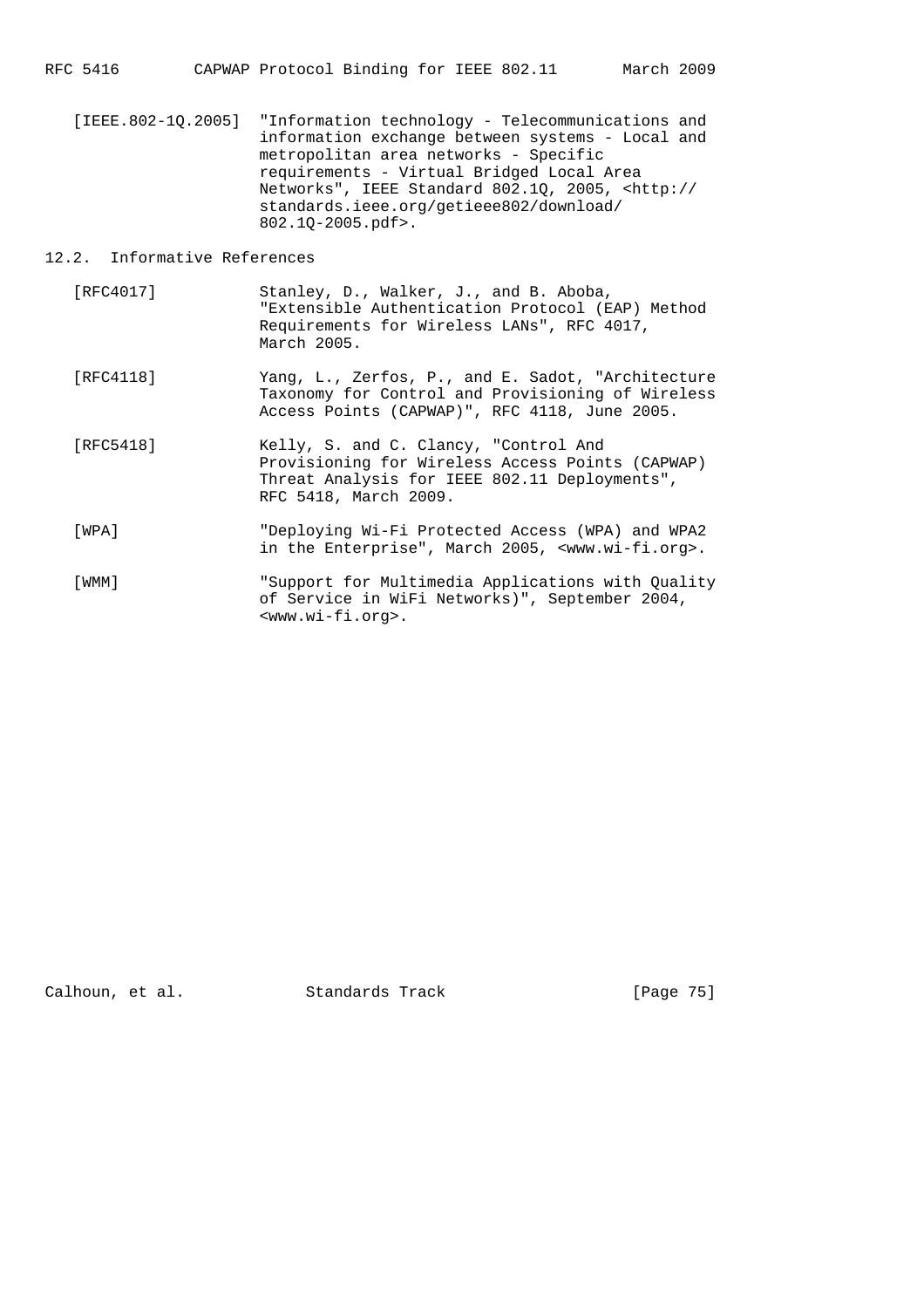[IEEE.802-1Q.2005] "Information technology - Telecommunications and information exchange between systems - Local and metropolitan area networks - Specific requirements - Virtual Bridged Local Area Networks", IEEE Standard 802.1Q, 2005, <http://standards.ieee.org/getieee802/download/802.1Q-2005.pdf>.

### 12.2. Informative References

[RFC4017] Stanley, D., Walker, J., and B. Aboba, "Extensible Authentication Protocol (EAP) Method Requirements for Wireless LANs", RFC 4017, March 2005.

[RFC4118] Yang, L., Zerfos, P., and E. Sadot, "Architecture Taxonomy for Control and Provisioning of Wireless Access Points (CAPWAP)", RFC 4118, June 2005.

[RFC5418] Kelly, S. and C. Clancy, "Control And Provisioning for Wireless Access Points (CAPWAP) Threat Analysis for IEEE 802.11 Deployments", RFC 5418, March 2009.

[WPA] "Deploying Wi-Fi Protected Access (WPA) and WPA2 in the Enterprise", March 2005, <www.wi-fi.org>.

[WMM] "Support for Multimedia Applications with Quality of Service in WiFi Networks)", September 2004, <www.wi-fi.org>.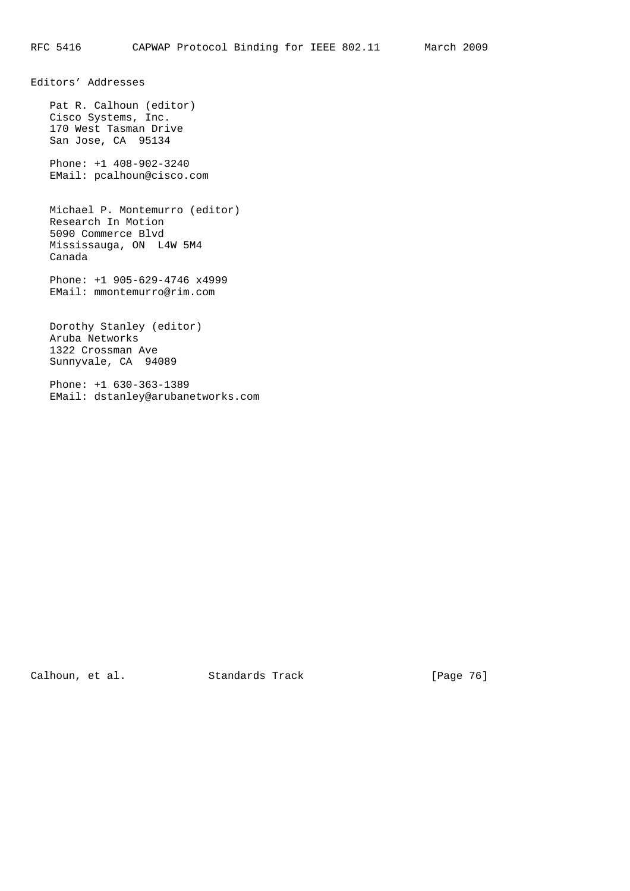## Editors' Addresses

Pat R. Calhoun (editor)
Cisco Systems, Inc.
170 West Tasman Drive
San Jose, CA  95134

Phone: +1 408-902-3240
EMail: pcalhoun@cisco.com

Michael P. Montemurro (editor)
Research In Motion
5090 Commerce Blvd
Mississauga, ON  L4W 5M4
Canada

Phone: +1 905-629-4746 x4999
EMail: mmontemurro@rim.com

Dorothy Stanley (editor)
Aruba Networks
1322 Crossman Ave
Sunnyvale, CA  94089

Phone: +1 630-363-1389
EMail: dstanley@arubanetworks.com